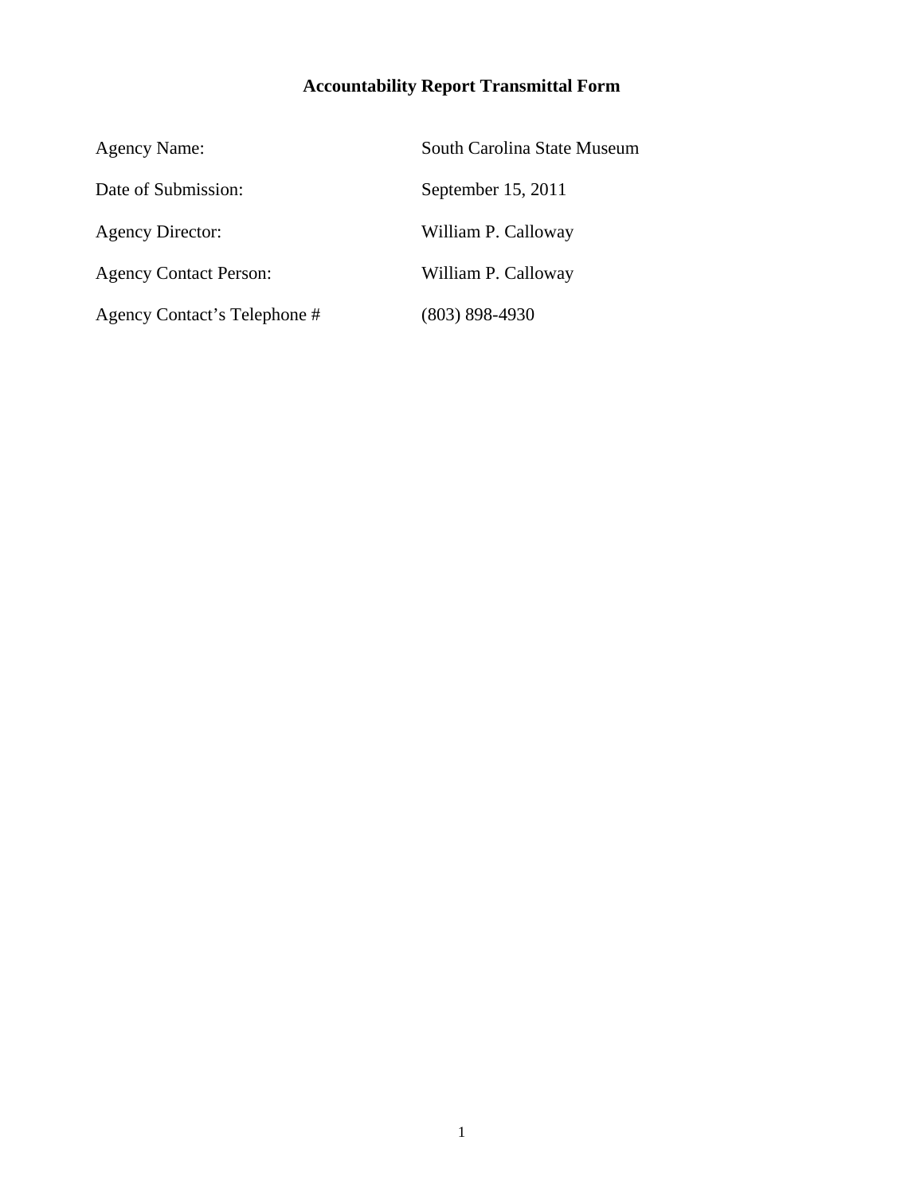# Accountability Report Transmittal Form

| | |
|---|---|
| Agency Name: | South Carolina State Museum |
| Date of Submission: | September 15, 2011 |
| Agency Director: | William P. Calloway |
| Agency Contact Person: | William P. Calloway |
| Agency Contact's Telephone # | (803) 898-4930 |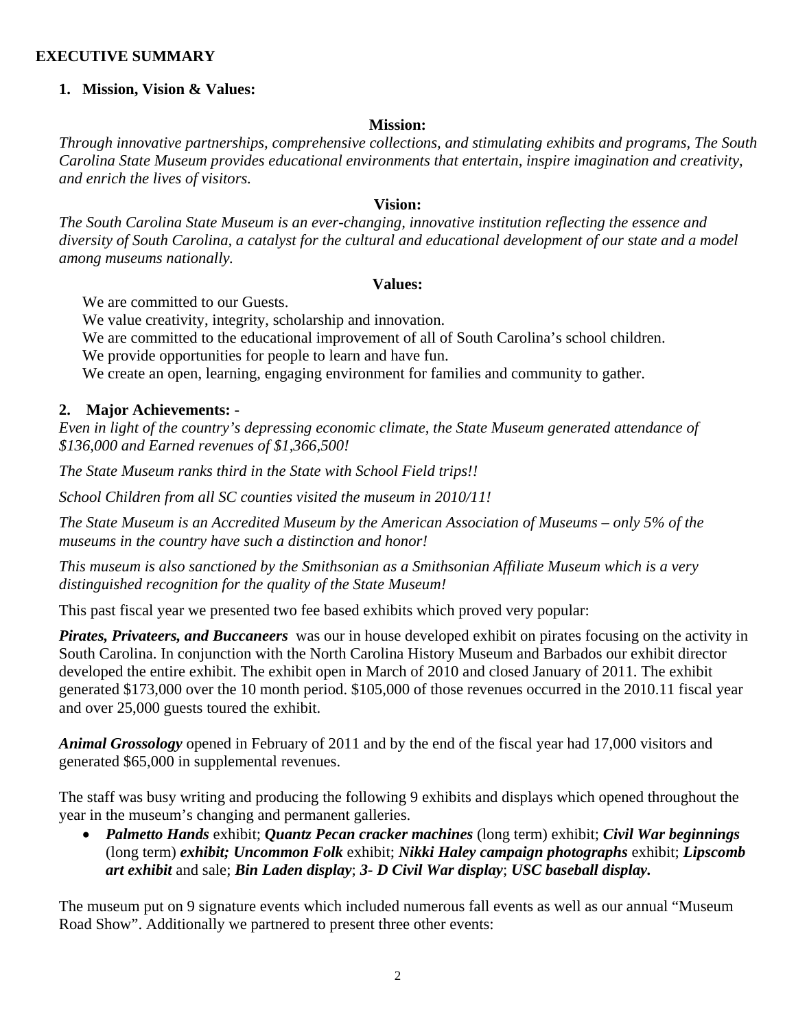## EXECUTIVE SUMMARY

### 1. Mission, Vision & Values:

**Mission:**

*Through innovative partnerships, comprehensive collections, and stimulating exhibits and programs, The South Carolina State Museum provides educational environments that entertain, inspire imagination and creativity, and enrich the lives of visitors.*

**Vision:**

*The South Carolina State Museum is an ever-changing, innovative institution reflecting the essence and diversity of South Carolina, a catalyst for the cultural and educational development of our state and a model among museums nationally.*

**Values:**

We are committed to our Guests.
We value creativity, integrity, scholarship and innovation.
We are committed to the educational improvement of all of South Carolina's school children.
We provide opportunities for people to learn and have fun.
We create an open, learning, engaging environment for families and community to gather.

### 2. Major Achievements: -

*Even in light of the country's depressing economic climate, the State Museum generated attendance of $136,000 and Earned revenues of $1,366,500!*

*The State Museum ranks third in the State with School Field trips!!*

*School Children from all SC counties visited the museum in 2010/11!*

*The State Museum is an Accredited Museum by the American Association of Museums – only 5% of the museums in the country have such a distinction and honor!*

*This museum is also sanctioned by the Smithsonian as a Smithsonian Affiliate Museum which is a very distinguished recognition for the quality of the State Museum!*

This past fiscal year we presented two fee based exhibits which proved very popular:

***Pirates, Privateers, and Buccaneers*** was our in house developed exhibit on pirates focusing on the activity in South Carolina. In conjunction with the North Carolina History Museum and Barbados our exhibit director developed the entire exhibit. The exhibit open in March of 2010 and closed January of 2011. The exhibit generated $173,000 over the 10 month period. $105,000 of those revenues occurred in the 2010.11 fiscal year and over 25,000 guests toured the exhibit.

***Animal Grossology*** opened in February of 2011 and by the end of the fiscal year had 17,000 visitors and generated $65,000 in supplemental revenues.

The staff was busy writing and producing the following 9 exhibits and displays which opened throughout the year in the museum's changing and permanent galleries.

- ***Palmetto Hands*** exhibit; ***Quantz Pecan cracker machines*** (long term) exhibit; ***Civil War beginnings*** (long term) ***exhibit; Uncommon Folk*** exhibit; ***Nikki Haley campaign photographs*** exhibit; ***Lipscomb art exhibit*** and sale; ***Bin Laden display***; ***3- D Civil War display***; ***USC baseball display.***

The museum put on 9 signature events which included numerous fall events as well as our annual "Museum Road Show". Additionally we partnered to present three other events: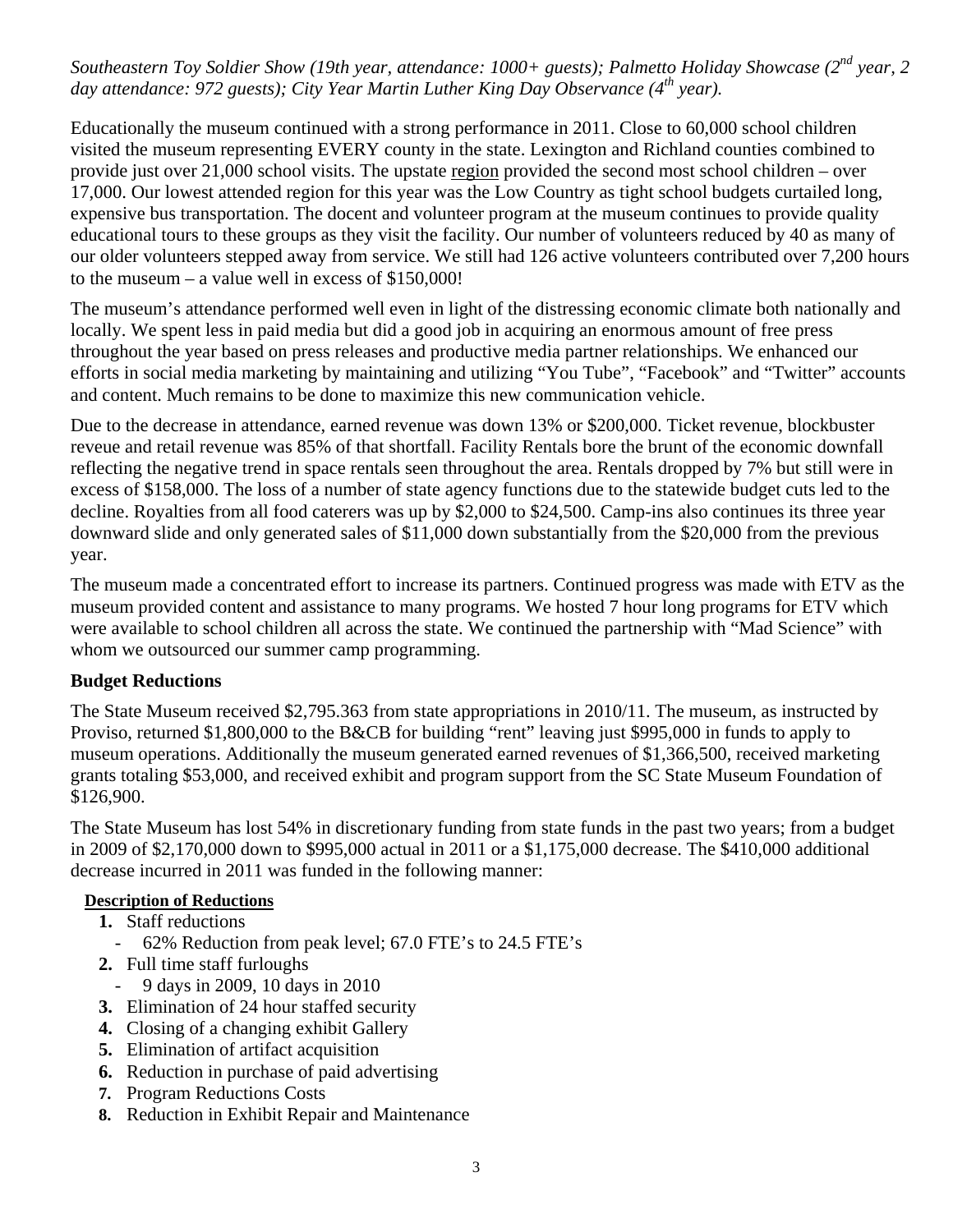*Southeastern Toy Soldier Show (19th year, attendance: 1000+ guests); Palmetto Holiday Showcase (2nd year, 2 day attendance: 972 guests); City Year Martin Luther King Day Observance (4th year).*

Educationally the museum continued with a strong performance in 2011. Close to 60,000 school children visited the museum representing EVERY county in the state. Lexington and Richland counties combined to provide just over 21,000 school visits. The upstate region provided the second most school children – over 17,000. Our lowest attended region for this year was the Low Country as tight school budgets curtailed long, expensive bus transportation. The docent and volunteer program at the museum continues to provide quality educational tours to these groups as they visit the facility. Our number of volunteers reduced by 40 as many of our older volunteers stepped away from service. We still had 126 active volunteers contributed over 7,200 hours to the museum – a value well in excess of $150,000!

The museum's attendance performed well even in light of the distressing economic climate both nationally and locally. We spent less in paid media but did a good job in acquiring an enormous amount of free press throughout the year based on press releases and productive media partner relationships. We enhanced our efforts in social media marketing by maintaining and utilizing "You Tube", "Facebook" and "Twitter" accounts and content. Much remains to be done to maximize this new communication vehicle.

Due to the decrease in attendance, earned revenue was down 13% or $200,000. Ticket revenue, blockbuster reveue and retail revenue was 85% of that shortfall. Facility Rentals bore the brunt of the economic downfall reflecting the negative trend in space rentals seen throughout the area. Rentals dropped by 7% but still were in excess of $158,000. The loss of a number of state agency functions due to the statewide budget cuts led to the decline. Royalties from all food caterers was up by $2,000 to $24,500. Camp-ins also continues its three year downward slide and only generated sales of $11,000 down substantially from the $20,000 from the previous year.

The museum made a concentrated effort to increase its partners. Continued progress was made with ETV as the museum provided content and assistance to many programs. We hosted 7 hour long programs for ETV which were available to school children all across the state. We continued the partnership with "Mad Science" with whom we outsourced our summer camp programming.

## Budget Reductions

The State Museum received $2,795.363 from state appropriations in 2010/11. The museum, as instructed by Proviso, returned $1,800,000 to the B&CB for building "rent" leaving just $995,000 in funds to apply to museum operations. Additionally the museum generated earned revenues of $1,366,500, received marketing grants totaling $53,000, and received exhibit and program support from the SC State Museum Foundation of $126,900.

The State Museum has lost 54% in discretionary funding from state funds in the past two years; from a budget in 2009 of $2,170,000 down to $995,000 actual in 2011 or a $1,175,000 decrease. The $410,000 additional decrease incurred in 2011 was funded in the following manner:

**Description of Reductions**

1. Staff reductions
   - 62% Reduction from peak level; 67.0 FTE's to 24.5 FTE's
2. Full time staff furloughs
   - 9 days in 2009, 10 days in 2010
3. Elimination of 24 hour staffed security
4. Closing of a changing exhibit Gallery
5. Elimination of artifact acquisition
6. Reduction in purchase of paid advertising
7. Program Reductions Costs
8. Reduction in Exhibit Repair and Maintenance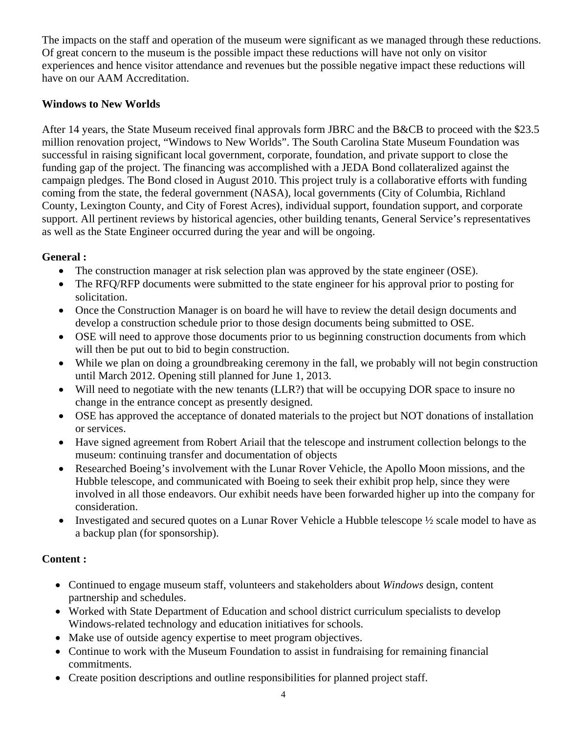The impacts on the staff and operation of the museum were significant as we managed through these reductions. Of great concern to the museum is the possible impact these reductions will have not only on visitor experiences and hence visitor attendance and revenues but the possible negative impact these reductions will have on our AAM Accreditation.

**Windows to New Worlds**

After 14 years, the State Museum received final approvals form JBRC and the B&CB to proceed with the $23.5 million renovation project, "Windows to New Worlds". The South Carolina State Museum Foundation was successful in raising significant local government, corporate, foundation, and private support to close the funding gap of the project. The financing was accomplished with a JEDA Bond collateralized against the campaign pledges. The Bond closed in August 2010. This project truly is a collaborative efforts with funding coming from the state, the federal government (NASA), local governments (City of Columbia, Richland County, Lexington County, and City of Forest Acres), individual support, foundation support, and corporate support. All pertinent reviews by historical agencies, other building tenants, General Service's representatives as well as the State Engineer occurred during the year and will be ongoing.

**General :**

- The construction manager at risk selection plan was approved by the state engineer (OSE).
- The RFQ/RFP documents were submitted to the state engineer for his approval prior to posting for solicitation.
- Once the Construction Manager is on board he will have to review the detail design documents and develop a construction schedule prior to those design documents being submitted to OSE.
- OSE will need to approve those documents prior to us beginning construction documents from which will then be put out to bid to begin construction.
- While we plan on doing a groundbreaking ceremony in the fall, we probably will not begin construction until March 2012. Opening still planned for June 1, 2013.
- Will need to negotiate with the new tenants (LLR?) that will be occupying DOR space to insure no change in the entrance concept as presently designed.
- OSE has approved the acceptance of donated materials to the project but NOT donations of installation or services.
- Have signed agreement from Robert Ariail that the telescope and instrument collection belongs to the museum: continuing transfer and documentation of objects
- Researched Boeing's involvement with the Lunar Rover Vehicle, the Apollo Moon missions, and the Hubble telescope, and communicated with Boeing to seek their exhibit prop help, since they were involved in all those endeavors. Our exhibit needs have been forwarded higher up into the company for consideration.
- Investigated and secured quotes on a Lunar Rover Vehicle a Hubble telescope ½ scale model to have as a backup plan (for sponsorship).

**Content :**

- Continued to engage museum staff, volunteers and stakeholders about *Windows* design, content partnership and schedules.
- Worked with State Department of Education and school district curriculum specialists to develop Windows-related technology and education initiatives for schools.
- Make use of outside agency expertise to meet program objectives.
- Continue to work with the Museum Foundation to assist in fundraising for remaining financial commitments.
- Create position descriptions and outline responsibilities for planned project staff.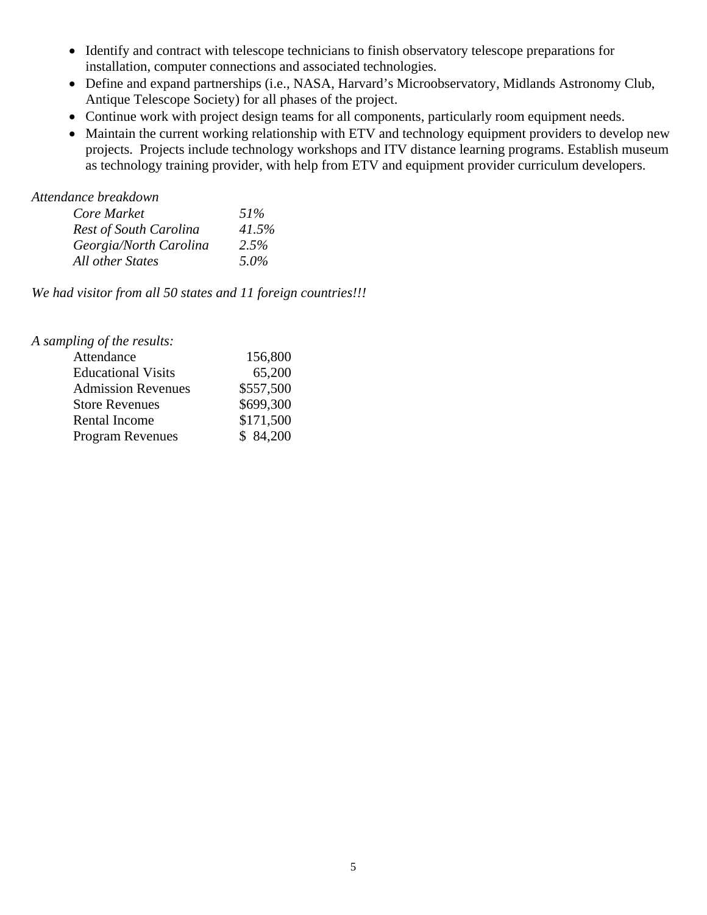- Identify and contract with telescope technicians to finish observatory telescope preparations for installation, computer connections and associated technologies.
- Define and expand partnerships (i.e., NASA, Harvard's Microobservatory, Midlands Astronomy Club, Antique Telescope Society) for all phases of the project.
- Continue work with project design teams for all components, particularly room equipment needs.
- Maintain the current working relationship with ETV and technology equipment providers to develop new projects. Projects include technology workshops and ITV distance learning programs. Establish museum as technology training provider, with help from ETV and equipment provider curriculum developers.

*Attendance breakdown*

| | |
|---|---|
| *Core Market* | *51%* |
| *Rest of South Carolina* | *41.5%* |
| *Georgia/North Carolina* | *2.5%* |
| *All other States* | *5.0%* |

*We had visitor from all 50 states and 11 foreign countries!!!*

*A sampling of the results:*

| | |
|---|---|
| Attendance | 156,800 |
| Educational Visits | 65,200 |
| Admission Revenues | $557,500 |
| Store Revenues | $699,300 |
| Rental Income | $171,500 |
| Program Revenues | $ 84,200 |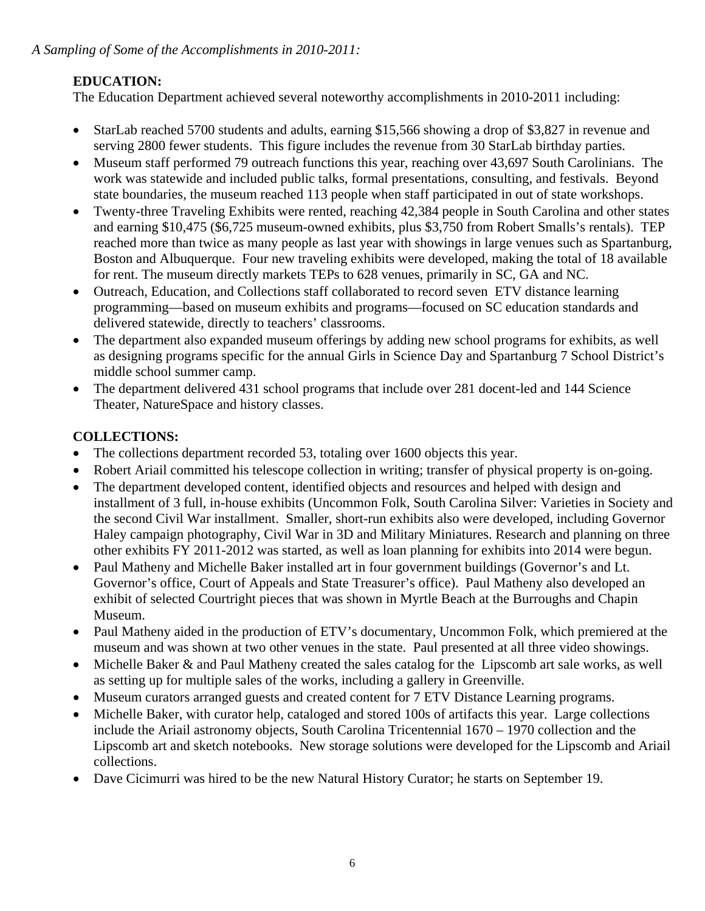*A Sampling of Some of the Accomplishments in 2010-2011:*

**EDUCATION:**

The Education Department achieved several noteworthy accomplishments in 2010-2011 including:

- StarLab reached 5700 students and adults, earning $15,566 showing a drop of $3,827 in revenue and serving 2800 fewer students. This figure includes the revenue from 30 StarLab birthday parties.
- Museum staff performed 79 outreach functions this year, reaching over 43,697 South Carolinians. The work was statewide and included public talks, formal presentations, consulting, and festivals. Beyond state boundaries, the museum reached 113 people when staff participated in out of state workshops.
- Twenty-three Traveling Exhibits were rented, reaching 42,384 people in South Carolina and other states and earning $10,475 ($6,725 museum-owned exhibits, plus $3,750 from Robert Smalls's rentals). TEP reached more than twice as many people as last year with showings in large venues such as Spartanburg, Boston and Albuquerque. Four new traveling exhibits were developed, making the total of 18 available for rent. The museum directly markets TEPs to 628 venues, primarily in SC, GA and NC.
- Outreach, Education, and Collections staff collaborated to record seven ETV distance learning programming—based on museum exhibits and programs—focused on SC education standards and delivered statewide, directly to teachers' classrooms.
- The department also expanded museum offerings by adding new school programs for exhibits, as well as designing programs specific for the annual Girls in Science Day and Spartanburg 7 School District's middle school summer camp.
- The department delivered 431 school programs that include over 281 docent-led and 144 Science Theater, NatureSpace and history classes.

**COLLECTIONS:**

- The collections department recorded 53, totaling over 1600 objects this year.
- Robert Ariail committed his telescope collection in writing; transfer of physical property is on-going.
- The department developed content, identified objects and resources and helped with design and installment of 3 full, in-house exhibits (Uncommon Folk, South Carolina Silver: Varieties in Society and the second Civil War installment. Smaller, short-run exhibits also were developed, including Governor Haley campaign photography, Civil War in 3D and Military Miniatures. Research and planning on three other exhibits FY 2011-2012 was started, as well as loan planning for exhibits into 2014 were begun.
- Paul Matheny and Michelle Baker installed art in four government buildings (Governor's and Lt. Governor's office, Court of Appeals and State Treasurer's office). Paul Matheny also developed an exhibit of selected Courtright pieces that was shown in Myrtle Beach at the Burroughs and Chapin Museum.
- Paul Matheny aided in the production of ETV's documentary, Uncommon Folk, which premiered at the museum and was shown at two other venues in the state. Paul presented at all three video showings.
- Michelle Baker & and Paul Matheny created the sales catalog for the Lipscomb art sale works, as well as setting up for multiple sales of the works, including a gallery in Greenville.
- Museum curators arranged guests and created content for 7 ETV Distance Learning programs.
- Michelle Baker, with curator help, cataloged and stored 100s of artifacts this year. Large collections include the Ariail astronomy objects, South Carolina Tricentennial 1670 – 1970 collection and the Lipscomb art and sketch notebooks. New storage solutions were developed for the Lipscomb and Ariail collections.
- Dave Cicimurri was hired to be the new Natural History Curator; he starts on September 19.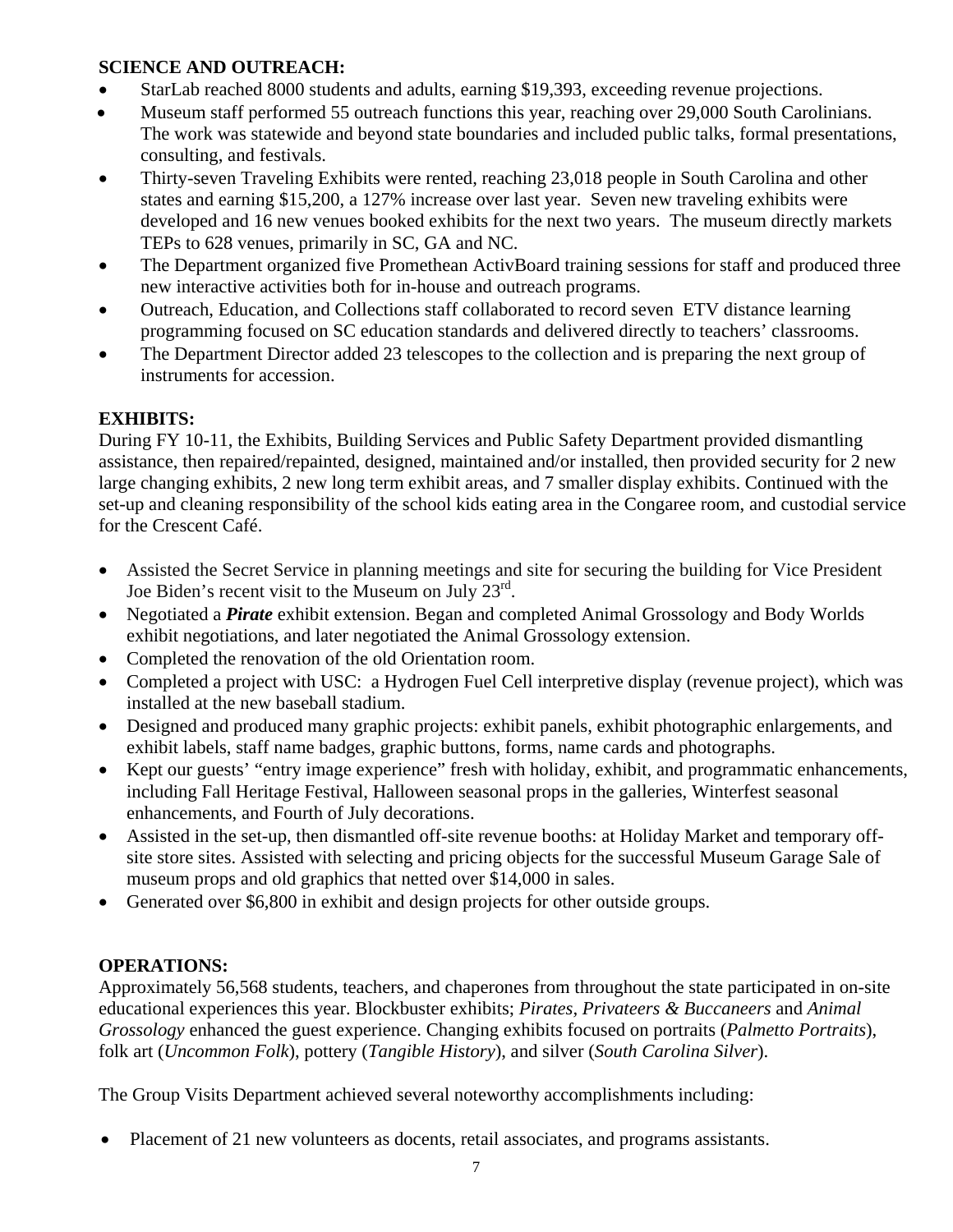**SCIENCE AND OUTREACH:**

- StarLab reached 8000 students and adults, earning $19,393, exceeding revenue projections.
- Museum staff performed 55 outreach functions this year, reaching over 29,000 South Carolinians. The work was statewide and beyond state boundaries and included public talks, formal presentations, consulting, and festivals.
- Thirty-seven Traveling Exhibits were rented, reaching 23,018 people in South Carolina and other states and earning $15,200, a 127% increase over last year. Seven new traveling exhibits were developed and 16 new venues booked exhibits for the next two years. The museum directly markets TEPs to 628 venues, primarily in SC, GA and NC.
- The Department organized five Promethean ActivBoard training sessions for staff and produced three new interactive activities both for in-house and outreach programs.
- Outreach, Education, and Collections staff collaborated to record seven ETV distance learning programming focused on SC education standards and delivered directly to teachers' classrooms.
- The Department Director added 23 telescopes to the collection and is preparing the next group of instruments for accession.

**EXHIBITS:**

During FY 10-11, the Exhibits, Building Services and Public Safety Department provided dismantling assistance, then repaired/repainted, designed, maintained and/or installed, then provided security for 2 new large changing exhibits, 2 new long term exhibit areas, and 7 smaller display exhibits. Continued with the set-up and cleaning responsibility of the school kids eating area in the Congaree room, and custodial service for the Crescent Café.

- Assisted the Secret Service in planning meetings and site for securing the building for Vice President Joe Biden's recent visit to the Museum on July 23rd.
- Negotiated a ***Pirate*** exhibit extension. Began and completed Animal Grossology and Body Worlds exhibit negotiations, and later negotiated the Animal Grossology extension.
- Completed the renovation of the old Orientation room.
- Completed a project with USC: a Hydrogen Fuel Cell interpretive display (revenue project), which was installed at the new baseball stadium.
- Designed and produced many graphic projects: exhibit panels, exhibit photographic enlargements, and exhibit labels, staff name badges, graphic buttons, forms, name cards and photographs.
- Kept our guests' "entry image experience" fresh with holiday, exhibit, and programmatic enhancements, including Fall Heritage Festival, Halloween seasonal props in the galleries, Winterfest seasonal enhancements, and Fourth of July decorations.
- Assisted in the set-up, then dismantled off-site revenue booths: at Holiday Market and temporary off-site store sites. Assisted with selecting and pricing objects for the successful Museum Garage Sale of museum props and old graphics that netted over $14,000 in sales.
- Generated over $6,800 in exhibit and design projects for other outside groups.

**OPERATIONS:**

Approximately 56,568 students, teachers, and chaperones from throughout the state participated in on-site educational experiences this year. Blockbuster exhibits; *Pirates, Privateers & Buccaneers* and *Animal Grossology* enhanced the guest experience. Changing exhibits focused on portraits (*Palmetto Portraits*), folk art (*Uncommon Folk*), pottery (*Tangible History*), and silver (*South Carolina Silver*).

The Group Visits Department achieved several noteworthy accomplishments including:

- Placement of 21 new volunteers as docents, retail associates, and programs assistants.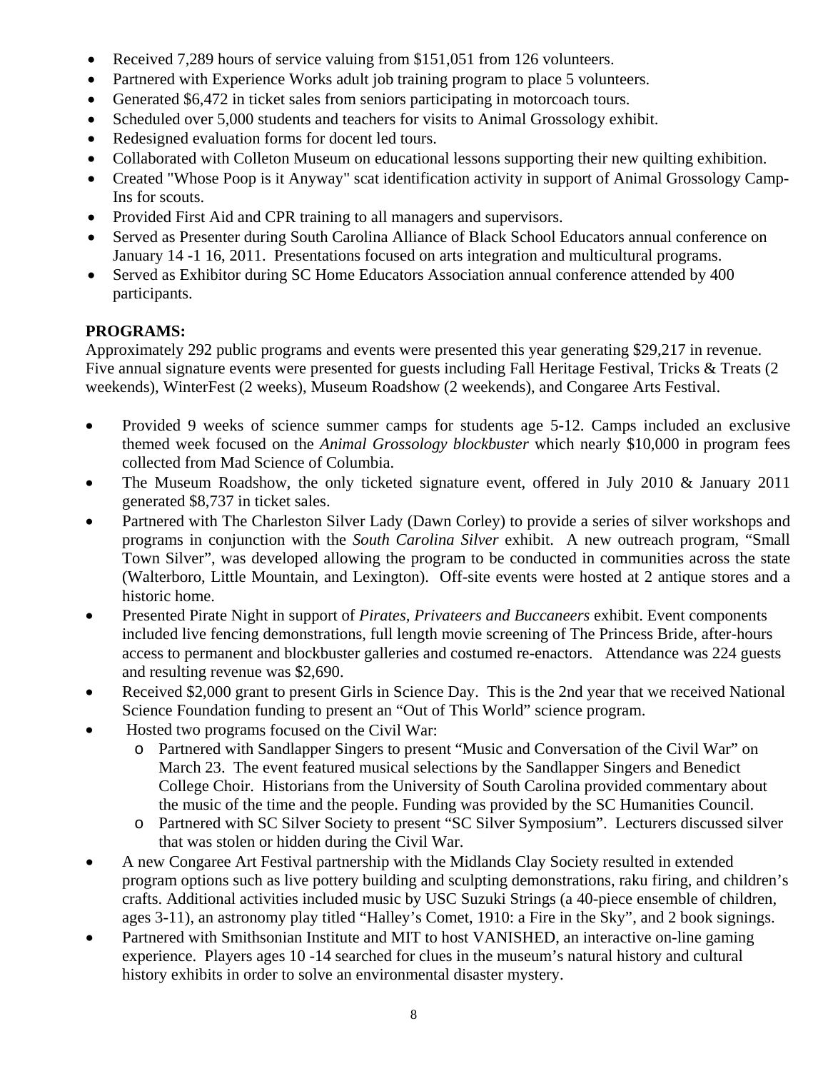- Received 7,289 hours of service valuing from $151,051 from 126 volunteers.
- Partnered with Experience Works adult job training program to place 5 volunteers.
- Generated $6,472 in ticket sales from seniors participating in motorcoach tours.
- Scheduled over 5,000 students and teachers for visits to Animal Grossology exhibit.
- Redesigned evaluation forms for docent led tours.
- Collaborated with Colleton Museum on educational lessons supporting their new quilting exhibition.
- Created "Whose Poop is it Anyway" scat identification activity in support of Animal Grossology Camp-Ins for scouts.
- Provided First Aid and CPR training to all managers and supervisors.
- Served as Presenter during South Carolina Alliance of Black School Educators annual conference on January 14 -1 16, 2011. Presentations focused on arts integration and multicultural programs.
- Served as Exhibitor during SC Home Educators Association annual conference attended by 400 participants.

**PROGRAMS:**

Approximately 292 public programs and events were presented this year generating $29,217 in revenue. Five annual signature events were presented for guests including Fall Heritage Festival, Tricks & Treats (2 weekends), WinterFest (2 weeks), Museum Roadshow (2 weekends), and Congaree Arts Festival.

- Provided 9 weeks of science summer camps for students age 5-12. Camps included an exclusive themed week focused on the *Animal Grossology blockbuster* which nearly $10,000 in program fees collected from Mad Science of Columbia.
- The Museum Roadshow, the only ticketed signature event, offered in July 2010 & January 2011 generated $8,737 in ticket sales.
- Partnered with The Charleston Silver Lady (Dawn Corley) to provide a series of silver workshops and programs in conjunction with the *South Carolina Silver* exhibit. A new outreach program, "Small Town Silver", was developed allowing the program to be conducted in communities across the state (Walterboro, Little Mountain, and Lexington). Off-site events were hosted at 2 antique stores and a historic home.
- Presented Pirate Night in support of *Pirates, Privateers and Buccaneers* exhibit. Event components included live fencing demonstrations, full length movie screening of The Princess Bride, after-hours access to permanent and blockbuster galleries and costumed re-enactors. Attendance was 224 guests and resulting revenue was $2,690.
- Received $2,000 grant to present Girls in Science Day. This is the 2nd year that we received National Science Foundation funding to present an "Out of This World" science program.
- Hosted two programs focused on the Civil War:
  - Partnered with Sandlapper Singers to present "Music and Conversation of the Civil War" on March 23. The event featured musical selections by the Sandlapper Singers and Benedict College Choir. Historians from the University of South Carolina provided commentary about the music of the time and the people. Funding was provided by the SC Humanities Council.
  - Partnered with SC Silver Society to present "SC Silver Symposium". Lecturers discussed silver that was stolen or hidden during the Civil War.
- A new Congaree Art Festival partnership with the Midlands Clay Society resulted in extended program options such as live pottery building and sculpting demonstrations, raku firing, and children's crafts. Additional activities included music by USC Suzuki Strings (a 40-piece ensemble of children, ages 3-11), an astronomy play titled "Halley's Comet, 1910: a Fire in the Sky", and 2 book signings.
- Partnered with Smithsonian Institute and MIT to host VANISHED, an interactive on-line gaming experience. Players ages 10 -14 searched for clues in the museum's natural history and cultural history exhibits in order to solve an environmental disaster mystery.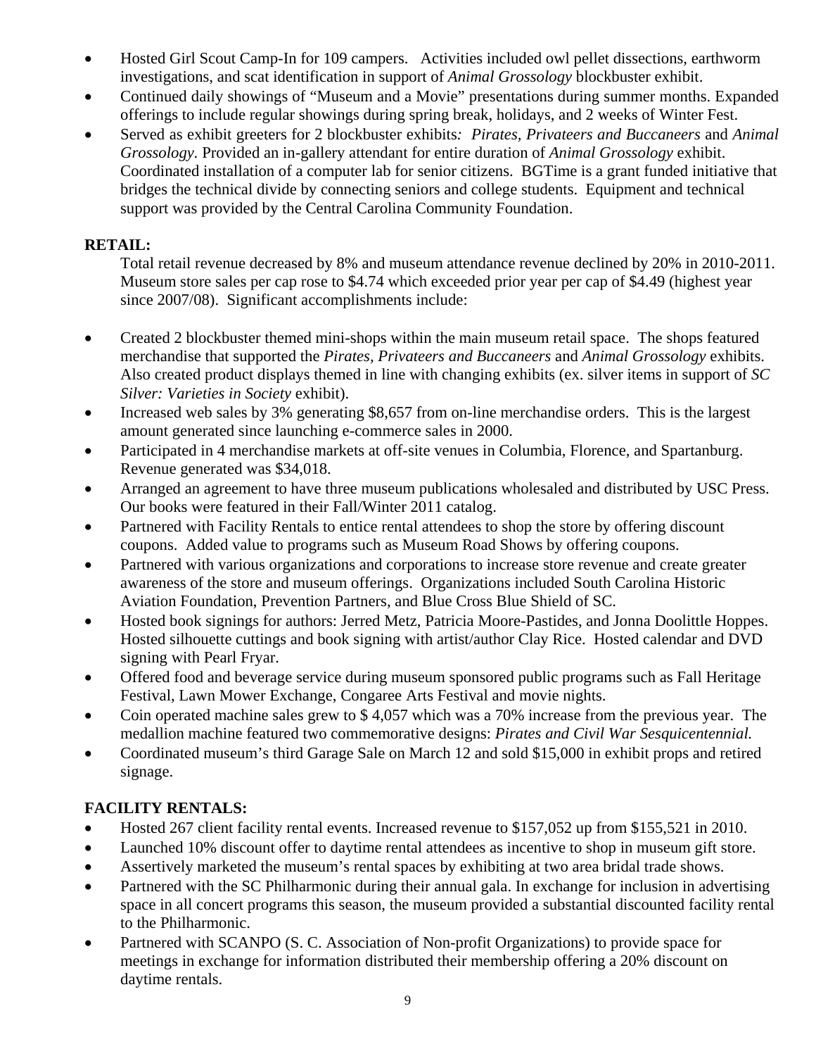- Hosted Girl Scout Camp-In for 109 campers. Activities included owl pellet dissections, earthworm investigations, and scat identification in support of *Animal Grossology* blockbuster exhibit.
- Continued daily showings of "Museum and a Movie" presentations during summer months. Expanded offerings to include regular showings during spring break, holidays, and 2 weeks of Winter Fest.
- Served as exhibit greeters for 2 blockbuster exhibits*: Pirates, Privateers and Buccaneers* and *Animal Grossology*. Provided an in-gallery attendant for entire duration of *Animal Grossology* exhibit. Coordinated installation of a computer lab for senior citizens. BGTime is a grant funded initiative that bridges the technical divide by connecting seniors and college students. Equipment and technical support was provided by the Central Carolina Community Foundation.

**RETAIL:**

Total retail revenue decreased by 8% and museum attendance revenue declined by 20% in 2010-2011. Museum store sales per cap rose to $4.74 which exceeded prior year per cap of $4.49 (highest year since 2007/08). Significant accomplishments include:

- Created 2 blockbuster themed mini-shops within the main museum retail space. The shops featured merchandise that supported the *Pirates, Privateers and Buccaneers* and *Animal Grossology* exhibits. Also created product displays themed in line with changing exhibits (ex. silver items in support of *SC Silver: Varieties in Society* exhibit).
- Increased web sales by 3% generating $8,657 from on-line merchandise orders. This is the largest amount generated since launching e-commerce sales in 2000.
- Participated in 4 merchandise markets at off-site venues in Columbia, Florence, and Spartanburg. Revenue generated was $34,018.
- Arranged an agreement to have three museum publications wholesaled and distributed by USC Press. Our books were featured in their Fall/Winter 2011 catalog.
- Partnered with Facility Rentals to entice rental attendees to shop the store by offering discount coupons. Added value to programs such as Museum Road Shows by offering coupons.
- Partnered with various organizations and corporations to increase store revenue and create greater awareness of the store and museum offerings. Organizations included South Carolina Historic Aviation Foundation, Prevention Partners, and Blue Cross Blue Shield of SC.
- Hosted book signings for authors: Jerred Metz, Patricia Moore-Pastides, and Jonna Doolittle Hoppes. Hosted silhouette cuttings and book signing with artist/author Clay Rice. Hosted calendar and DVD signing with Pearl Fryar.
- Offered food and beverage service during museum sponsored public programs such as Fall Heritage Festival, Lawn Mower Exchange, Congaree Arts Festival and movie nights.
- Coin operated machine sales grew to $ 4,057 which was a 70% increase from the previous year. The medallion machine featured two commemorative designs: *Pirates and Civil War Sesquicentennial.*
- Coordinated museum's third Garage Sale on March 12 and sold $15,000 in exhibit props and retired signage.

**FACILITY RENTALS:**

- Hosted 267 client facility rental events. Increased revenue to $157,052 up from $155,521 in 2010.
- Launched 10% discount offer to daytime rental attendees as incentive to shop in museum gift store.
- Assertively marketed the museum's rental spaces by exhibiting at two area bridal trade shows.
- Partnered with the SC Philharmonic during their annual gala. In exchange for inclusion in advertising space in all concert programs this season, the museum provided a substantial discounted facility rental to the Philharmonic.
- Partnered with SCANPO (S. C. Association of Non-profit Organizations) to provide space for meetings in exchange for information distributed their membership offering a 20% discount on daytime rentals.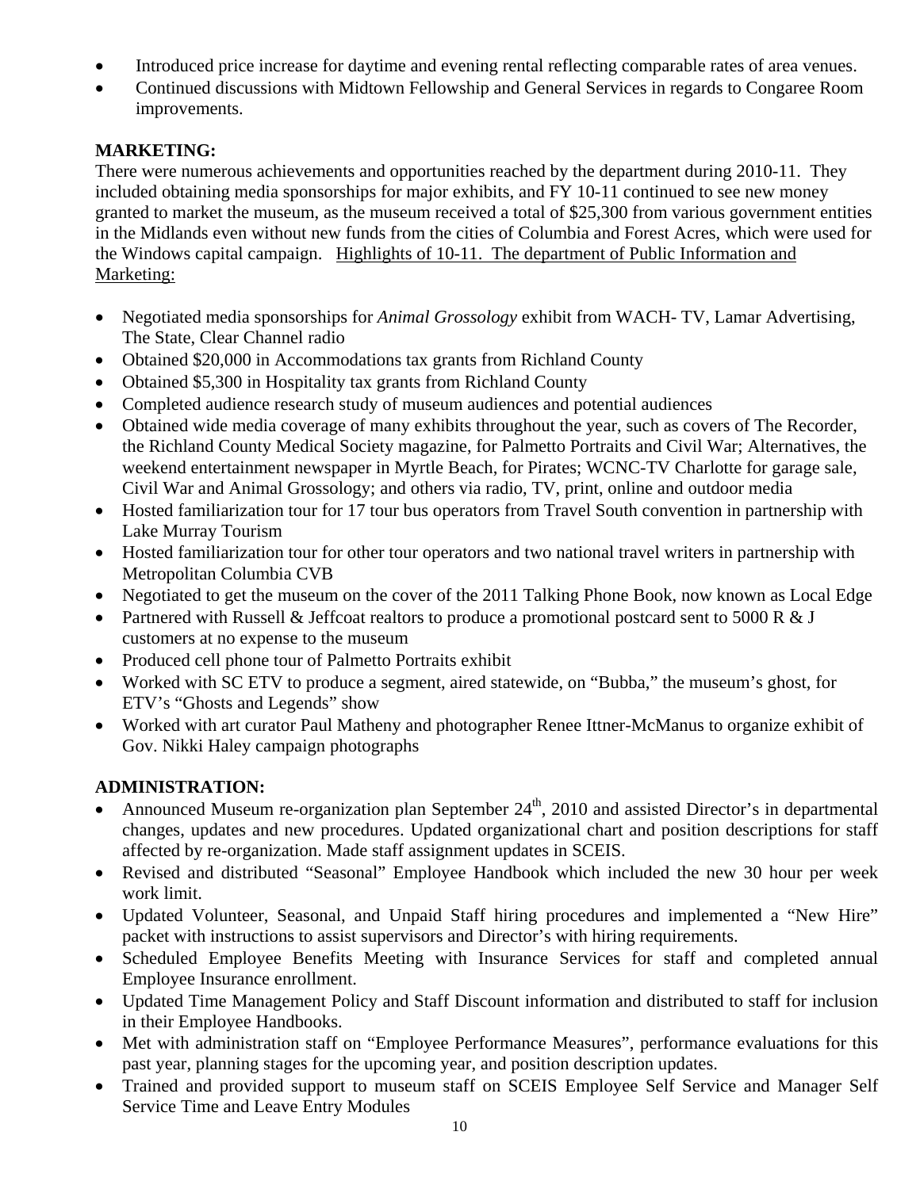- Introduced price increase for daytime and evening rental reflecting comparable rates of area venues.
- Continued discussions with Midtown Fellowship and General Services in regards to Congaree Room improvements.

**MARKETING:**

There were numerous achievements and opportunities reached by the department during 2010-11. They included obtaining media sponsorships for major exhibits, and FY 10-11 continued to see new money granted to market the museum, as the museum received a total of $25,300 from various government entities in the Midlands even without new funds from the cities of Columbia and Forest Acres, which were used for the Windows capital campaign. <u>Highlights of 10-11. The department of Public Information and Marketing:</u>

- Negotiated media sponsorships for *Animal Grossology* exhibit from WACH- TV, Lamar Advertising, The State, Clear Channel radio
- Obtained $20,000 in Accommodations tax grants from Richland County
- Obtained $5,300 in Hospitality tax grants from Richland County
- Completed audience research study of museum audiences and potential audiences
- Obtained wide media coverage of many exhibits throughout the year, such as covers of The Recorder, the Richland County Medical Society magazine, for Palmetto Portraits and Civil War; Alternatives, the weekend entertainment newspaper in Myrtle Beach, for Pirates; WCNC-TV Charlotte for garage sale, Civil War and Animal Grossology; and others via radio, TV, print, online and outdoor media
- Hosted familiarization tour for 17 tour bus operators from Travel South convention in partnership with Lake Murray Tourism
- Hosted familiarization tour for other tour operators and two national travel writers in partnership with Metropolitan Columbia CVB
- Negotiated to get the museum on the cover of the 2011 Talking Phone Book, now known as Local Edge
- Partnered with Russell & Jeffcoat realtors to produce a promotional postcard sent to 5000 R & J customers at no expense to the museum
- Produced cell phone tour of Palmetto Portraits exhibit
- Worked with SC ETV to produce a segment, aired statewide, on "Bubba," the museum's ghost, for ETV's "Ghosts and Legends" show
- Worked with art curator Paul Matheny and photographer Renee Ittner-McManus to organize exhibit of Gov. Nikki Haley campaign photographs

**ADMINISTRATION:**

- Announced Museum re-organization plan September 24th, 2010 and assisted Director's in departmental changes, updates and new procedures. Updated organizational chart and position descriptions for staff affected by re-organization. Made staff assignment updates in SCEIS.
- Revised and distributed "Seasonal" Employee Handbook which included the new 30 hour per week work limit.
- Updated Volunteer, Seasonal, and Unpaid Staff hiring procedures and implemented a "New Hire" packet with instructions to assist supervisors and Director's with hiring requirements.
- Scheduled Employee Benefits Meeting with Insurance Services for staff and completed annual Employee Insurance enrollment.
- Updated Time Management Policy and Staff Discount information and distributed to staff for inclusion in their Employee Handbooks.
- Met with administration staff on "Employee Performance Measures", performance evaluations for this past year, planning stages for the upcoming year, and position description updates.
- Trained and provided support to museum staff on SCEIS Employee Self Service and Manager Self Service Time and Leave Entry Modules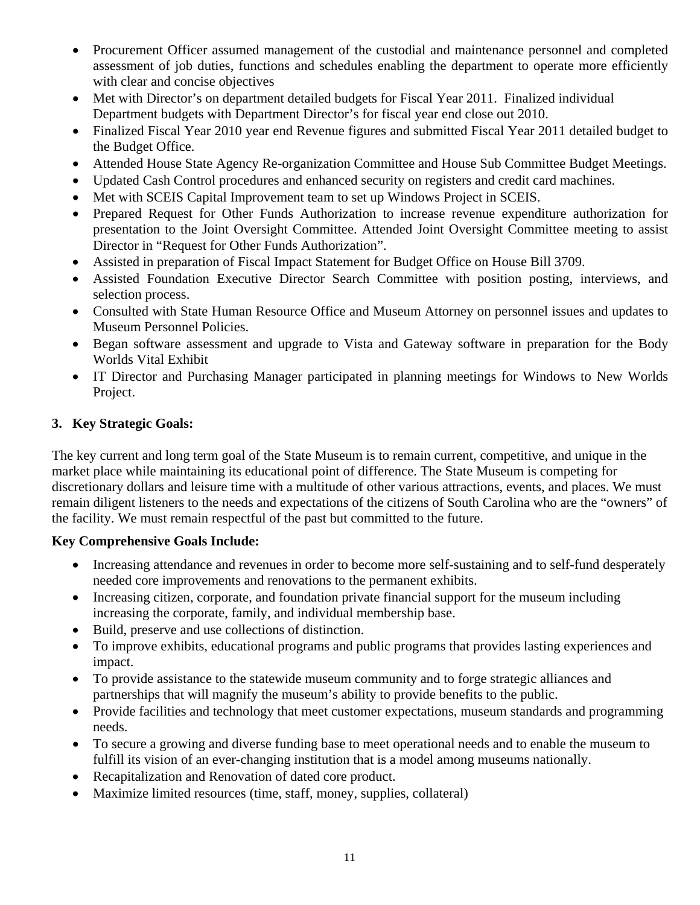- Procurement Officer assumed management of the custodial and maintenance personnel and completed assessment of job duties, functions and schedules enabling the department to operate more efficiently with clear and concise objectives
- Met with Director's on department detailed budgets for Fiscal Year 2011. Finalized individual Department budgets with Department Director's for fiscal year end close out 2010.
- Finalized Fiscal Year 2010 year end Revenue figures and submitted Fiscal Year 2011 detailed budget to the Budget Office.
- Attended House State Agency Re-organization Committee and House Sub Committee Budget Meetings.
- Updated Cash Control procedures and enhanced security on registers and credit card machines.
- Met with SCEIS Capital Improvement team to set up Windows Project in SCEIS.
- Prepared Request for Other Funds Authorization to increase revenue expenditure authorization for presentation to the Joint Oversight Committee. Attended Joint Oversight Committee meeting to assist Director in "Request for Other Funds Authorization".
- Assisted in preparation of Fiscal Impact Statement for Budget Office on House Bill 3709.
- Assisted Foundation Executive Director Search Committee with position posting, interviews, and selection process.
- Consulted with State Human Resource Office and Museum Attorney on personnel issues and updates to Museum Personnel Policies.
- Began software assessment and upgrade to Vista and Gateway software in preparation for the Body Worlds Vital Exhibit
- IT Director and Purchasing Manager participated in planning meetings for Windows to New Worlds Project.

### 3. Key Strategic Goals:

The key current and long term goal of the State Museum is to remain current, competitive, and unique in the market place while maintaining its educational point of difference. The State Museum is competing for discretionary dollars and leisure time with a multitude of other various attractions, events, and places. We must remain diligent listeners to the needs and expectations of the citizens of South Carolina who are the "owners" of the facility. We must remain respectful of the past but committed to the future.

**Key Comprehensive Goals Include:**

- Increasing attendance and revenues in order to become more self-sustaining and to self-fund desperately needed core improvements and renovations to the permanent exhibits.
- Increasing citizen, corporate, and foundation private financial support for the museum including increasing the corporate, family, and individual membership base.
- Build, preserve and use collections of distinction.
- To improve exhibits, educational programs and public programs that provides lasting experiences and impact.
- To provide assistance to the statewide museum community and to forge strategic alliances and partnerships that will magnify the museum's ability to provide benefits to the public.
- Provide facilities and technology that meet customer expectations, museum standards and programming needs.
- To secure a growing and diverse funding base to meet operational needs and to enable the museum to fulfill its vision of an ever-changing institution that is a model among museums nationally.
- Recapitalization and Renovation of dated core product.
- Maximize limited resources (time, staff, money, supplies, collateral)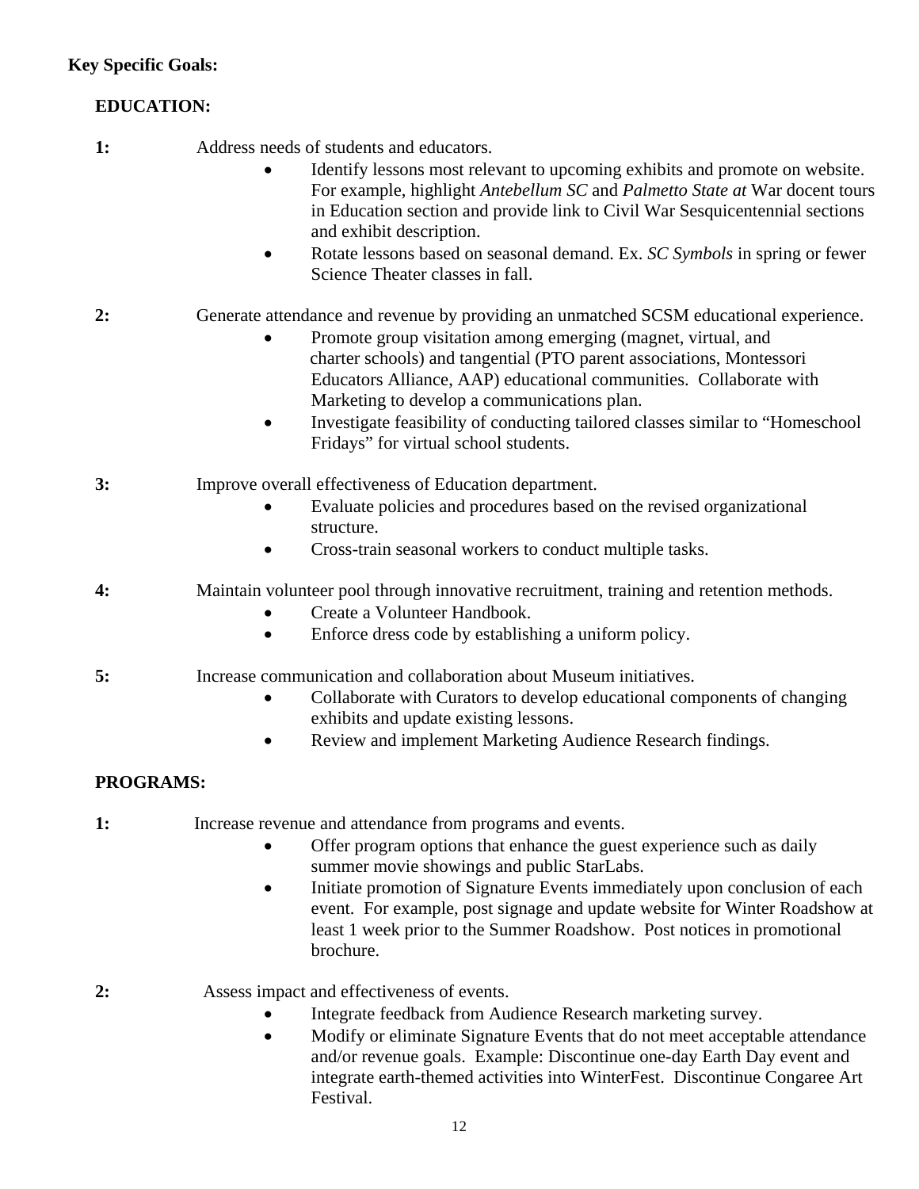**Key Specific Goals:**

**EDUCATION:**

**1:** Address needs of students and educators.

- Identify lessons most relevant to upcoming exhibits and promote on website. For example, highlight *Antebellum SC* and *Palmetto State at* War docent tours in Education section and provide link to Civil War Sesquicentennial sections and exhibit description.
- Rotate lessons based on seasonal demand. Ex. *SC Symbols* in spring or fewer Science Theater classes in fall.

**2:** Generate attendance and revenue by providing an unmatched SCSM educational experience.

- Promote group visitation among emerging (magnet, virtual, and charter schools) and tangential (PTO parent associations, Montessori Educators Alliance, AAP) educational communities. Collaborate with Marketing to develop a communications plan.
- Investigate feasibility of conducting tailored classes similar to "Homeschool Fridays" for virtual school students.

**3:** Improve overall effectiveness of Education department.

- Evaluate policies and procedures based on the revised organizational structure.
- Cross-train seasonal workers to conduct multiple tasks.

**4:** Maintain volunteer pool through innovative recruitment, training and retention methods.

- Create a Volunteer Handbook.
- Enforce dress code by establishing a uniform policy.

**5:** Increase communication and collaboration about Museum initiatives.

- Collaborate with Curators to develop educational components of changing exhibits and update existing lessons.
- Review and implement Marketing Audience Research findings.

**PROGRAMS:**

**1:** Increase revenue and attendance from programs and events.

- Offer program options that enhance the guest experience such as daily summer movie showings and public StarLabs.
- Initiate promotion of Signature Events immediately upon conclusion of each event. For example, post signage and update website for Winter Roadshow at least 1 week prior to the Summer Roadshow. Post notices in promotional brochure.

**2:** Assess impact and effectiveness of events.

- Integrate feedback from Audience Research marketing survey.
- Modify or eliminate Signature Events that do not meet acceptable attendance and/or revenue goals. Example: Discontinue one-day Earth Day event and integrate earth-themed activities into WinterFest. Discontinue Congaree Art Festival.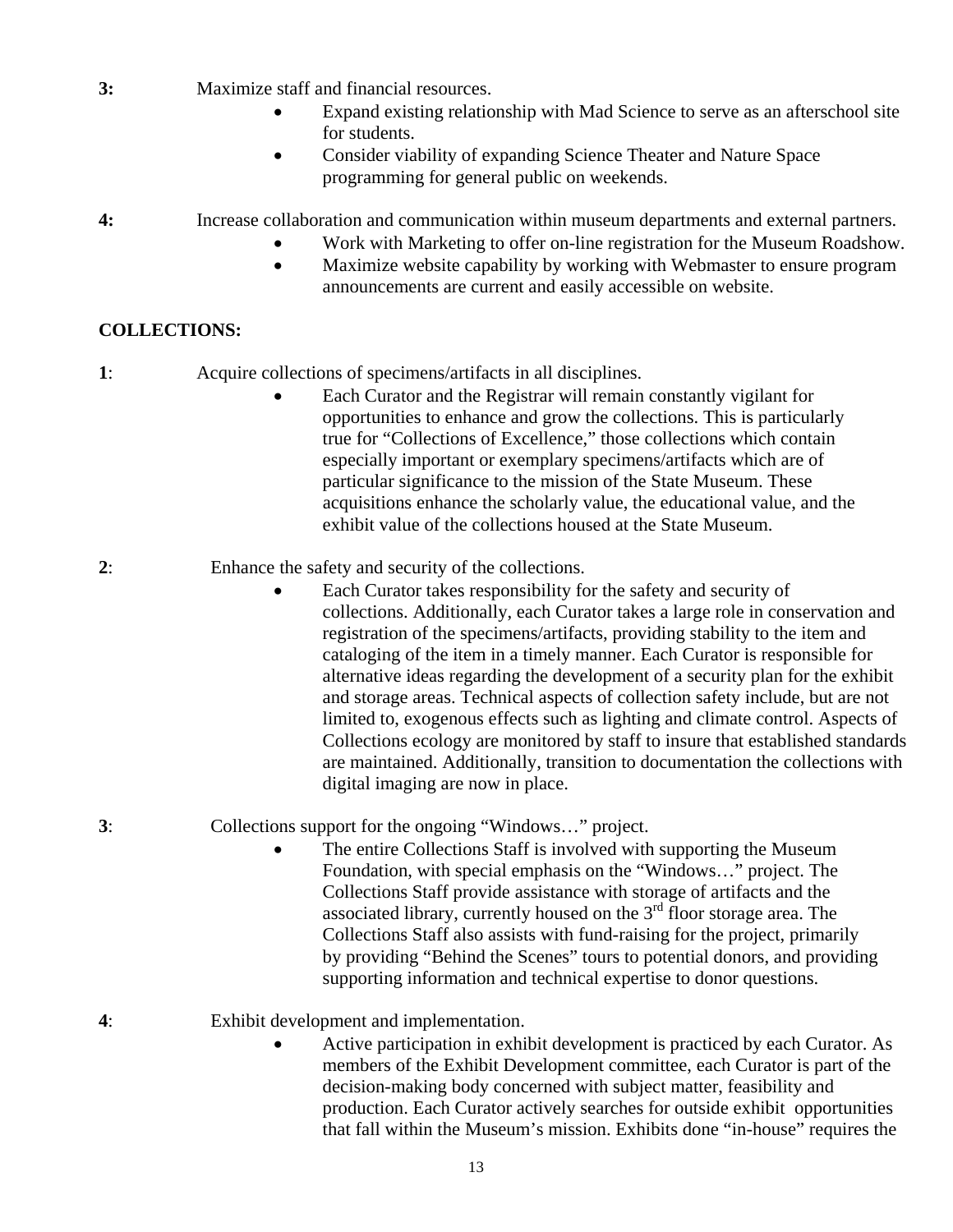**3:** Maximize staff and financial resources.

- Expand existing relationship with Mad Science to serve as an afterschool site for students.
- Consider viability of expanding Science Theater and Nature Space programming for general public on weekends.

**4:** Increase collaboration and communication within museum departments and external partners.

- Work with Marketing to offer on-line registration for the Museum Roadshow.
- Maximize website capability by working with Webmaster to ensure program announcements are current and easily accessible on website.

**COLLECTIONS:**

**1**: Acquire collections of specimens/artifacts in all disciplines.

- Each Curator and the Registrar will remain constantly vigilant for opportunities to enhance and grow the collections. This is particularly true for "Collections of Excellence," those collections which contain especially important or exemplary specimens/artifacts which are of particular significance to the mission of the State Museum. These acquisitions enhance the scholarly value, the educational value, and the exhibit value of the collections housed at the State Museum.

**2**: Enhance the safety and security of the collections.

- Each Curator takes responsibility for the safety and security of collections. Additionally, each Curator takes a large role in conservation and registration of the specimens/artifacts, providing stability to the item and cataloging of the item in a timely manner. Each Curator is responsible for alternative ideas regarding the development of a security plan for the exhibit and storage areas. Technical aspects of collection safety include, but are not limited to, exogenous effects such as lighting and climate control. Aspects of Collections ecology are monitored by staff to insure that established standards are maintained. Additionally, transition to documentation the collections with digital imaging are now in place.

**3**: Collections support for the ongoing "Windows…" project.

- The entire Collections Staff is involved with supporting the Museum Foundation, with special emphasis on the "Windows…" project. The Collections Staff provide assistance with storage of artifacts and the associated library, currently housed on the 3rd floor storage area. The Collections Staff also assists with fund-raising for the project, primarily by providing "Behind the Scenes" tours to potential donors, and providing supporting information and technical expertise to donor questions.

**4**: Exhibit development and implementation.

- Active participation in exhibit development is practiced by each Curator. As members of the Exhibit Development committee, each Curator is part of the decision-making body concerned with subject matter, feasibility and production. Each Curator actively searches for outside exhibit opportunities that fall within the Museum's mission. Exhibits done "in-house" requires the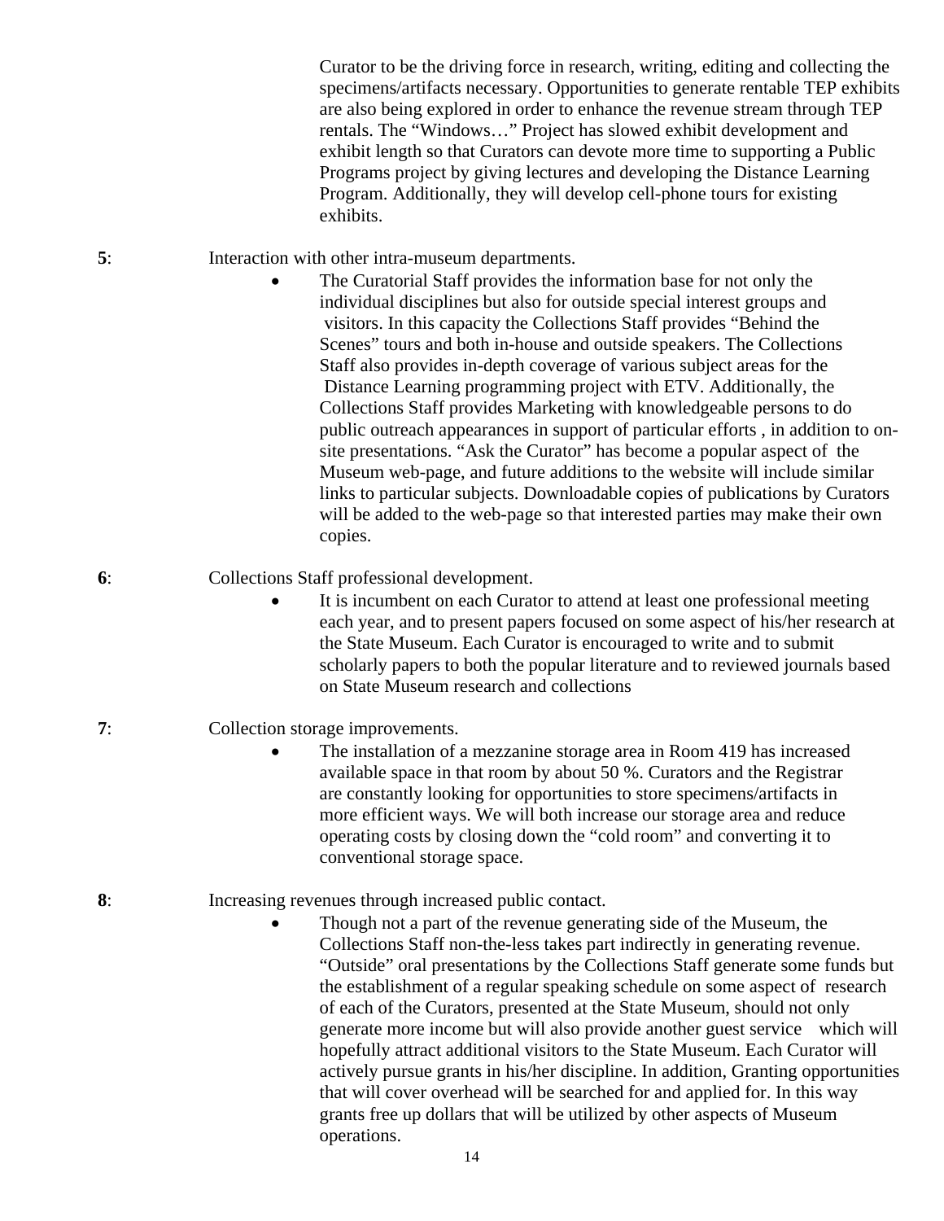Curator to be the driving force in research, writing, editing and collecting the specimens/artifacts necessary. Opportunities to generate rentable TEP exhibits are also being explored in order to enhance the revenue stream through TEP rentals. The "Windows…" Project has slowed exhibit development and exhibit length so that Curators can devote more time to supporting a Public Programs project by giving lectures and developing the Distance Learning Program. Additionally, they will develop cell-phone tours for existing exhibits.

**5**: Interaction with other intra-museum departments.

- The Curatorial Staff provides the information base for not only the individual disciplines but also for outside special interest groups and visitors. In this capacity the Collections Staff provides "Behind the Scenes" tours and both in-house and outside speakers. The Collections Staff also provides in-depth coverage of various subject areas for the Distance Learning programming project with ETV. Additionally, the Collections Staff provides Marketing with knowledgeable persons to do public outreach appearances in support of particular efforts , in addition to on-site presentations. "Ask the Curator" has become a popular aspect of the Museum web-page, and future additions to the website will include similar links to particular subjects. Downloadable copies of publications by Curators will be added to the web-page so that interested parties may make their own copies.

**6**: Collections Staff professional development.

- It is incumbent on each Curator to attend at least one professional meeting each year, and to present papers focused on some aspect of his/her research at the State Museum. Each Curator is encouraged to write and to submit scholarly papers to both the popular literature and to reviewed journals based on State Museum research and collections

**7**: Collection storage improvements.

- The installation of a mezzanine storage area in Room 419 has increased available space in that room by about 50 %. Curators and the Registrar are constantly looking for opportunities to store specimens/artifacts in more efficient ways. We will both increase our storage area and reduce operating costs by closing down the "cold room" and converting it to conventional storage space.

**8**: Increasing revenues through increased public contact.

- Though not a part of the revenue generating side of the Museum, the Collections Staff non-the-less takes part indirectly in generating revenue. "Outside" oral presentations by the Collections Staff generate some funds but the establishment of a regular speaking schedule on some aspect of research of each of the Curators, presented at the State Museum, should not only generate more income but will also provide another guest service which will hopefully attract additional visitors to the State Museum. Each Curator will actively pursue grants in his/her discipline. In addition, Granting opportunities that will cover overhead will be searched for and applied for. In this way grants free up dollars that will be utilized by other aspects of Museum operations.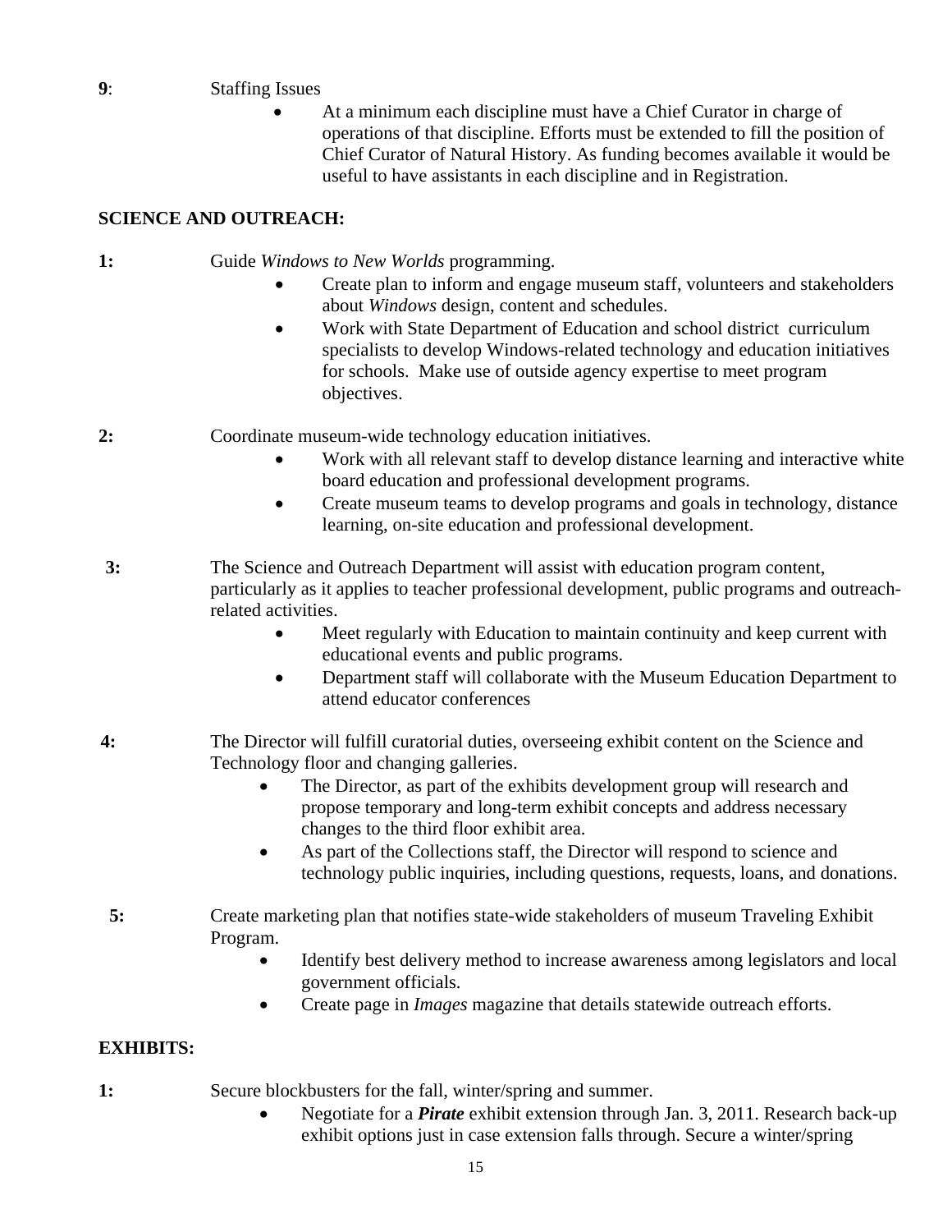**9**: Staffing Issues

- At a minimum each discipline must have a Chief Curator in charge of operations of that discipline. Efforts must be extended to fill the position of Chief Curator of Natural History. As funding becomes available it would be useful to have assistants in each discipline and in Registration.

## SCIENCE AND OUTREACH:

**1:** Guide *Windows to New Worlds* programming.

- Create plan to inform and engage museum staff, volunteers and stakeholders about *Windows* design, content and schedules.
- Work with State Department of Education and school district curriculum specialists to develop Windows-related technology and education initiatives for schools. Make use of outside agency expertise to meet program objectives.

**2:** Coordinate museum-wide technology education initiatives.

- Work with all relevant staff to develop distance learning and interactive white board education and professional development programs.
- Create museum teams to develop programs and goals in technology, distance learning, on-site education and professional development.

**3:** The Science and Outreach Department will assist with education program content, particularly as it applies to teacher professional development, public programs and outreach-related activities.

- Meet regularly with Education to maintain continuity and keep current with educational events and public programs.
- Department staff will collaborate with the Museum Education Department to attend educator conferences

**4:** The Director will fulfill curatorial duties, overseeing exhibit content on the Science and Technology floor and changing galleries.

- The Director, as part of the exhibits development group will research and propose temporary and long-term exhibit concepts and address necessary changes to the third floor exhibit area.
- As part of the Collections staff, the Director will respond to science and technology public inquiries, including questions, requests, loans, and donations.

**5:** Create marketing plan that notifies state-wide stakeholders of museum Traveling Exhibit Program.

- Identify best delivery method to increase awareness among legislators and local government officials.
- Create page in *Images* magazine that details statewide outreach efforts.

## EXHIBITS:

**1:** Secure blockbusters for the fall, winter/spring and summer.

- Negotiate for a ***Pirate*** exhibit extension through Jan. 3, 2011. Research back-up exhibit options just in case extension falls through. Secure a winter/spring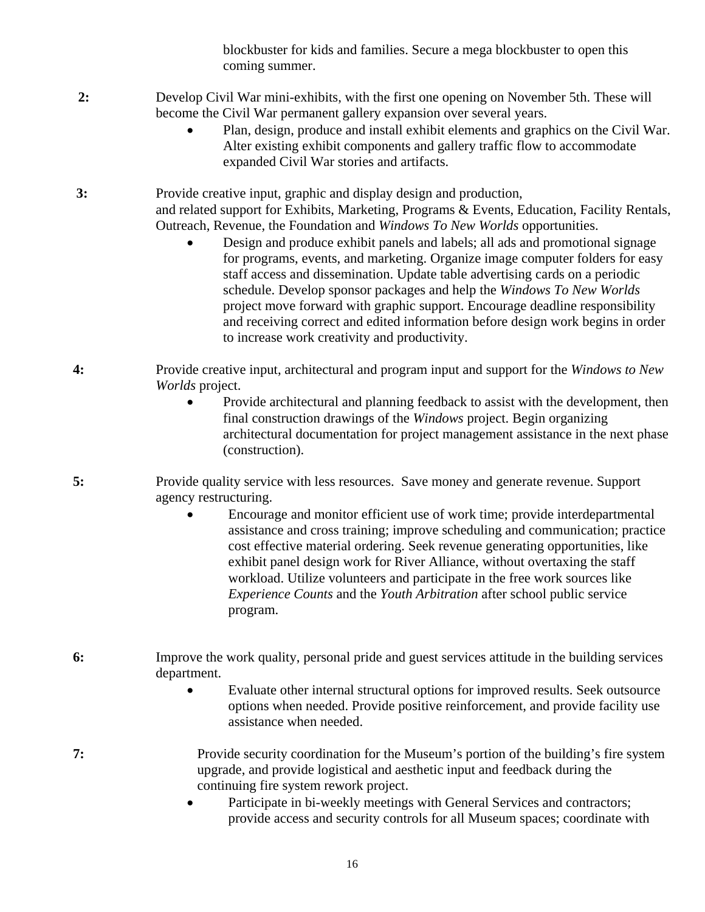blockbuster for kids and families. Secure a mega blockbuster to open this coming summer.

**2:** Develop Civil War mini-exhibits, with the first one opening on November 5th. These will become the Civil War permanent gallery expansion over several years.

- Plan, design, produce and install exhibit elements and graphics on the Civil War. Alter existing exhibit components and gallery traffic flow to accommodate expanded Civil War stories and artifacts.

**3:** Provide creative input, graphic and display design and production, and related support for Exhibits, Marketing, Programs & Events, Education, Facility Rentals, Outreach, Revenue, the Foundation and *Windows To New Worlds* opportunities.

- Design and produce exhibit panels and labels; all ads and promotional signage for programs, events, and marketing. Organize image computer folders for easy staff access and dissemination. Update table advertising cards on a periodic schedule. Develop sponsor packages and help the *Windows To New Worlds* project move forward with graphic support. Encourage deadline responsibility and receiving correct and edited information before design work begins in order to increase work creativity and productivity.

**4:** Provide creative input, architectural and program input and support for the *Windows to New Worlds* project.

- Provide architectural and planning feedback to assist with the development, then final construction drawings of the *Windows* project. Begin organizing architectural documentation for project management assistance in the next phase (construction).

**5:** Provide quality service with less resources. Save money and generate revenue. Support agency restructuring.

- Encourage and monitor efficient use of work time; provide interdepartmental assistance and cross training; improve scheduling and communication; practice cost effective material ordering. Seek revenue generating opportunities, like exhibit panel design work for River Alliance, without overtaxing the staff workload. Utilize volunteers and participate in the free work sources like *Experience Counts* and the *Youth Arbitration* after school public service program.

**6:** Improve the work quality, personal pride and guest services attitude in the building services department.

- Evaluate other internal structural options for improved results. Seek outsource options when needed. Provide positive reinforcement, and provide facility use assistance when needed.

**7:** Provide security coordination for the Museum's portion of the building's fire system upgrade, and provide logistical and aesthetic input and feedback during the continuing fire system rework project.

- Participate in bi-weekly meetings with General Services and contractors; provide access and security controls for all Museum spaces; coordinate with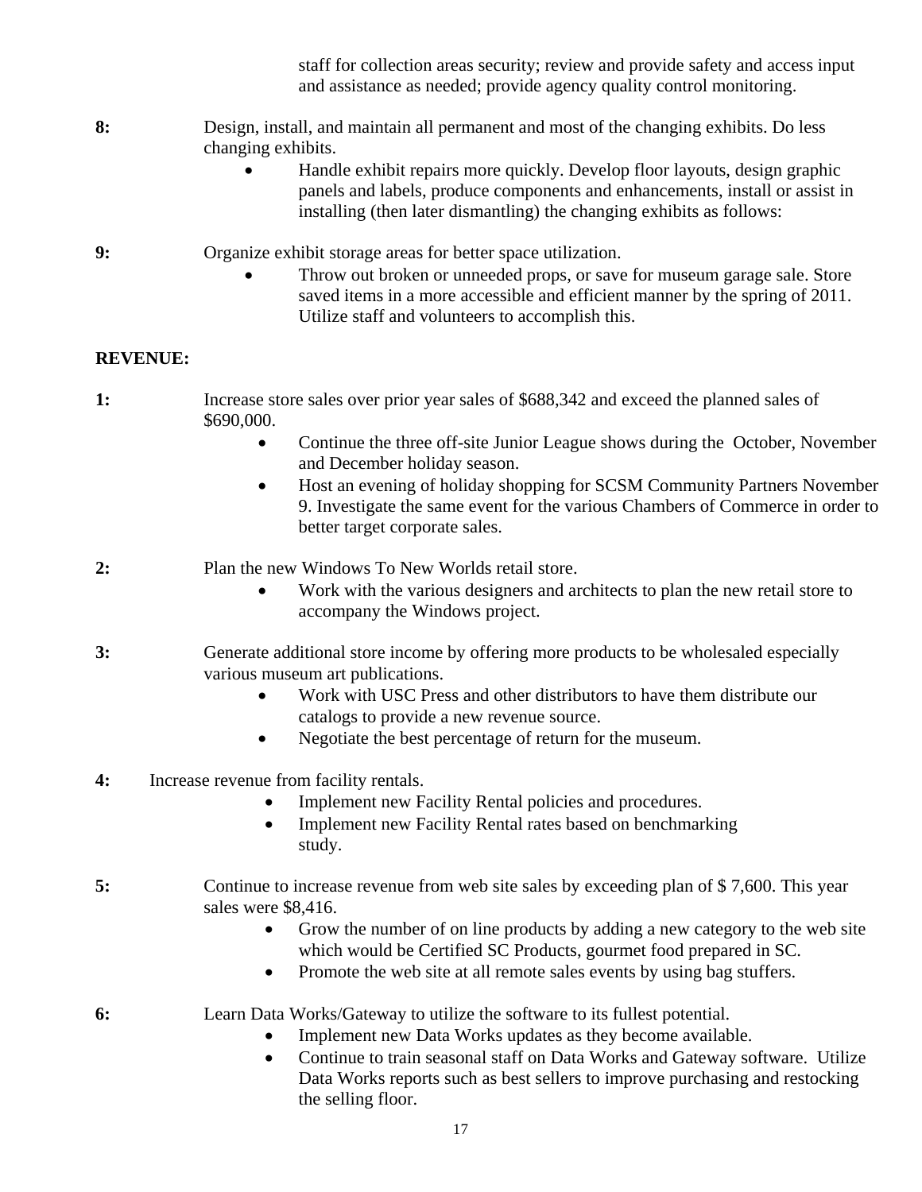staff for collection areas security; review and provide safety and access input and assistance as needed; provide agency quality control monitoring.

**8:** Design, install, and maintain all permanent and most of the changing exhibits. Do less changing exhibits.

- Handle exhibit repairs more quickly. Develop floor layouts, design graphic panels and labels, produce components and enhancements, install or assist in installing (then later dismantling) the changing exhibits as follows:

**9:** Organize exhibit storage areas for better space utilization.

- Throw out broken or unneeded props, or save for museum garage sale. Store saved items in a more accessible and efficient manner by the spring of 2011. Utilize staff and volunteers to accomplish this.

**REVENUE:**

**1:** Increase store sales over prior year sales of $688,342 and exceed the planned sales of $690,000.

- Continue the three off-site Junior League shows during the October, November and December holiday season.
- Host an evening of holiday shopping for SCSM Community Partners November 9. Investigate the same event for the various Chambers of Commerce in order to better target corporate sales.

**2:** Plan the new Windows To New Worlds retail store.

- Work with the various designers and architects to plan the new retail store to accompany the Windows project.

**3:** Generate additional store income by offering more products to be wholesaled especially various museum art publications.

- Work with USC Press and other distributors to have them distribute our catalogs to provide a new revenue source.
- Negotiate the best percentage of return for the museum.

**4:** Increase revenue from facility rentals.

- Implement new Facility Rental policies and procedures.
- Implement new Facility Rental rates based on benchmarking study.

**5:** Continue to increase revenue from web site sales by exceeding plan of $ 7,600. This year sales were $8,416.

- Grow the number of on line products by adding a new category to the web site which would be Certified SC Products, gourmet food prepared in SC.
- Promote the web site at all remote sales events by using bag stuffers.

**6:** Learn Data Works/Gateway to utilize the software to its fullest potential.

- Implement new Data Works updates as they become available.
- Continue to train seasonal staff on Data Works and Gateway software. Utilize Data Works reports such as best sellers to improve purchasing and restocking the selling floor.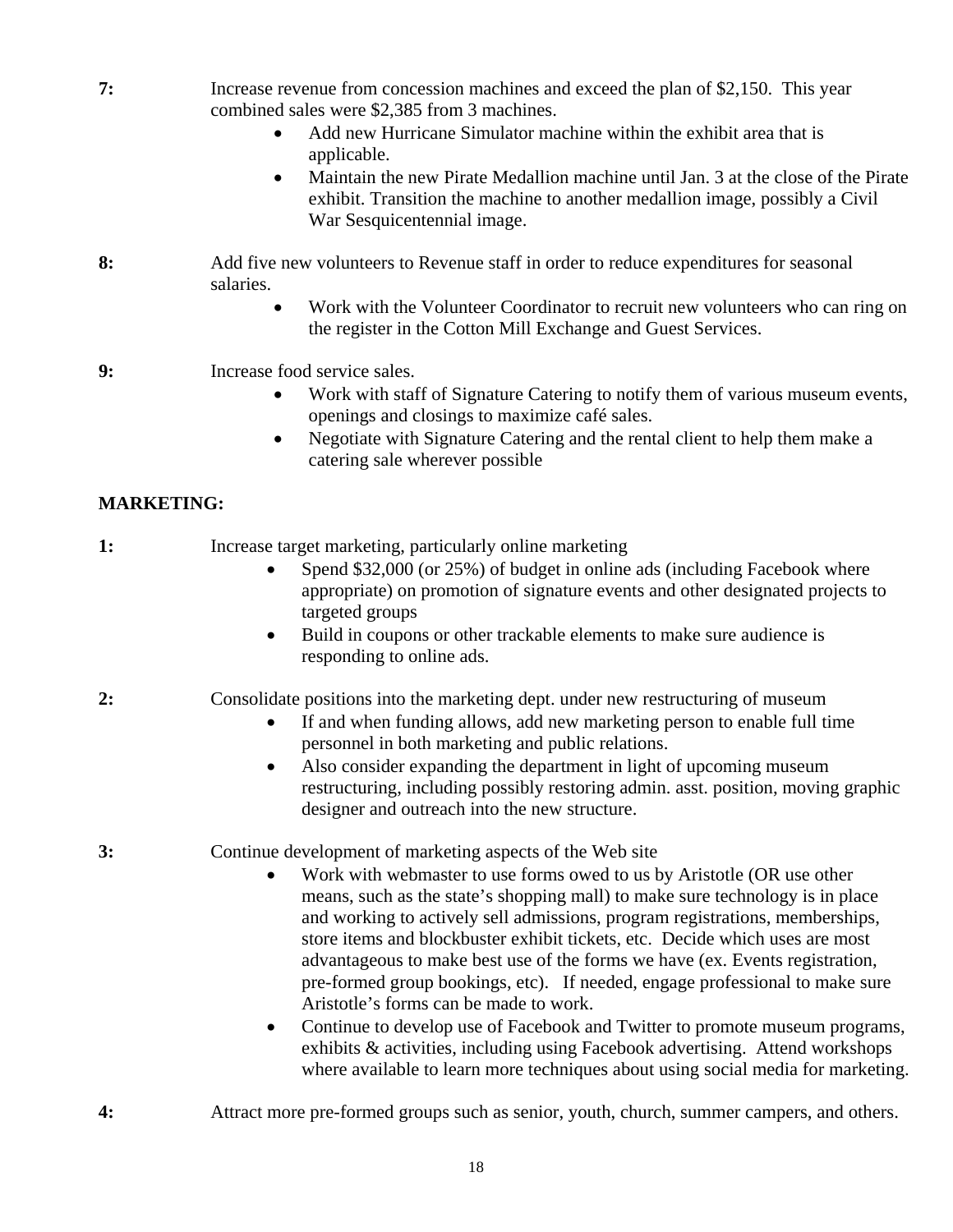**7:** Increase revenue from concession machines and exceed the plan of $2,150. This year combined sales were $2,385 from 3 machines.

- Add new Hurricane Simulator machine within the exhibit area that is applicable.
- Maintain the new Pirate Medallion machine until Jan. 3 at the close of the Pirate exhibit. Transition the machine to another medallion image, possibly a Civil War Sesquicentennial image.

**8:** Add five new volunteers to Revenue staff in order to reduce expenditures for seasonal salaries.

- Work with the Volunteer Coordinator to recruit new volunteers who can ring on the register in the Cotton Mill Exchange and Guest Services.

**9:** Increase food service sales.

- Work with staff of Signature Catering to notify them of various museum events, openings and closings to maximize café sales.
- Negotiate with Signature Catering and the rental client to help them make a catering sale wherever possible

**MARKETING:**

**1:** Increase target marketing, particularly online marketing

- Spend $32,000 (or 25%) of budget in online ads (including Facebook where appropriate) on promotion of signature events and other designated projects to targeted groups
- Build in coupons or other trackable elements to make sure audience is responding to online ads.

**2:** Consolidate positions into the marketing dept. under new restructuring of museum

- If and when funding allows, add new marketing person to enable full time personnel in both marketing and public relations.
- Also consider expanding the department in light of upcoming museum restructuring, including possibly restoring admin. asst. position, moving graphic designer and outreach into the new structure.

**3:** Continue development of marketing aspects of the Web site

- Work with webmaster to use forms owed to us by Aristotle (OR use other means, such as the state's shopping mall) to make sure technology is in place and working to actively sell admissions, program registrations, memberships, store items and blockbuster exhibit tickets, etc. Decide which uses are most advantageous to make best use of the forms we have (ex. Events registration, pre-formed group bookings, etc). If needed, engage professional to make sure Aristotle's forms can be made to work.
- Continue to develop use of Facebook and Twitter to promote museum programs, exhibits & activities, including using Facebook advertising. Attend workshops where available to learn more techniques about using social media for marketing.

**4:** Attract more pre-formed groups such as senior, youth, church, summer campers, and others.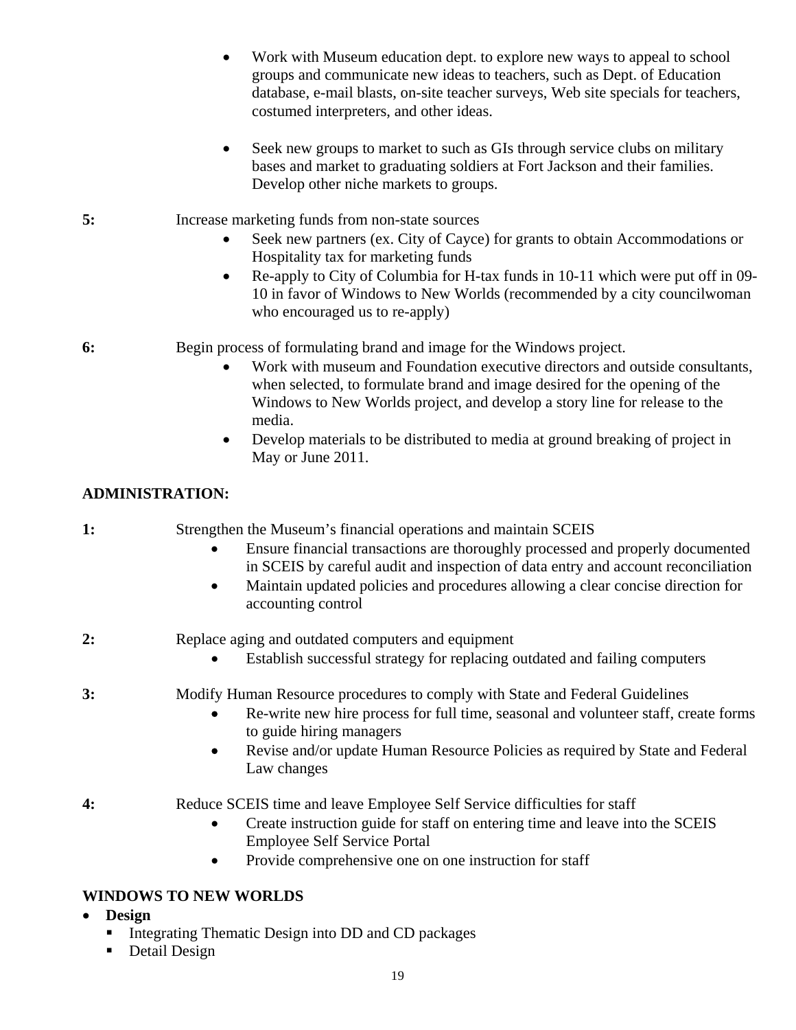- Work with Museum education dept. to explore new ways to appeal to school groups and communicate new ideas to teachers, such as Dept. of Education database, e-mail blasts, on-site teacher surveys, Web site specials for teachers, costumed interpreters, and other ideas.

- Seek new groups to market to such as GIs through service clubs on military bases and market to graduating soldiers at Fort Jackson and their families. Develop other niche markets to groups.

**5:** Increase marketing funds from non-state sources

- Seek new partners (ex. City of Cayce) for grants to obtain Accommodations or Hospitality tax for marketing funds
- Re-apply to City of Columbia for H-tax funds in 10-11 which were put off in 09-10 in favor of Windows to New Worlds (recommended by a city councilwoman who encouraged us to re-apply)

**6:** Begin process of formulating brand and image for the Windows project.

- Work with museum and Foundation executive directors and outside consultants, when selected, to formulate brand and image desired for the opening of the Windows to New Worlds project, and develop a story line for release to the media.
- Develop materials to be distributed to media at ground breaking of project in May or June 2011.

**ADMINISTRATION:**

**1:** Strengthen the Museum's financial operations and maintain SCEIS

- Ensure financial transactions are thoroughly processed and properly documented in SCEIS by careful audit and inspection of data entry and account reconciliation
- Maintain updated policies and procedures allowing a clear concise direction for accounting control

**2:** Replace aging and outdated computers and equipment

- Establish successful strategy for replacing outdated and failing computers

**3:** Modify Human Resource procedures to comply with State and Federal Guidelines

- Re-write new hire process for full time, seasonal and volunteer staff, create forms to guide hiring managers
- Revise and/or update Human Resource Policies as required by State and Federal Law changes

**4:** Reduce SCEIS time and leave Employee Self Service difficulties for staff

- Create instruction guide for staff on entering time and leave into the SCEIS Employee Self Service Portal
- Provide comprehensive one on one instruction for staff

**WINDOWS TO NEW WORLDS**

- **Design**
  - Integrating Thematic Design into DD and CD packages
  - Detail Design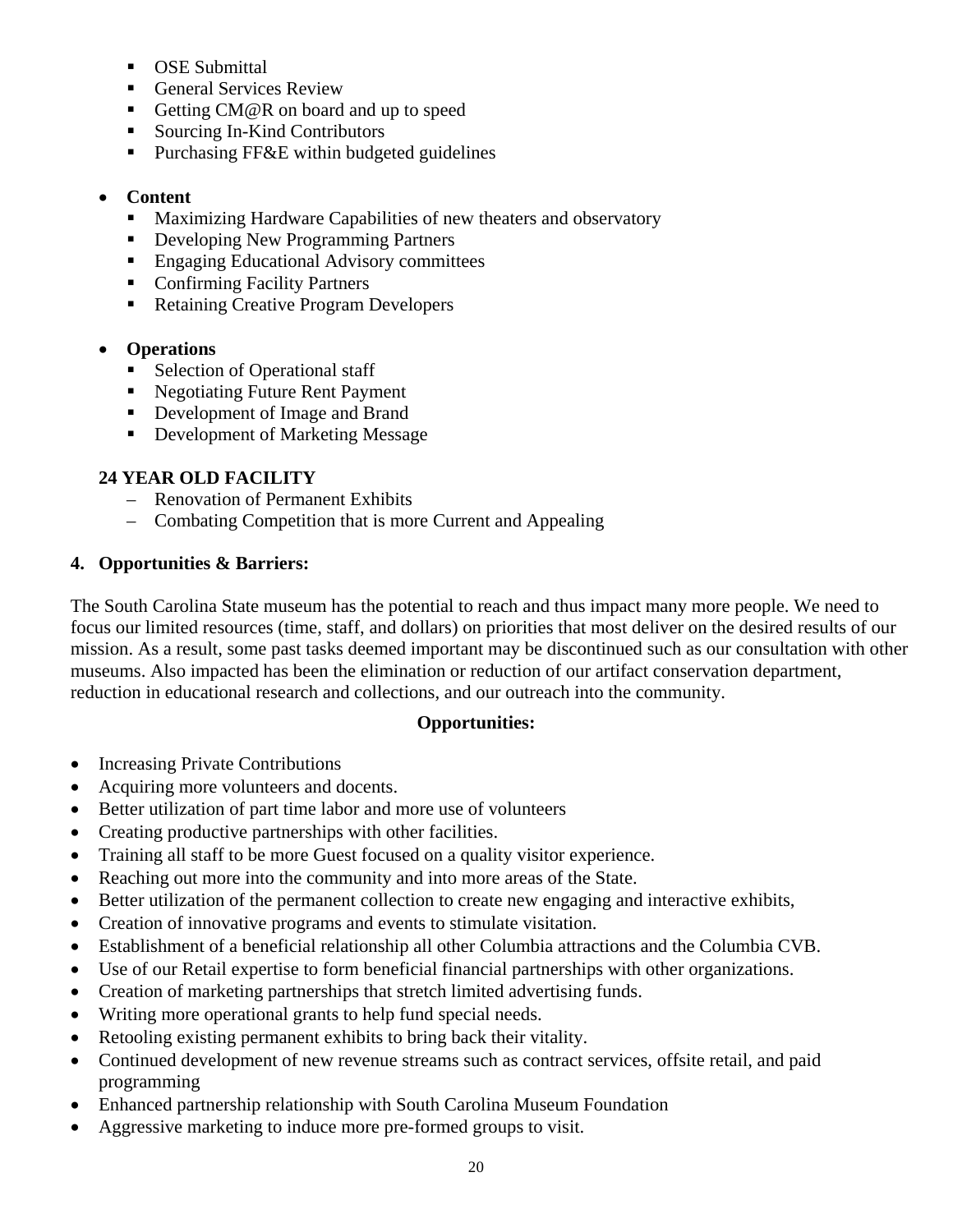- OSE Submittal
- General Services Review
- Getting CM@R on board and up to speed
- Sourcing In-Kind Contributors
- Purchasing FF&E within budgeted guidelines

- **Content**
  - Maximizing Hardware Capabilities of new theaters and observatory
  - Developing New Programming Partners
  - Engaging Educational Advisory committees
  - Confirming Facility Partners
  - Retaining Creative Program Developers

- **Operations**
  - Selection of Operational staff
  - Negotiating Future Rent Payment
  - Development of Image and Brand
  - Development of Marketing Message

**24 YEAR OLD FACILITY**

- Renovation of Permanent Exhibits
- Combating Competition that is more Current and Appealing

**4. Opportunities & Barriers:**

The South Carolina State museum has the potential to reach and thus impact many more people. We need to focus our limited resources (time, staff, and dollars) on priorities that most deliver on the desired results of our mission. As a result, some past tasks deemed important may be discontinued such as our consultation with other museums. Also impacted has been the elimination or reduction of our artifact conservation department, reduction in educational research and collections, and our outreach into the community.

**Opportunities:**

- Increasing Private Contributions
- Acquiring more volunteers and docents.
- Better utilization of part time labor and more use of volunteers
- Creating productive partnerships with other facilities.
- Training all staff to be more Guest focused on a quality visitor experience.
- Reaching out more into the community and into more areas of the State.
- Better utilization of the permanent collection to create new engaging and interactive exhibits,
- Creation of innovative programs and events to stimulate visitation.
- Establishment of a beneficial relationship all other Columbia attractions and the Columbia CVB.
- Use of our Retail expertise to form beneficial financial partnerships with other organizations.
- Creation of marketing partnerships that stretch limited advertising funds.
- Writing more operational grants to help fund special needs.
- Retooling existing permanent exhibits to bring back their vitality.
- Continued development of new revenue streams such as contract services, offsite retail, and paid programming
- Enhanced partnership relationship with South Carolina Museum Foundation
- Aggressive marketing to induce more pre-formed groups to visit.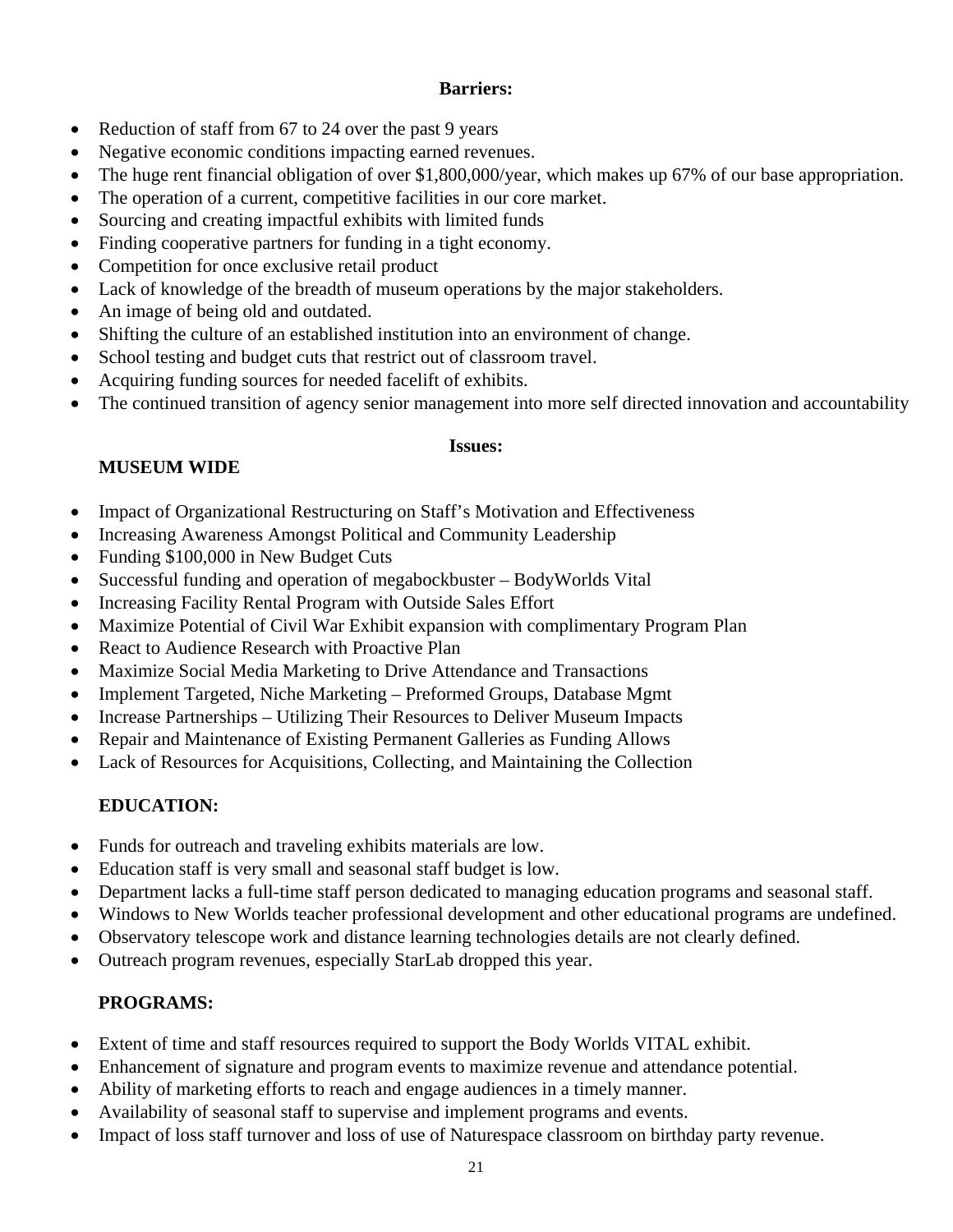**Barriers:**

- Reduction of staff from 67 to 24 over the past 9 years
- Negative economic conditions impacting earned revenues.
- The huge rent financial obligation of over $1,800,000/year, which makes up 67% of our base appropriation.
- The operation of a current, competitive facilities in our core market.
- Sourcing and creating impactful exhibits with limited funds
- Finding cooperative partners for funding in a tight economy.
- Competition for once exclusive retail product
- Lack of knowledge of the breadth of museum operations by the major stakeholders.
- An image of being old and outdated.
- Shifting the culture of an established institution into an environment of change.
- School testing and budget cuts that restrict out of classroom travel.
- Acquiring funding sources for needed facelift of exhibits.
- The continued transition of agency senior management into more self directed innovation and accountability

**Issues:**

**MUSEUM WIDE**

- Impact of Organizational Restructuring on Staff's Motivation and Effectiveness
- Increasing Awareness Amongst Political and Community Leadership
- Funding $100,000 in New Budget Cuts
- Successful funding and operation of megabockbuster – BodyWorlds Vital
- Increasing Facility Rental Program with Outside Sales Effort
- Maximize Potential of Civil War Exhibit expansion with complimentary Program Plan
- React to Audience Research with Proactive Plan
- Maximize Social Media Marketing to Drive Attendance and Transactions
- Implement Targeted, Niche Marketing – Preformed Groups, Database Mgmt
- Increase Partnerships – Utilizing Their Resources to Deliver Museum Impacts
- Repair and Maintenance of Existing Permanent Galleries as Funding Allows
- Lack of Resources for Acquisitions, Collecting, and Maintaining the Collection

**EDUCATION:**

- Funds for outreach and traveling exhibits materials are low.
- Education staff is very small and seasonal staff budget is low.
- Department lacks a full-time staff person dedicated to managing education programs and seasonal staff.
- Windows to New Worlds teacher professional development and other educational programs are undefined.
- Observatory telescope work and distance learning technologies details are not clearly defined.
- Outreach program revenues, especially StarLab dropped this year.

**PROGRAMS:**

- Extent of time and staff resources required to support the Body Worlds VITAL exhibit.
- Enhancement of signature and program events to maximize revenue and attendance potential.
- Ability of marketing efforts to reach and engage audiences in a timely manner.
- Availability of seasonal staff to supervise and implement programs and events.
- Impact of loss staff turnover and loss of use of Naturespace classroom on birthday party revenue.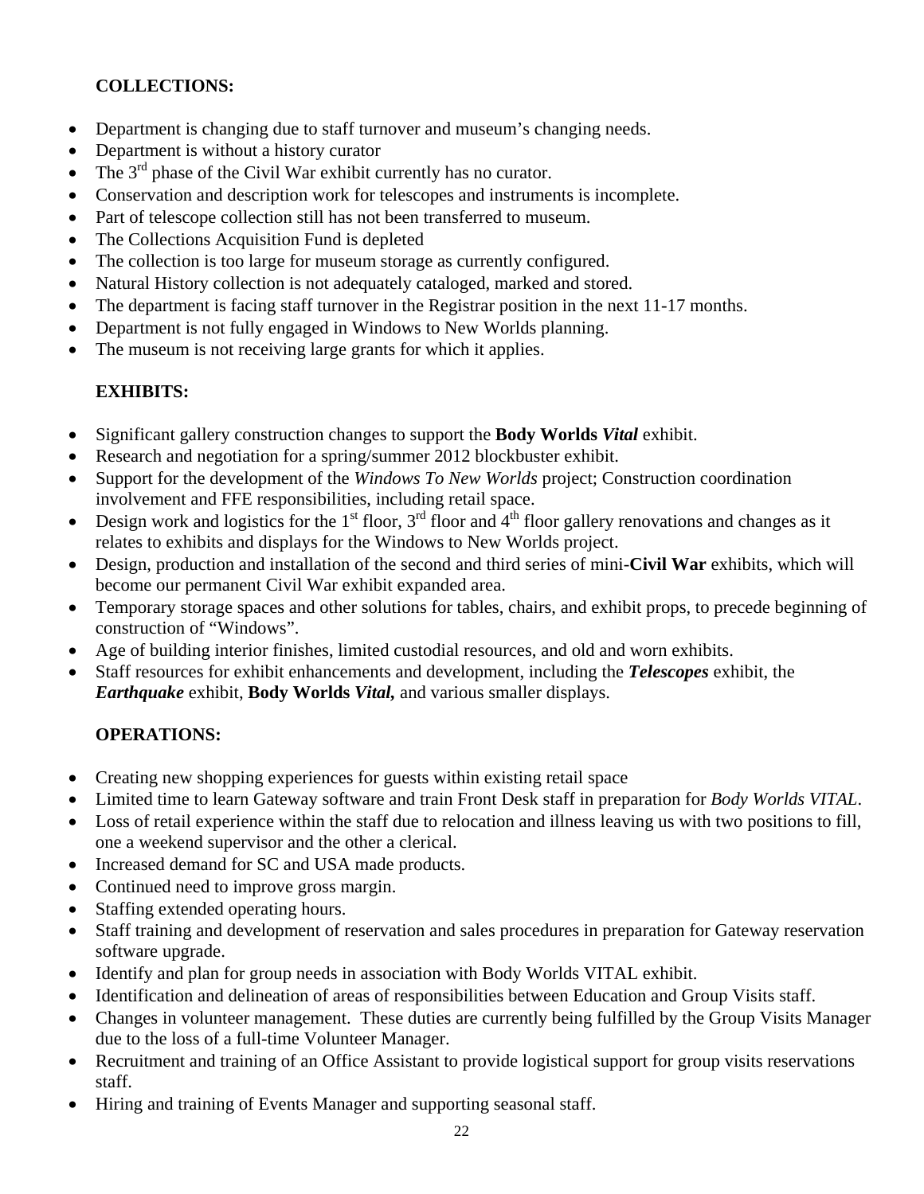**COLLECTIONS:**

- Department is changing due to staff turnover and museum's changing needs.
- Department is without a history curator
- The 3rd phase of the Civil War exhibit currently has no curator.
- Conservation and description work for telescopes and instruments is incomplete.
- Part of telescope collection still has not been transferred to museum.
- The Collections Acquisition Fund is depleted
- The collection is too large for museum storage as currently configured.
- Natural History collection is not adequately cataloged, marked and stored.
- The department is facing staff turnover in the Registrar position in the next 11-17 months.
- Department is not fully engaged in Windows to New Worlds planning.
- The museum is not receiving large grants for which it applies.

**EXHIBITS:**

- Significant gallery construction changes to support the **Body Worlds *Vital*** exhibit.
- Research and negotiation for a spring/summer 2012 blockbuster exhibit.
- Support for the development of the *Windows To New Worlds* project; Construction coordination involvement and FFE responsibilities, including retail space.
- Design work and logistics for the 1st floor, 3rd floor and 4th floor gallery renovations and changes as it relates to exhibits and displays for the Windows to New Worlds project.
- Design, production and installation of the second and third series of mini-**Civil War** exhibits, which will become our permanent Civil War exhibit expanded area.
- Temporary storage spaces and other solutions for tables, chairs, and exhibit props, to precede beginning of construction of "Windows".
- Age of building interior finishes, limited custodial resources, and old and worn exhibits.
- Staff resources for exhibit enhancements and development, including the ***Telescopes*** exhibit, the ***Earthquake*** exhibit, **Body Worlds *Vital*,** and various smaller displays.

**OPERATIONS:**

- Creating new shopping experiences for guests within existing retail space
- Limited time to learn Gateway software and train Front Desk staff in preparation for *Body Worlds VITAL*.
- Loss of retail experience within the staff due to relocation and illness leaving us with two positions to fill, one a weekend supervisor and the other a clerical.
- Increased demand for SC and USA made products.
- Continued need to improve gross margin.
- Staffing extended operating hours.
- Staff training and development of reservation and sales procedures in preparation for Gateway reservation software upgrade.
- Identify and plan for group needs in association with Body Worlds VITAL exhibit.
- Identification and delineation of areas of responsibilities between Education and Group Visits staff.
- Changes in volunteer management. These duties are currently being fulfilled by the Group Visits Manager due to the loss of a full-time Volunteer Manager.
- Recruitment and training of an Office Assistant to provide logistical support for group visits reservations staff.
- Hiring and training of Events Manager and supporting seasonal staff.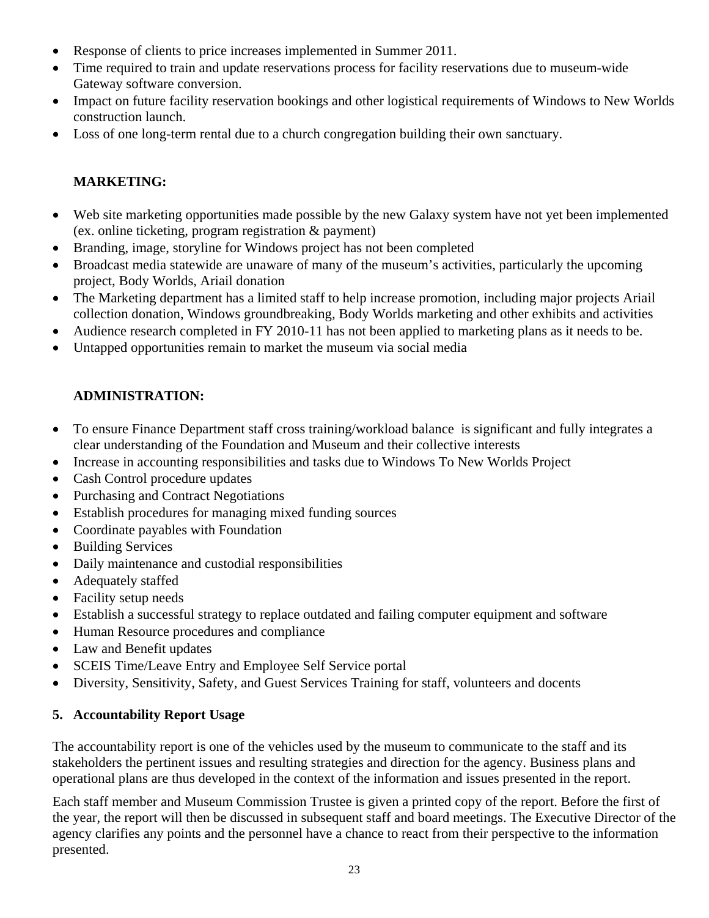- Response of clients to price increases implemented in Summer 2011.
- Time required to train and update reservations process for facility reservations due to museum-wide Gateway software conversion.
- Impact on future facility reservation bookings and other logistical requirements of Windows to New Worlds construction launch.
- Loss of one long-term rental due to a church congregation building their own sanctuary.

**MARKETING:**

- Web site marketing opportunities made possible by the new Galaxy system have not yet been implemented (ex. online ticketing, program registration & payment)
- Branding, image, storyline for Windows project has not been completed
- Broadcast media statewide are unaware of many of the museum's activities, particularly the upcoming project, Body Worlds, Ariail donation
- The Marketing department has a limited staff to help increase promotion, including major projects Ariail collection donation, Windows groundbreaking, Body Worlds marketing and other exhibits and activities
- Audience research completed in FY 2010-11 has not been applied to marketing plans as it needs to be.
- Untapped opportunities remain to market the museum via social media

**ADMINISTRATION:**

- To ensure Finance Department staff cross training/workload balance is significant and fully integrates a clear understanding of the Foundation and Museum and their collective interests
- Increase in accounting responsibilities and tasks due to Windows To New Worlds Project
- Cash Control procedure updates
- Purchasing and Contract Negotiations
- Establish procedures for managing mixed funding sources
- Coordinate payables with Foundation
- Building Services
- Daily maintenance and custodial responsibilities
- Adequately staffed
- Facility setup needs
- Establish a successful strategy to replace outdated and failing computer equipment and software
- Human Resource procedures and compliance
- Law and Benefit updates
- SCEIS Time/Leave Entry and Employee Self Service portal
- Diversity, Sensitivity, Safety, and Guest Services Training for staff, volunteers and docents

**5. Accountability Report Usage**

The accountability report is one of the vehicles used by the museum to communicate to the staff and its stakeholders the pertinent issues and resulting strategies and direction for the agency. Business plans and operational plans are thus developed in the context of the information and issues presented in the report.

Each staff member and Museum Commission Trustee is given a printed copy of the report. Before the first of the year, the report will then be discussed in subsequent staff and board meetings. The Executive Director of the agency clarifies any points and the personnel have a chance to react from their perspective to the information presented.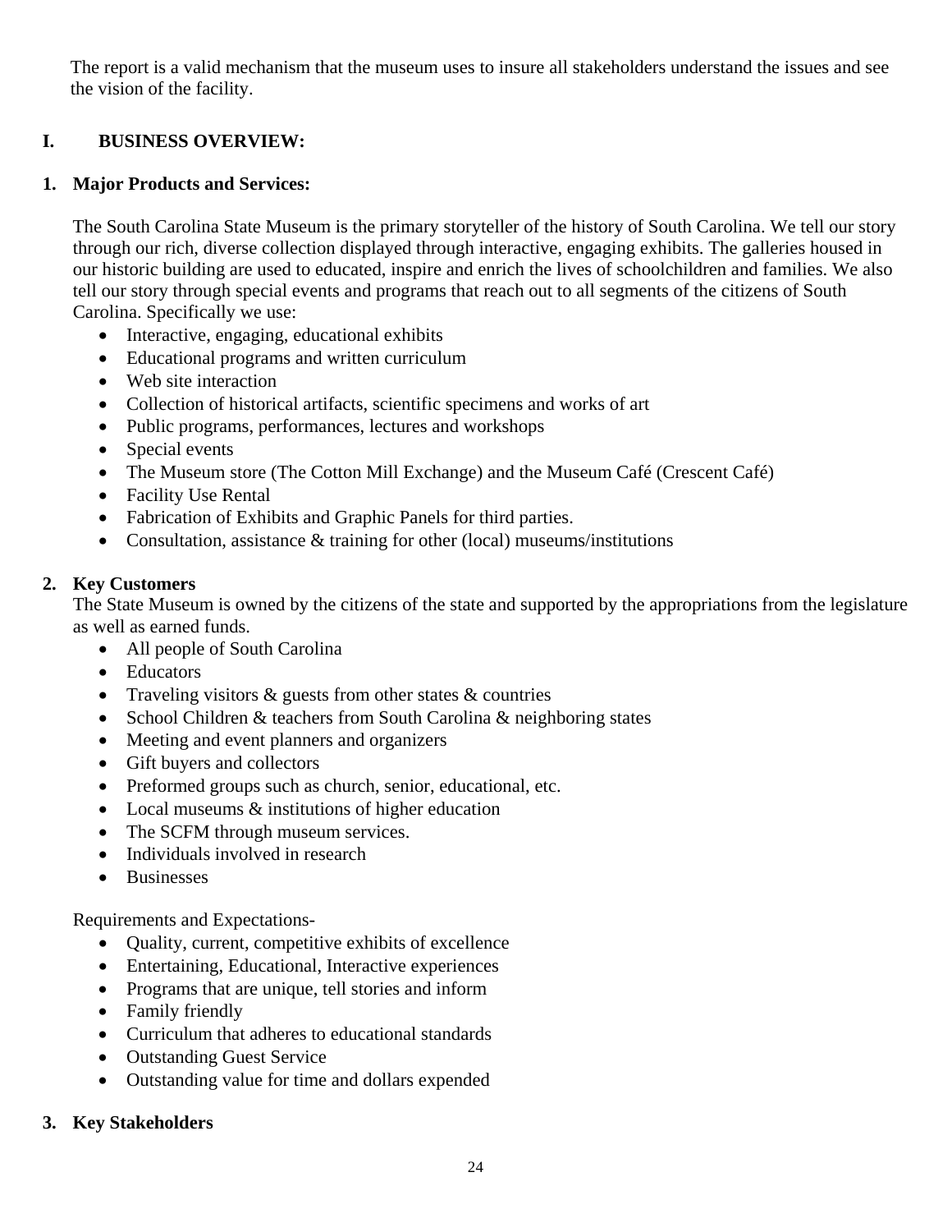The report is a valid mechanism that the museum uses to insure all stakeholders understand the issues and see the vision of the facility.

## I. BUSINESS OVERVIEW:

### 1. Major Products and Services:

The South Carolina State Museum is the primary storyteller of the history of South Carolina. We tell our story through our rich, diverse collection displayed through interactive, engaging exhibits. The galleries housed in our historic building are used to educated, inspire and enrich the lives of schoolchildren and families. We also tell our story through special events and programs that reach out to all segments of the citizens of South Carolina. Specifically we use:

- Interactive, engaging, educational exhibits
- Educational programs and written curriculum
- Web site interaction
- Collection of historical artifacts, scientific specimens and works of art
- Public programs, performances, lectures and workshops
- Special events
- The Museum store (The Cotton Mill Exchange) and the Museum Café (Crescent Café)
- Facility Use Rental
- Fabrication of Exhibits and Graphic Panels for third parties.
- Consultation, assistance & training for other (local) museums/institutions

### 2. Key Customers

The State Museum is owned by the citizens of the state and supported by the appropriations from the legislature as well as earned funds.

- All people of South Carolina
- Educators
- Traveling visitors & guests from other states & countries
- School Children & teachers from South Carolina & neighboring states
- Meeting and event planners and organizers
- Gift buyers and collectors
- Preformed groups such as church, senior, educational, etc.
- Local museums & institutions of higher education
- The SCFM through museum services.
- Individuals involved in research
- Businesses

Requirements and Expectations-

- Quality, current, competitive exhibits of excellence
- Entertaining, Educational, Interactive experiences
- Programs that are unique, tell stories and inform
- Family friendly
- Curriculum that adheres to educational standards
- Outstanding Guest Service
- Outstanding value for time and dollars expended

### 3. Key Stakeholders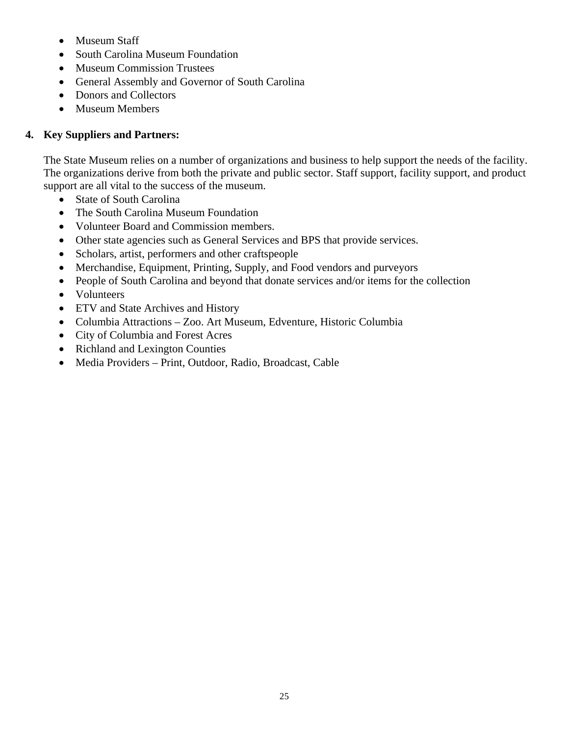- Museum Staff
- South Carolina Museum Foundation
- Museum Commission Trustees
- General Assembly and Governor of South Carolina
- Donors and Collectors
- Museum Members

**4. Key Suppliers and Partners:**

The State Museum relies on a number of organizations and business to help support the needs of the facility. The organizations derive from both the private and public sector. Staff support, facility support, and product support are all vital to the success of the museum.

- State of South Carolina
- The South Carolina Museum Foundation
- Volunteer Board and Commission members.
- Other state agencies such as General Services and BPS that provide services.
- Scholars, artist, performers and other craftspeople
- Merchandise, Equipment, Printing, Supply, and Food vendors and purveyors
- People of South Carolina and beyond that donate services and/or items for the collection
- Volunteers
- ETV and State Archives and History
- Columbia Attractions – Zoo. Art Museum, Edventure, Historic Columbia
- City of Columbia and Forest Acres
- Richland and Lexington Counties
- Media Providers – Print, Outdoor, Radio, Broadcast, Cable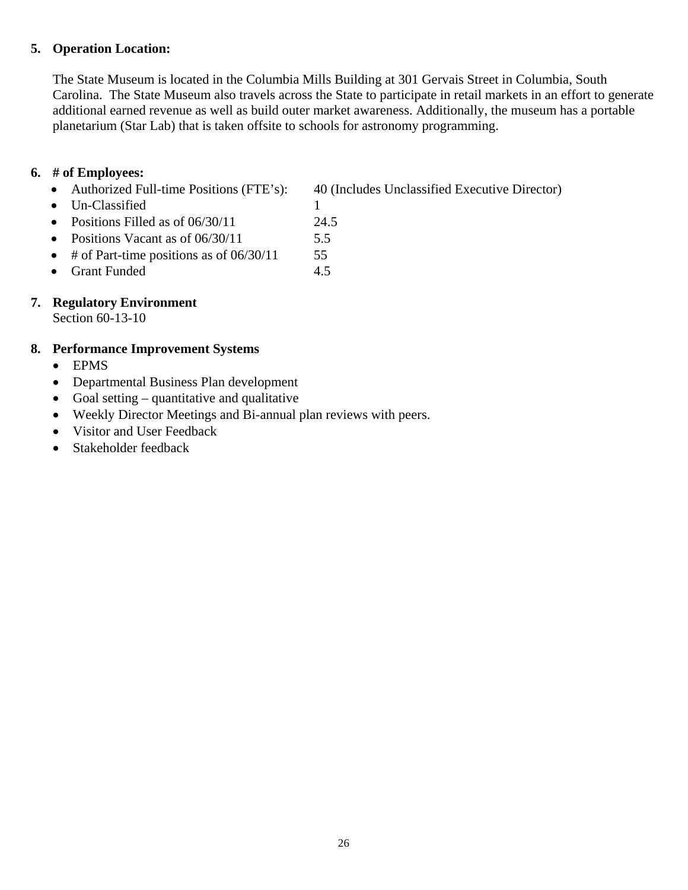**5. Operation Location:**

The State Museum is located in the Columbia Mills Building at 301 Gervais Street in Columbia, South Carolina. The State Museum also travels across the State to participate in retail markets in an effort to generate additional earned revenue as well as build outer market awareness. Additionally, the museum has a portable planetarium (Star Lab) that is taken offsite to schools for astronomy programming.

**6. # of Employees:**

- Authorized Full-time Positions (FTE's): 40 (Includes Unclassified Executive Director)
- Un-Classified 1
- Positions Filled as of 06/30/11 24.5
- Positions Vacant as of 06/30/11 5.5
- # of Part-time positions as of 06/30/11 55
- Grant Funded 4.5

**7. Regulatory Environment**

Section 60-13-10

**8. Performance Improvement Systems**

- EPMS
- Departmental Business Plan development
- Goal setting – quantitative and qualitative
- Weekly Director Meetings and Bi-annual plan reviews with peers.
- Visitor and User Feedback
- Stakeholder feedback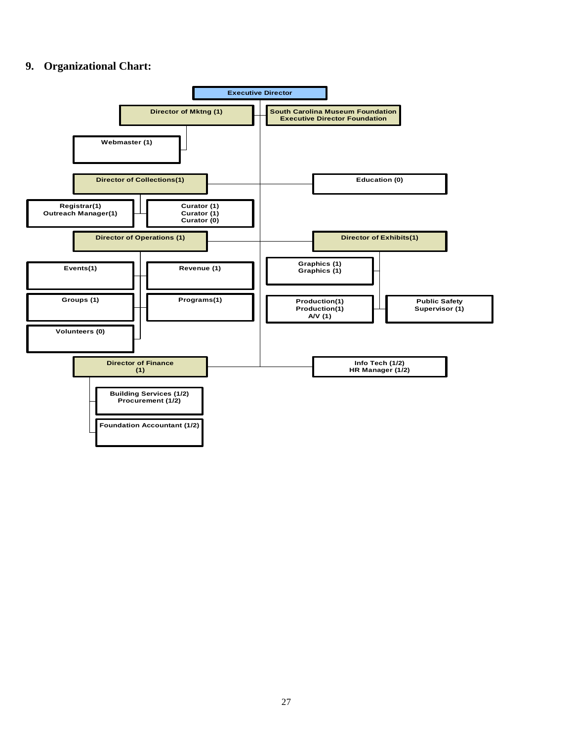## 9. Organizational Chart:

- **Executive Director**
  - **Director of Mktng (1)**
    - Webmaster (1)
  - **South Carolina Museum Foundation Executive Director Foundation**
  - **Director of Collections(1)**
    - Registrar(1)
      Outreach Manager(1)
    - Curator (1)
      Curator (1)
      Curator (0)
  - **Education (0)**
  - **Director of Operations (1)**
    - Events(1)
    - Revenue (1)
    - Groups (1)
    - Programs(1)
    - Volunteers (0)
  - **Director of Exhibits(1)**
    - Graphics (1)
      Graphics (1)
    - Production(1)
      Production(1)
      A/V (1)
    - Public Safety Supervisor (1)
  - **Director of Finance (1)**
    - Building Services (1/2)
      Procurement (1/2)
    - Foundation Accountant (1/2)
  - **Info Tech (1/2)
    HR Manager (1/2)**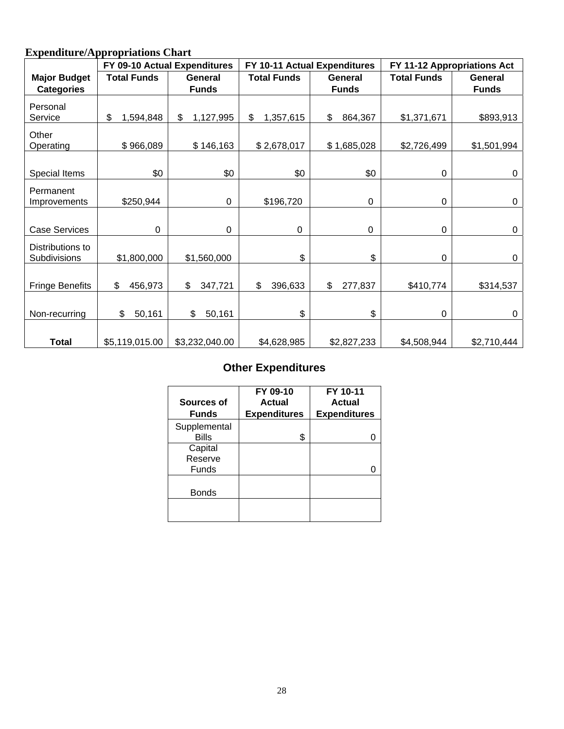**Expenditure/Appropriations Chart**

| Major Budget Categories | FY 09-10 Actual Expenditures | | FY 10-11 Actual Expenditures | | FY 11-12 Appropriations Act | |
|---|---|---|---|---|---|---|
| | Total Funds | General Funds | Total Funds | General Funds | Total Funds | General Funds |
| Personal Service | $ 1,594,848 | $ 1,127,995 | $ 1,357,615 | $ 864,367 | $1,371,671 | $893,913 |
| Other Operating | $ 966,089 | $ 146,163 | $ 2,678,017 | $ 1,685,028 | $2,726,499 | $1,501,994 |
| Special Items | $0 | $0 | $0 | $0 | 0 | 0 |
| Permanent Improvements | $250,944 | 0 | $196,720 | 0 | 0 | 0 |
| Case Services | 0 | 0 | 0 | 0 | 0 | 0 |
| Distributions to Subdivisions | $1,800,000 | $1,560,000 | $ | $ | 0 | 0 |
| Fringe Benefits | $ 456,973 | $ 347,721 | $ 396,633 | $ 277,837 | $410,774 | $314,537 |
| Non-recurring | $ 50,161 | $ 50,161 | $ | $ | 0 | 0 |
| **Total** | $5,119,015.00 | $3,232,040.00 | $4,628,985 | $2,827,233 | $4,508,944 | $2,710,444 |

## Other Expenditures

| Sources of Funds | FY 09-10 Actual Expenditures | FY 10-11 Actual Expenditures |
|---|---|---|
| Supplemental Bills | $ | 0 |
| Capital Reserve Funds | | 0 |
| Bonds | | |
| | | |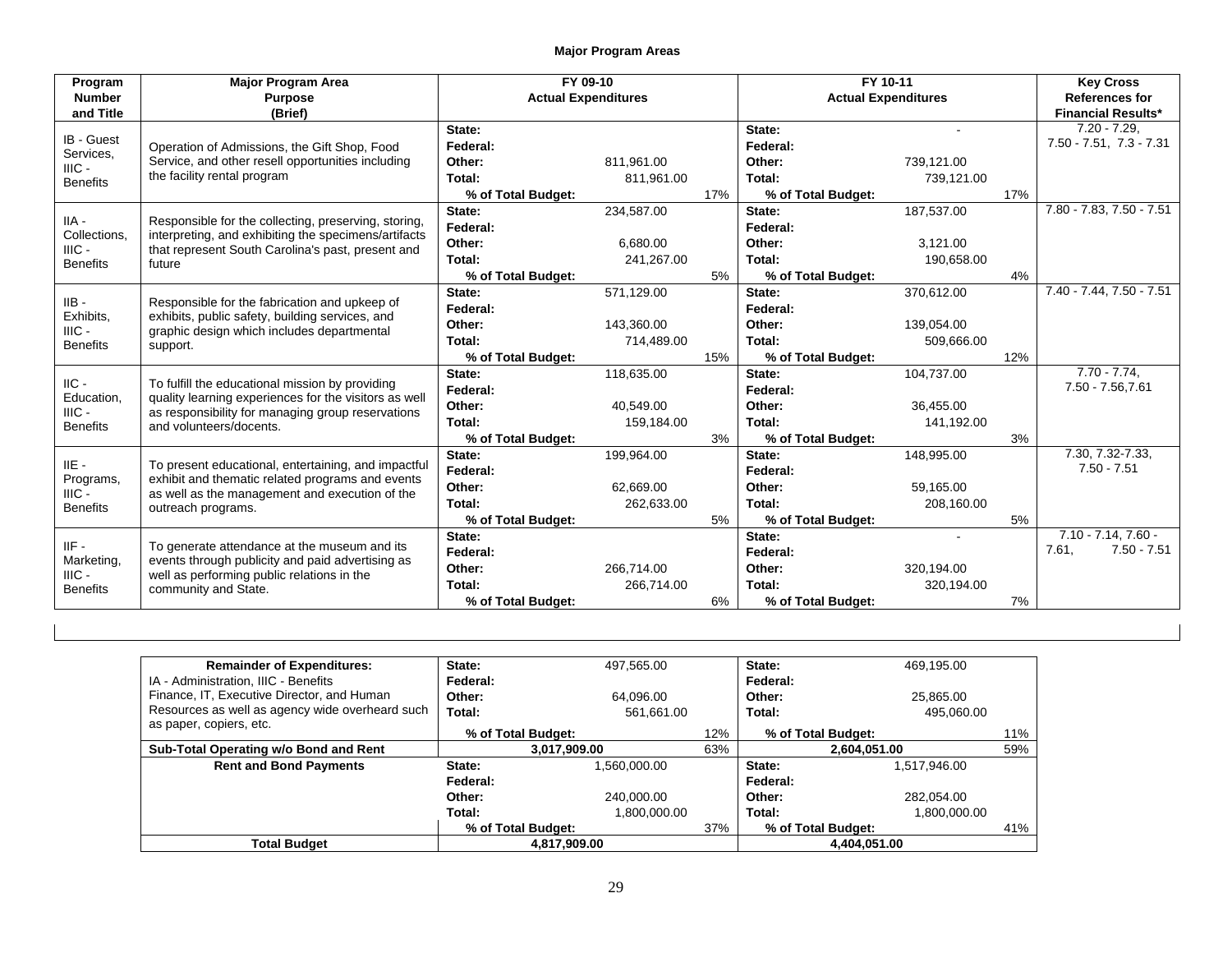## Major Program Areas

| Program Number and Title | Major Program Area Purpose (Brief) | FY 09-10 Actual Expenditures | | | FY 10-11 Actual Expenditures | | | Key Cross References for Financial Results* |
|---|---|---|---|---|---|---|---|---|
| IB - Guest Services, IIIC - Benefits | Operation of Admissions, the Gift Shop, Food Service, and other resell opportunities including the facility rental program | **State:** | | | **State:** | - | | 7.20 - 7.29, 7.50 - 7.51, 7.3 - 7.31 |
| | | **Federal:** | | | **Federal:** | | | |
| | | **Other:** | 811,961.00 | | **Other:** | 739,121.00 | | |
| | | **Total:** | 811,961.00 | | **Total:** | 739,121.00 | | |
| | | **% of Total Budget:** | | 17% | **% of Total Budget:** | | 17% | |
| IIA - Collections, IIIC - Benefits | Responsible for the collecting, preserving, storing, interpreting, and exhibiting the specimens/artifacts that represent South Carolina's past, present and future | **State:** | 234,587.00 | | **State:** | 187,537.00 | | 7.80 - 7.83, 7.50 - 7.51 |
| | | **Federal:** | | | **Federal:** | | | |
| | | **Other:** | 6,680.00 | | **Other:** | 3,121.00 | | |
| | | **Total:** | 241,267.00 | | **Total:** | 190,658.00 | | |
| | | **% of Total Budget:** | | 5% | **% of Total Budget:** | | 4% | |
| IIB - Exhibits, IIIC - Benefits | Responsible for the fabrication and upkeep of exhibits, public safety, building services, and graphic design which includes departmental support. | **State:** | 571,129.00 | | **State:** | 370,612.00 | | 7.40 - 7.44, 7.50 - 7.51 |
| | | **Federal:** | | | **Federal:** | | | |
| | | **Other:** | 143,360.00 | | **Other:** | 139,054.00 | | |
| | | **Total:** | 714,489.00 | | **Total:** | 509,666.00 | | |
| | | **% of Total Budget:** | | 15% | **% of Total Budget:** | | 12% | |
| IIC - Education, IIIC - Benefits | To fulfill the educational mission by providing quality learning experiences for the visitors as well as responsibility for managing group reservations and volunteers/docents. | **State:** | 118,635.00 | | **State:** | 104,737.00 | | 7.70 - 7.74, 7.50 - 7.56,7.61 |
| | | **Federal:** | | | **Federal:** | | | |
| | | **Other:** | 40,549.00 | | **Other:** | 36,455.00 | | |
| | | **Total:** | 159,184.00 | | **Total:** | 141,192.00 | | |
| | | **% of Total Budget:** | | 3% | **% of Total Budget:** | | 3% | |
| IIE - Programs, IIIC - Benefits | To present educational, entertaining, and impactful exhibit and thematic related programs and events as well as the management and execution of the outreach programs. | **State:** | 199,964.00 | | **State:** | 148,995.00 | | 7.30, 7.32-7.33, 7.50 - 7.51 |
| | | **Federal:** | | | **Federal:** | | | |
| | | **Other:** | 62,669.00 | | **Other:** | 59,165.00 | | |
| | | **Total:** | 262,633.00 | | **Total:** | 208,160.00 | | |
| | | **% of Total Budget:** | | 5% | **% of Total Budget:** | | 5% | |
| IIF - Marketing, IIIC - Benefits | To generate attendance at the museum and its events through publicity and paid advertising as well as performing public relations in the community and State. | **State:** | | | **State:** | - | | 7.10 - 7.14, 7.60 - 7.61, 7.50 - 7.51 |
| | | **Federal:** | | | **Federal:** | | | |
| | | **Other:** | 266,714.00 | | **Other:** | 320,194.00 | | |
| | | **Total:** | 266,714.00 | | **Total:** | 320,194.00 | | |
| | | **% of Total Budget:** | | 6% | **% of Total Budget:** | | 7% | |

| Remainder of Expenditures: | FY 09-10 | | | FY 10-11 | | |
|---|---|---|---|---|---|---|
| IA - Administration, IIIC - Benefits Finance, IT, Executive Director, and Human Resources as well as agency wide overheard such as paper, copiers, etc. | **State:** | 497,565.00 | | **State:** | 469,195.00 | |
| | **Federal:** | | | **Federal:** | | |
| | **Other:** | 64,096.00 | | **Other:** | 25,865.00 | |
| | **Total:** | 561,661.00 | | **Total:** | 495,060.00 | |
| | **% of Total Budget:** | | 12% | **% of Total Budget:** | | 11% |
| **Sub-Total Operating w/o Bond and Rent** | **3,017,909.00** | | 63% | **2,604,051.00** | | 59% |
| **Rent and Bond Payments** | **State:** | 1,560,000.00 | | **State:** | 1,517,946.00 | |
| | **Federal:** | | | **Federal:** | | |
| | **Other:** | 240,000.00 | | **Other:** | 282,054.00 | |
| | **Total:** | 1,800,000.00 | | **Total:** | 1,800,000.00 | |
| | **% of Total Budget:** | | 37% | **% of Total Budget:** | | 41% |
| **Total Budget** | **4,817,909.00** | | | **4,404,051.00** | | |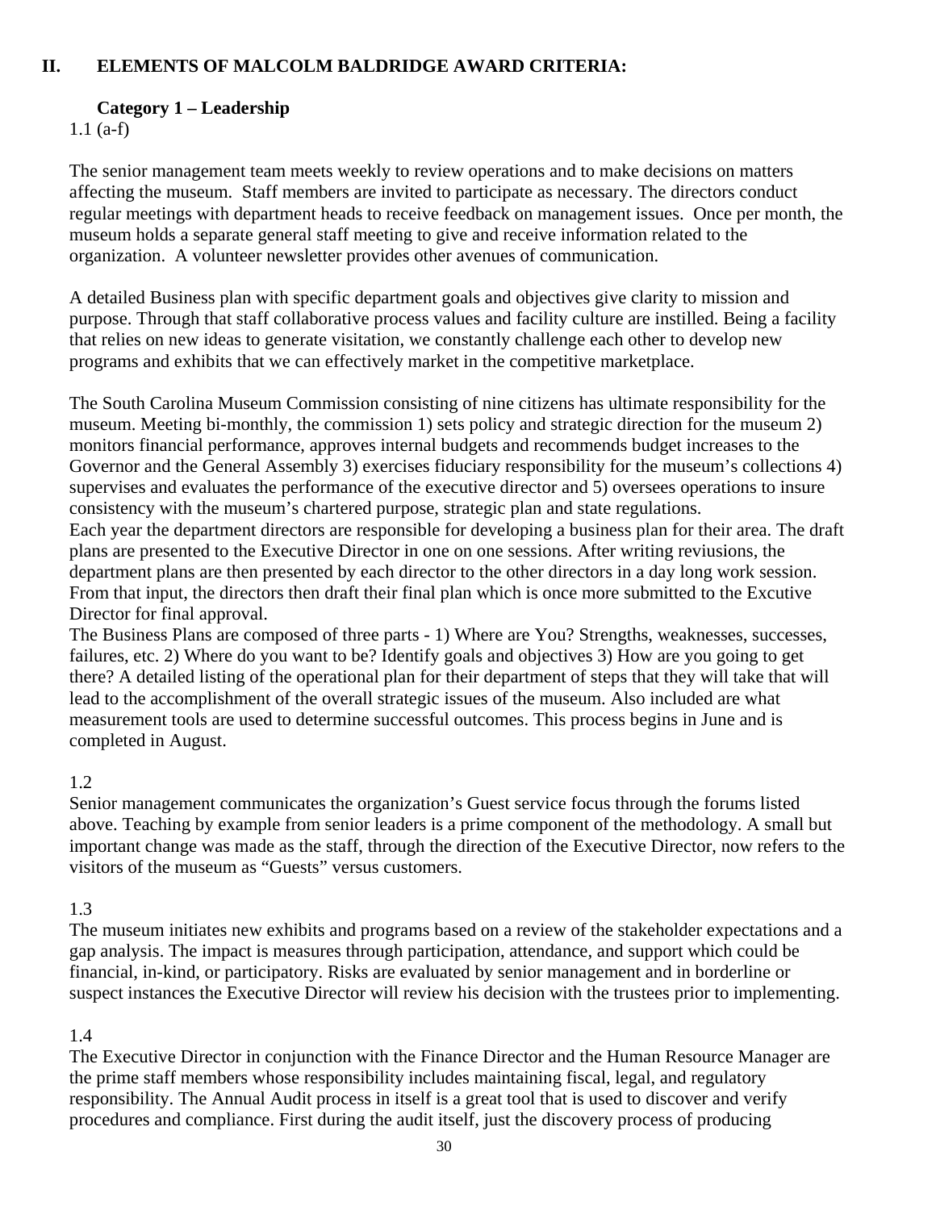## II. ELEMENTS OF MALCOLM BALDRIDGE AWARD CRITERIA:

### Category 1 – Leadership

1.1 (a-f)

The senior management team meets weekly to review operations and to make decisions on matters affecting the museum. Staff members are invited to participate as necessary. The directors conduct regular meetings with department heads to receive feedback on management issues. Once per month, the museum holds a separate general staff meeting to give and receive information related to the organization. A volunteer newsletter provides other avenues of communication.

A detailed Business plan with specific department goals and objectives give clarity to mission and purpose. Through that staff collaborative process values and facility culture are instilled. Being a facility that relies on new ideas to generate visitation, we constantly challenge each other to develop new programs and exhibits that we can effectively market in the competitive marketplace.

The South Carolina Museum Commission consisting of nine citizens has ultimate responsibility for the museum. Meeting bi-monthly, the commission 1) sets policy and strategic direction for the museum 2) monitors financial performance, approves internal budgets and recommends budget increases to the Governor and the General Assembly 3) exercises fiduciary responsibility for the museum's collections 4) supervises and evaluates the performance of the executive director and 5) oversees operations to insure consistency with the museum's chartered purpose, strategic plan and state regulations.
Each year the department directors are responsible for developing a business plan for their area. The draft plans are presented to the Executive Director in one on one sessions. After writing reviusions, the department plans are then presented by each director to the other directors in a day long work session. From that input, the directors then draft their final plan which is once more submitted to the Excutive Director for final approval.
The Business Plans are composed of three parts - 1) Where are You? Strengths, weaknesses, successes, failures, etc. 2) Where do you want to be? Identify goals and objectives 3) How are you going to get there? A detailed listing of the operational plan for their department of steps that they will take that will lead to the accomplishment of the overall strategic issues of the museum. Also included are what measurement tools are used to determine successful outcomes. This process begins in June and is completed in August.

1.2
Senior management communicates the organization's Guest service focus through the forums listed above. Teaching by example from senior leaders is a prime component of the methodology. A small but important change was made as the staff, through the direction of the Executive Director, now refers to the visitors of the museum as "Guests" versus customers.

1.3
The museum initiates new exhibits and programs based on a review of the stakeholder expectations and a gap analysis. The impact is measures through participation, attendance, and support which could be financial, in-kind, or participatory. Risks are evaluated by senior management and in borderline or suspect instances the Executive Director will review his decision with the trustees prior to implementing.

1.4
The Executive Director in conjunction with the Finance Director and the Human Resource Manager are the prime staff members whose responsibility includes maintaining fiscal, legal, and regulatory responsibility. The Annual Audit process in itself is a great tool that is used to discover and verify procedures and compliance. First during the audit itself, just the discovery process of producing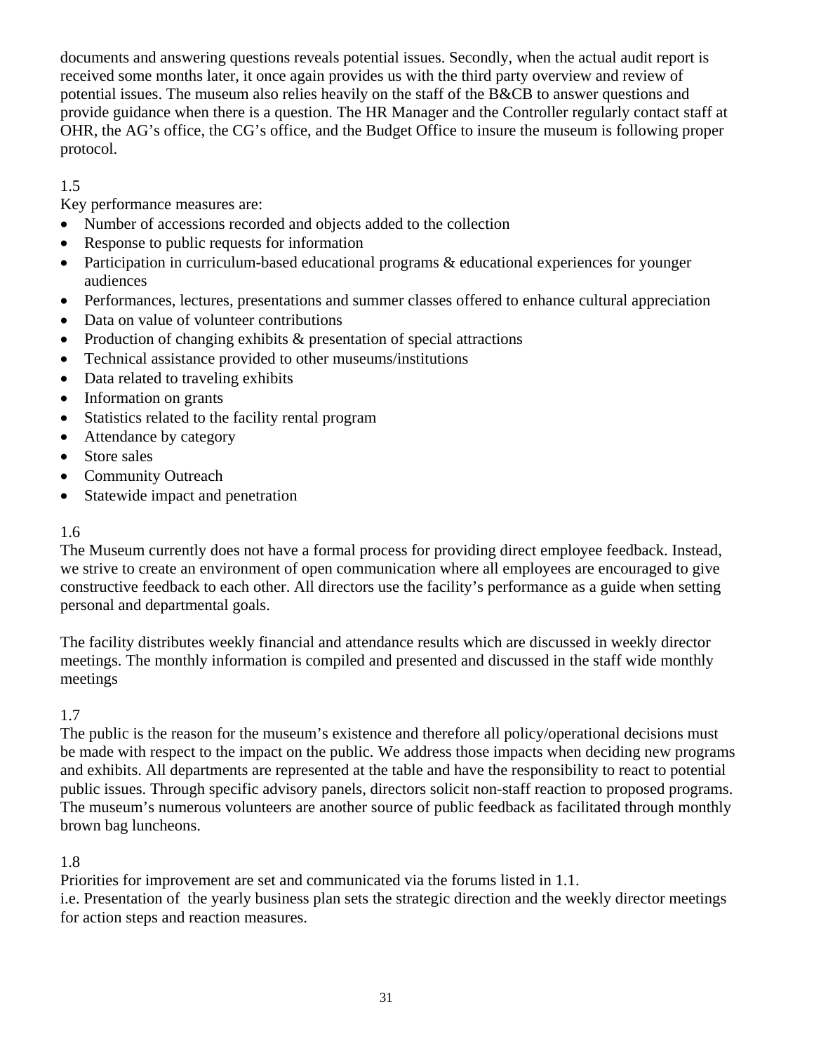documents and answering questions reveals potential issues. Secondly, when the actual audit report is received some months later, it once again provides us with the third party overview and review of potential issues. The museum also relies heavily on the staff of the B&CB to answer questions and provide guidance when there is a question. The HR Manager and the Controller regularly contact staff at OHR, the AG's office, the CG's office, and the Budget Office to insure the museum is following proper protocol.

1.5

Key performance measures are:

- Number of accessions recorded and objects added to the collection
- Response to public requests for information
- Participation in curriculum-based educational programs & educational experiences for younger audiences
- Performances, lectures, presentations and summer classes offered to enhance cultural appreciation
- Data on value of volunteer contributions
- Production of changing exhibits & presentation of special attractions
- Technical assistance provided to other museums/institutions
- Data related to traveling exhibits
- Information on grants
- Statistics related to the facility rental program
- Attendance by category
- Store sales
- Community Outreach
- Statewide impact and penetration

1.6

The Museum currently does not have a formal process for providing direct employee feedback. Instead, we strive to create an environment of open communication where all employees are encouraged to give constructive feedback to each other. All directors use the facility's performance as a guide when setting personal and departmental goals.

The facility distributes weekly financial and attendance results which are discussed in weekly director meetings. The monthly information is compiled and presented and discussed in the staff wide monthly meetings

1.7

The public is the reason for the museum's existence and therefore all policy/operational decisions must be made with respect to the impact on the public. We address those impacts when deciding new programs and exhibits. All departments are represented at the table and have the responsibility to react to potential public issues. Through specific advisory panels, directors solicit non-staff reaction to proposed programs. The museum's numerous volunteers are another source of public feedback as facilitated through monthly brown bag luncheons.

1.8

Priorities for improvement are set and communicated via the forums listed in 1.1.
i.e. Presentation of the yearly business plan sets the strategic direction and the weekly director meetings for action steps and reaction measures.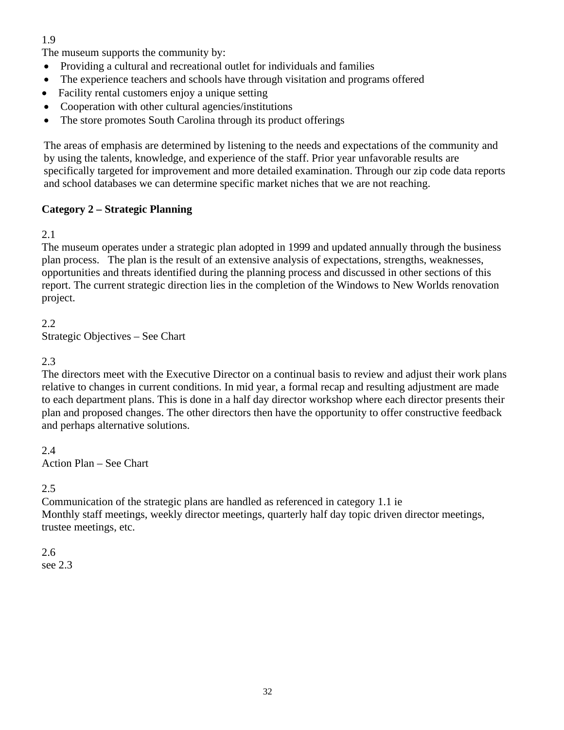1.9
The museum supports the community by:

- Providing a cultural and recreational outlet for individuals and families
- The experience teachers and schools have through visitation and programs offered
- Facility rental customers enjoy a unique setting
- Cooperation with other cultural agencies/institutions
- The store promotes South Carolina through its product offerings

The areas of emphasis are determined by listening to the needs and expectations of the community and by using the talents, knowledge, and experience of the staff. Prior year unfavorable results are specifically targeted for improvement and more detailed examination. Through our zip code data reports and school databases we can determine specific market niches that we are not reaching.

**Category 2 – Strategic Planning**

2.1
The museum operates under a strategic plan adopted in 1999 and updated annually through the business plan process. The plan is the result of an extensive analysis of expectations, strengths, weaknesses, opportunities and threats identified during the planning process and discussed in other sections of this report. The current strategic direction lies in the completion of the Windows to New Worlds renovation project.

2.2
Strategic Objectives – See Chart

2.3
The directors meet with the Executive Director on a continual basis to review and adjust their work plans relative to changes in current conditions. In mid year, a formal recap and resulting adjustment are made to each department plans. This is done in a half day director workshop where each director presents their plan and proposed changes. The other directors then have the opportunity to offer constructive feedback and perhaps alternative solutions.

2.4
Action Plan – See Chart

2.5
Communication of the strategic plans are handled as referenced in category 1.1 ie
Monthly staff meetings, weekly director meetings, quarterly half day topic driven director meetings, trustee meetings, etc.

2.6
see 2.3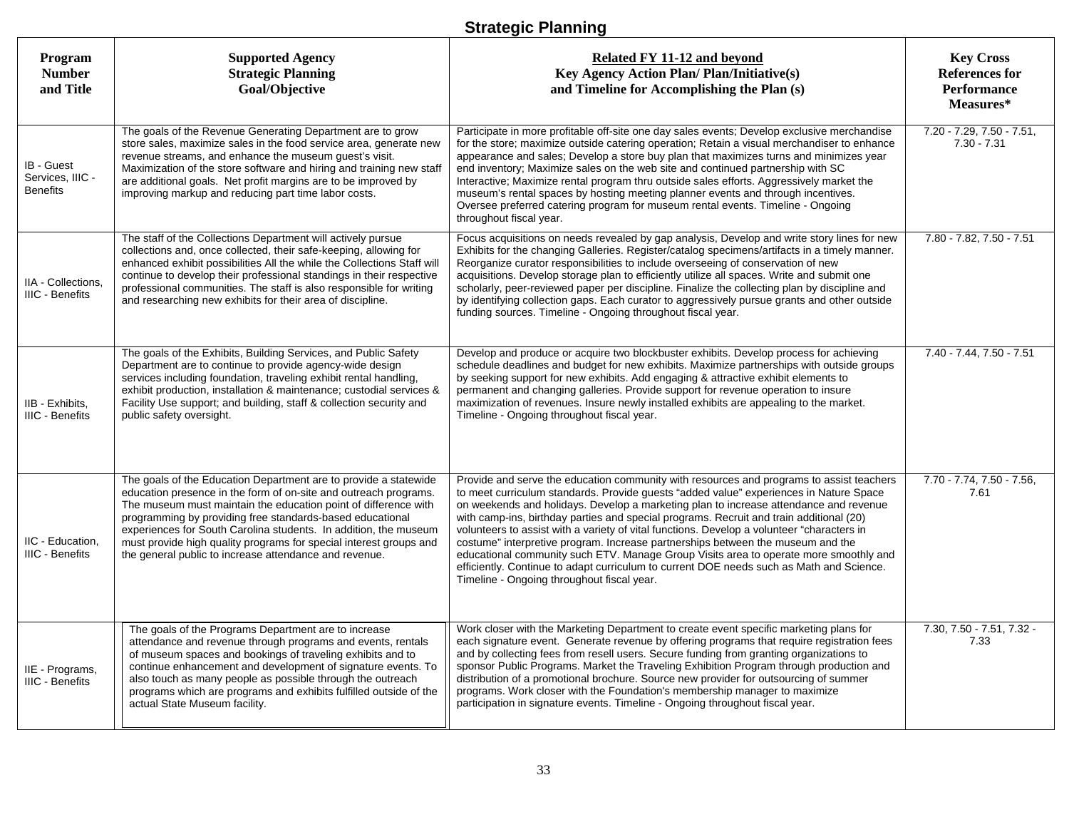## Strategic Planning

| Program Number and Title | Supported Agency Strategic Planning Goal/Objective | Related FY 11-12 and beyond Key Agency Action Plan/ Plan/Initiative(s) and Timeline for Accomplishing the Plan (s) | Key Cross References for Performance Measures* |
|---|---|---|---|
| IB - Guest Services, IIIC - Benefits | The goals of the Revenue Generating Department are to grow store sales, maximize sales in the food service area, generate new revenue streams, and enhance the museum guest's visit. Maximization of the store software and hiring and training new staff are additional goals. Net profit margins are to be improved by improving markup and reducing part time labor costs. | Participate in more profitable off-site one day sales events; Develop exclusive merchandise for the store; maximize outside catering operation; Retain a visual merchandiser to enhance appearance and sales; Develop a store buy plan that maximizes turns and minimizes year end inventory; Maximize sales on the web site and continued partnership with SC Interactive; Maximize rental program thru outside sales efforts. Aggressively market the museum's rental spaces by hosting meeting planner events and through incentives. Oversee preferred catering program for museum rental events. Timeline - Ongoing throughout fiscal year. | 7.20 - 7.29, 7.50 - 7.51, 7.30 - 7.31 |
| IIA - Collections, IIIC - Benefits | The staff of the Collections Department will actively pursue collections and, once collected, their safe-keeping, allowing for enhanced exhibit possibilities All the while the Collections Staff will continue to develop their professional standings in their respective professional communities. The staff is also responsible for writing and researching new exhibits for their area of discipline. | Focus acquisitions on needs revealed by gap analysis, Develop and write story lines for new Exhibits for the changing Galleries. Register/catalog specimens/artifacts in a timely manner. Reorganize curator responsibilities to include overseeing of conservation of new acquisitions. Develop storage plan to efficiently utilize all spaces. Write and submit one scholarly, peer-reviewed paper per discipline. Finalize the collecting plan by discipline and by identifying collection gaps. Each curator to aggressively pursue grants and other outside funding sources. Timeline - Ongoing throughout fiscal year. | 7.80 - 7.82, 7.50 - 7.51 |
| IIB - Exhibits, IIIC - Benefits | The goals of the Exhibits, Building Services, and Public Safety Department are to continue to provide agency-wide design services including foundation, traveling exhibit rental handling, exhibit production, installation & maintenance; custodial services & Facility Use support; and building, staff & collection security and public safety oversight. | Develop and produce or acquire two blockbuster exhibits. Develop process for achieving schedule deadlines and budget for new exhibits. Maximize partnerships with outside groups by seeking support for new exhibits. Add engaging & attractive exhibit elements to permanent and changing galleries. Provide support for revenue operation to insure maximization of revenues. Insure newly installed exhibits are appealing to the market. Timeline - Ongoing throughout fiscal year. | 7.40 - 7.44, 7.50 - 7.51 |
| IIC - Education, IIIC - Benefits | The goals of the Education Department are to provide a statewide education presence in the form of on-site and outreach programs. The museum must maintain the education point of difference with programming by providing free standards-based educational experiences for South Carolina students. In addition, the museum must provide high quality programs for special interest groups and the general public to increase attendance and revenue. | Provide and serve the education community with resources and programs to assist teachers to meet curriculum standards. Provide guests "added value" experiences in Nature Space on weekends and holidays. Develop a marketing plan to increase attendance and revenue with camp-ins, birthday parties and special programs. Recruit and train additional (20) volunteers to assist with a variety of vital functions. Develop a volunteer "characters in costume" interpretive program. Increase partnerships between the museum and the educational community such ETV. Manage Group Visits area to operate more smoothly and efficiently. Continue to adapt curriculum to current DOE needs such as Math and Science. Timeline - Ongoing throughout fiscal year. | 7.70 - 7.74, 7.50 - 7.56, 7.61 |
| IIE - Programs, IIIC - Benefits | The goals of the Programs Department are to increase attendance and revenue through programs and events, rentals of museum spaces and bookings of traveling exhibits and to continue enhancement and development of signature events. To also touch as many people as possible through the outreach programs which are programs and exhibits fulfilled outside of the actual State Museum facility. | Work closer with the Marketing Department to create event specific marketing plans for each signature event. Generate revenue by offering programs that require registration fees and by collecting fees from resell users. Secure funding from granting organizations to sponsor Public Programs. Market the Traveling Exhibition Program through production and distribution of a promotional brochure. Source new provider for outsourcing of summer programs. Work closer with the Foundation's membership manager to maximize participation in signature events. Timeline - Ongoing throughout fiscal year. | 7.30, 7.50 - 7.51, 7.32 - 7.33 |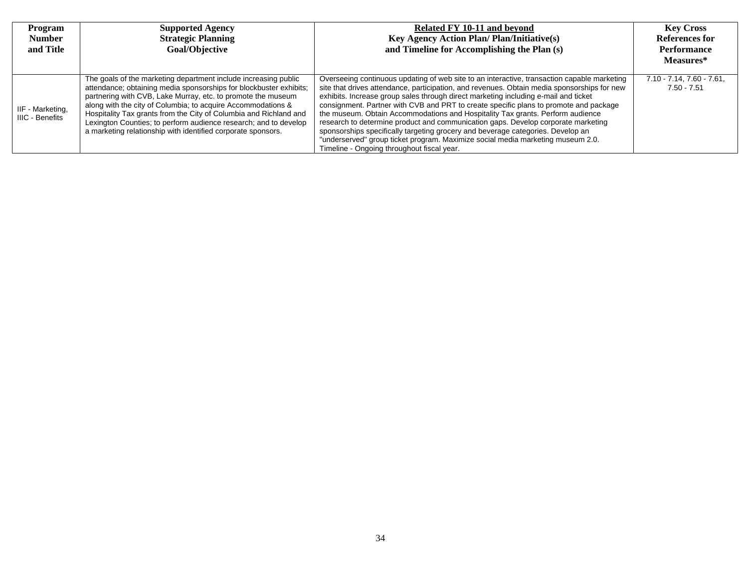| Program Number and Title | Supported Agency Strategic Planning Goal/Objective | Related FY 10-11 and beyond Key Agency Action Plan/ Plan/Initiative(s) and Timeline for Accomplishing the Plan (s) | Key Cross References for Performance Measures* |
|---|---|---|---|
| IIF - Marketing, IIIC - Benefits | The goals of the marketing department include increasing public attendance; obtaining media sponsorships for blockbuster exhibits; partnering with CVB, Lake Murray, etc. to promote the museum along with the city of Columbia; to acquire Accommodations & Hospitality Tax grants from the City of Columbia and Richland and Lexington Counties; to perform audience research; and to develop a marketing relationship with identified corporate sponsors. | Overseeing continuous updating of web site to an interactive, transaction capable marketing site that drives attendance, participation, and revenues. Obtain media sponsorships for new exhibits. Increase group sales through direct marketing including e-mail and ticket consignment. Partner with CVB and PRT to create specific plans to promote and package the museum. Obtain Accommodations and Hospitality Tax grants. Perform audience research to determine product and communication gaps. Develop corporate marketing sponsorships specifically targeting grocery and beverage categories. Develop an "underserved" group ticket program. Maximize social media marketing museum 2.0. Timeline - Ongoing throughout fiscal year. | 7.10 - 7.14, 7.60 - 7.61, 7.50 - 7.51 |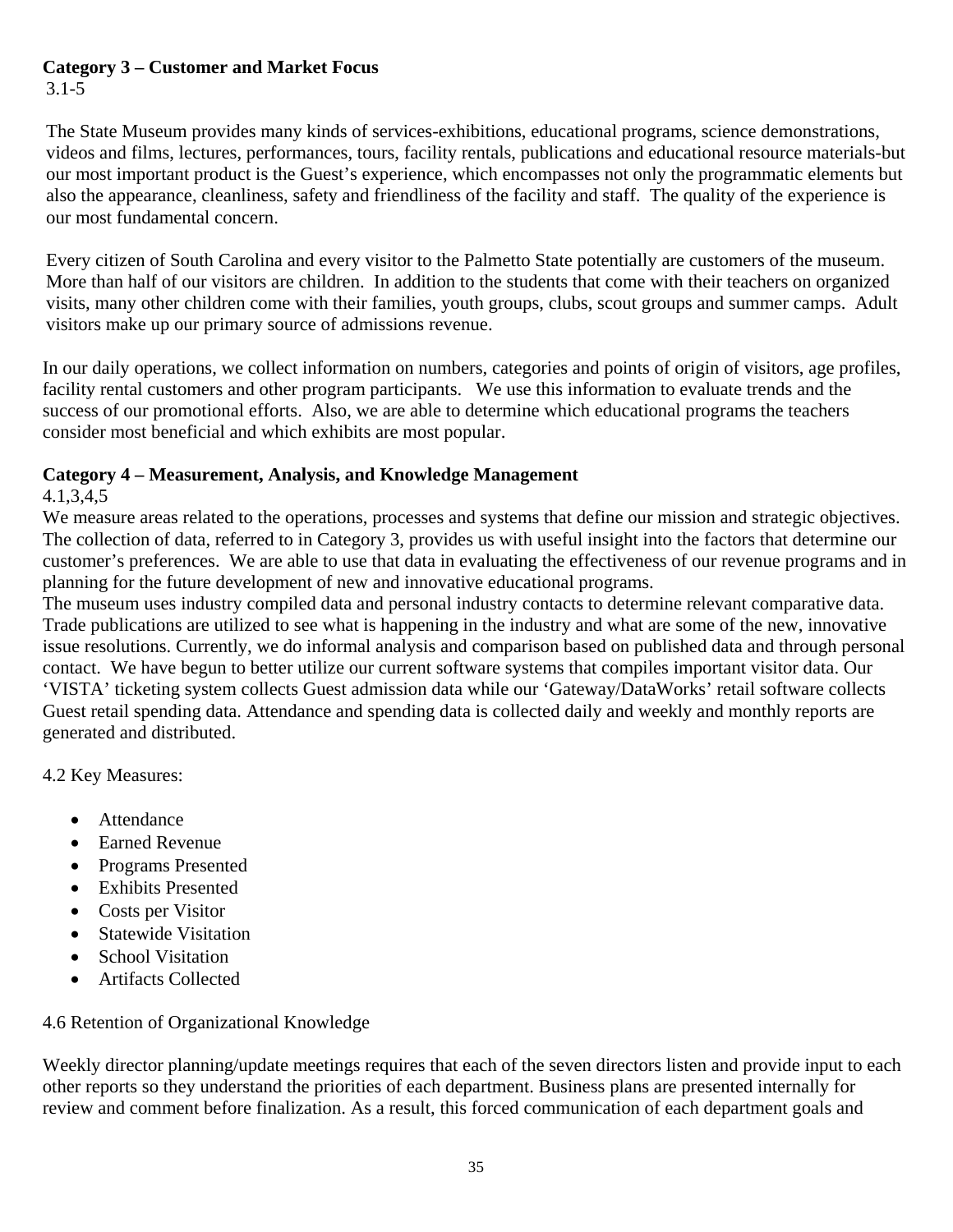**Category 3 – Customer and Market Focus**

3.1-5

The State Museum provides many kinds of services-exhibitions, educational programs, science demonstrations, videos and films, lectures, performances, tours, facility rentals, publications and educational resource materials-but our most important product is the Guest's experience, which encompasses not only the programmatic elements but also the appearance, cleanliness, safety and friendliness of the facility and staff. The quality of the experience is our most fundamental concern.

Every citizen of South Carolina and every visitor to the Palmetto State potentially are customers of the museum. More than half of our visitors are children. In addition to the students that come with their teachers on organized visits, many other children come with their families, youth groups, clubs, scout groups and summer camps. Adult visitors make up our primary source of admissions revenue.

In our daily operations, we collect information on numbers, categories and points of origin of visitors, age profiles, facility rental customers and other program participants. We use this information to evaluate trends and the success of our promotional efforts. Also, we are able to determine which educational programs the teachers consider most beneficial and which exhibits are most popular.

**Category 4 – Measurement, Analysis, and Knowledge Management**

4.1,3,4,5

We measure areas related to the operations, processes and systems that define our mission and strategic objectives. The collection of data, referred to in Category 3, provides us with useful insight into the factors that determine our customer's preferences. We are able to use that data in evaluating the effectiveness of our revenue programs and in planning for the future development of new and innovative educational programs.

The museum uses industry compiled data and personal industry contacts to determine relevant comparative data. Trade publications are utilized to see what is happening in the industry and what are some of the new, innovative issue resolutions. Currently, we do informal analysis and comparison based on published data and through personal contact. We have begun to better utilize our current software systems that compiles important visitor data. Our 'VISTA' ticketing system collects Guest admission data while our 'Gateway/DataWorks' retail software collects Guest retail spending data. Attendance and spending data is collected daily and weekly and monthly reports are generated and distributed.

4.2 Key Measures:

- Attendance
- Earned Revenue
- Programs Presented
- Exhibits Presented
- Costs per Visitor
- Statewide Visitation
- School Visitation
- Artifacts Collected

4.6 Retention of Organizational Knowledge

Weekly director planning/update meetings requires that each of the seven directors listen and provide input to each other reports so they understand the priorities of each department. Business plans are presented internally for review and comment before finalization. As a result, this forced communication of each department goals and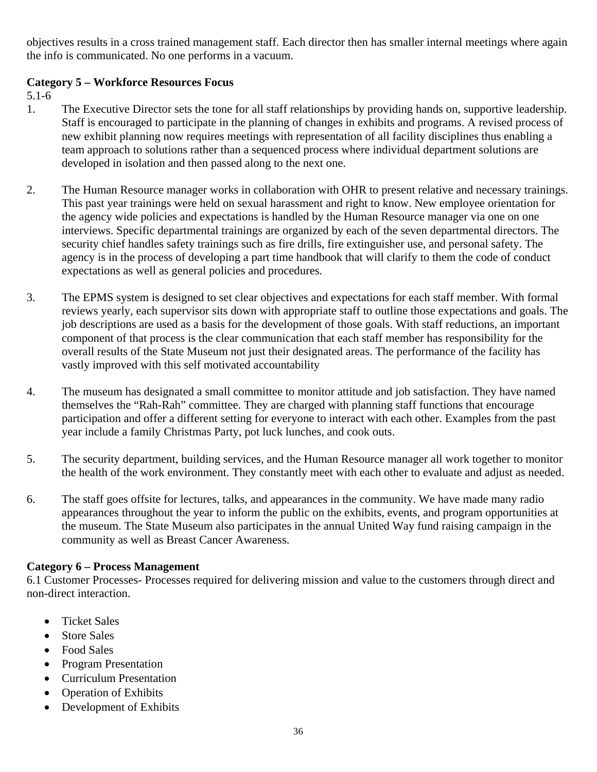objectives results in a cross trained management staff. Each director then has smaller internal meetings where again the info is communicated. No one performs in a vacuum.

**Category 5 – Workforce Resources Focus**

5.1-6

1. The Executive Director sets the tone for all staff relationships by providing hands on, supportive leadership. Staff is encouraged to participate in the planning of changes in exhibits and programs. A revised process of new exhibit planning now requires meetings with representation of all facility disciplines thus enabling a team approach to solutions rather than a sequenced process where individual department solutions are developed in isolation and then passed along to the next one.

2. The Human Resource manager works in collaboration with OHR to present relative and necessary trainings. This past year trainings were held on sexual harassment and right to know. New employee orientation for the agency wide policies and expectations is handled by the Human Resource manager via one on one interviews. Specific departmental trainings are organized by each of the seven departmental directors. The security chief handles safety trainings such as fire drills, fire extinguisher use, and personal safety. The agency is in the process of developing a part time handbook that will clarify to them the code of conduct expectations as well as general policies and procedures.

3. The EPMS system is designed to set clear objectives and expectations for each staff member. With formal reviews yearly, each supervisor sits down with appropriate staff to outline those expectations and goals. The job descriptions are used as a basis for the development of those goals. With staff reductions, an important component of that process is the clear communication that each staff member has responsibility for the overall results of the State Museum not just their designated areas. The performance of the facility has vastly improved with this self motivated accountability

4. The museum has designated a small committee to monitor attitude and job satisfaction. They have named themselves the "Rah-Rah" committee. They are charged with planning staff functions that encourage participation and offer a different setting for everyone to interact with each other. Examples from the past year include a family Christmas Party, pot luck lunches, and cook outs.

5. The security department, building services, and the Human Resource manager all work together to monitor the health of the work environment. They constantly meet with each other to evaluate and adjust as needed.

6. The staff goes offsite for lectures, talks, and appearances in the community. We have made many radio appearances throughout the year to inform the public on the exhibits, events, and program opportunities at the museum. The State Museum also participates in the annual United Way fund raising campaign in the community as well as Breast Cancer Awareness.

**Category 6 – Process Management**

6.1 Customer Processes- Processes required for delivering mission and value to the customers through direct and non-direct interaction.

- Ticket Sales
- Store Sales
- Food Sales
- Program Presentation
- Curriculum Presentation
- Operation of Exhibits
- Development of Exhibits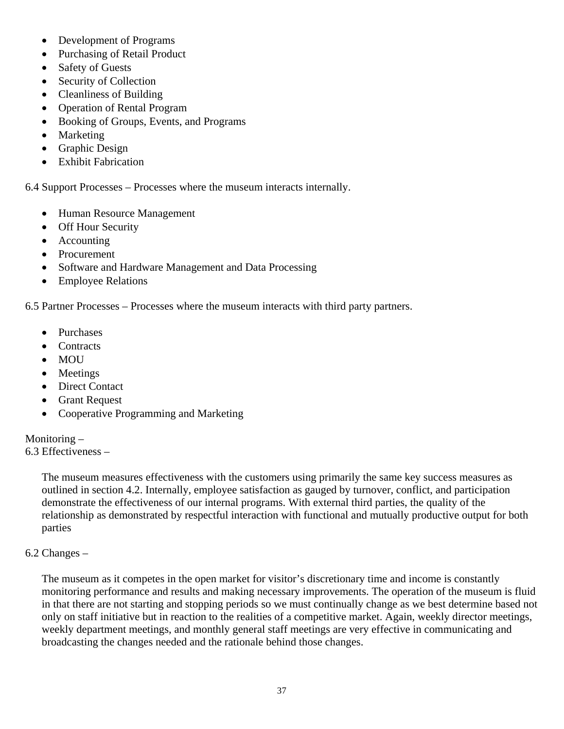- Development of Programs
- Purchasing of Retail Product
- Safety of Guests
- Security of Collection
- Cleanliness of Building
- Operation of Rental Program
- Booking of Groups, Events, and Programs
- Marketing
- Graphic Design
- Exhibit Fabrication

6.4 Support Processes – Processes where the museum interacts internally.

- Human Resource Management
- Off Hour Security
- Accounting
- Procurement
- Software and Hardware Management and Data Processing
- Employee Relations

6.5 Partner Processes – Processes where the museum interacts with third party partners.

- Purchases
- Contracts
- MOU
- Meetings
- Direct Contact
- Grant Request
- Cooperative Programming and Marketing

Monitoring –
6.3 Effectiveness –

The museum measures effectiveness with the customers using primarily the same key success measures as outlined in section 4.2. Internally, employee satisfaction as gauged by turnover, conflict, and participation demonstrate the effectiveness of our internal programs. With external third parties, the quality of the relationship as demonstrated by respectful interaction with functional and mutually productive output for both parties

6.2 Changes –

The museum as it competes in the open market for visitor's discretionary time and income is constantly monitoring performance and results and making necessary improvements. The operation of the museum is fluid in that there are not starting and stopping periods so we must continually change as we best determine based not only on staff initiative but in reaction to the realities of a competitive market. Again, weekly director meetings, weekly department meetings, and monthly general staff meetings are very effective in communicating and broadcasting the changes needed and the rationale behind those changes.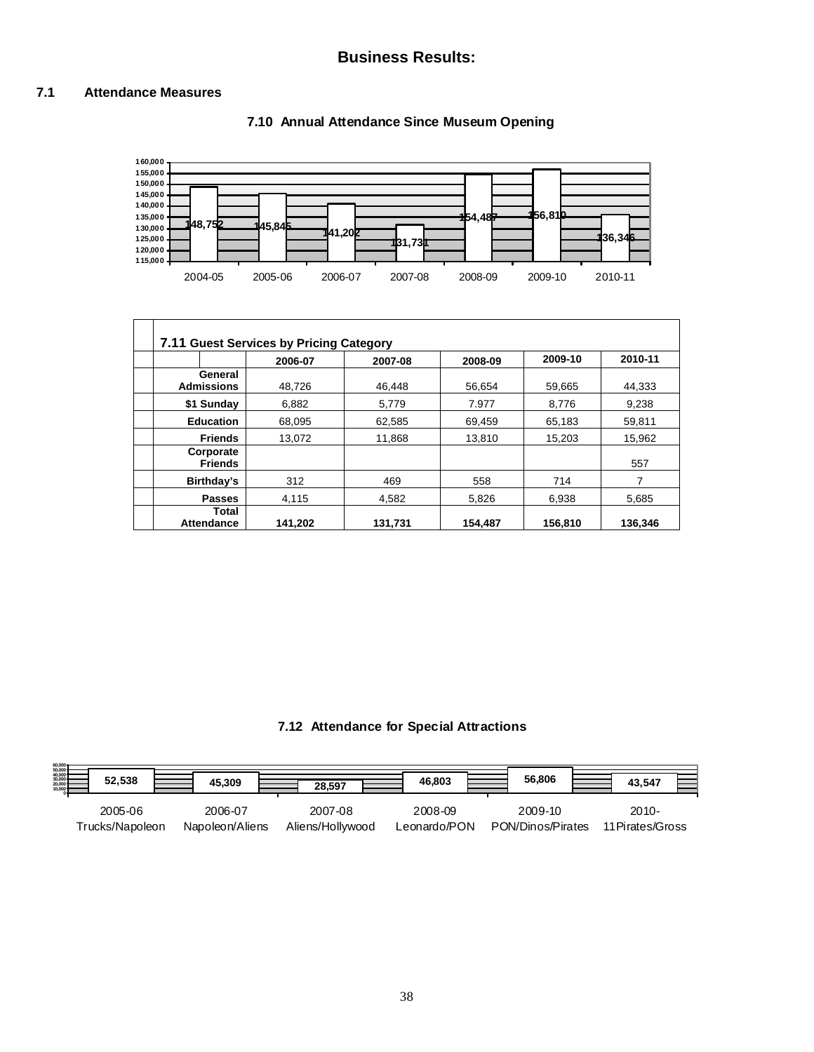## Business Results:

### 7.1 Attendance Measures

**7.10 Annual Attendance Since Museum Opening**

| Year | Attendance |
|---|---|
| 2004-05 | 148,752 |
| 2005-06 | 145,845 |
| 2006-07 | 141,202 |
| 2007-08 | 131,731 |
| 2008-09 | 154,487 |
| 2009-10 | 156,810 |
| 2010-11 | 136,346 |

**7.11 Guest Services by Pricing Category**

| | 2006-07 | 2007-08 | 2008-09 | 2009-10 | 2010-11 |
|---|---|---|---|---|---|
| General Admissions | 48,726 | 46,448 | 56,654 | 59,665 | 44,333 |
| $1 Sunday | 6,882 | 5,779 | 7.977 | 8,776 | 9,238 |
| Education | 68,095 | 62,585 | 69,459 | 65,183 | 59,811 |
| Friends | 13,072 | 11,868 | 13,810 | 15,203 | 15,962 |
| Corporate Friends | | | | | 557 |
| Birthday's | 312 | 469 | 558 | 714 | 7 |
| Passes | 4,115 | 4,582 | 5,826 | 6,938 | 5,685 |
| **Total Attendance** | **141,202** | **131,731** | **154,487** | **156,810** | **136,346** |

**7.12 Attendance for Special Attractions**

| Year / Attractions | Attendance |
|---|---|
| 2005-06 Trucks/Napoleon | 52,538 |
| 2006-07 Napoleon/Aliens | 45,309 |
| 2007-08 Aliens/Hollywood | 28,597 |
| 2008-09 Leonardo/PON | 46,803 |
| 2009-10 PON/Dinos/Pirates | 56,806 |
| 2010-11 Pirates/Gross | 43,547 |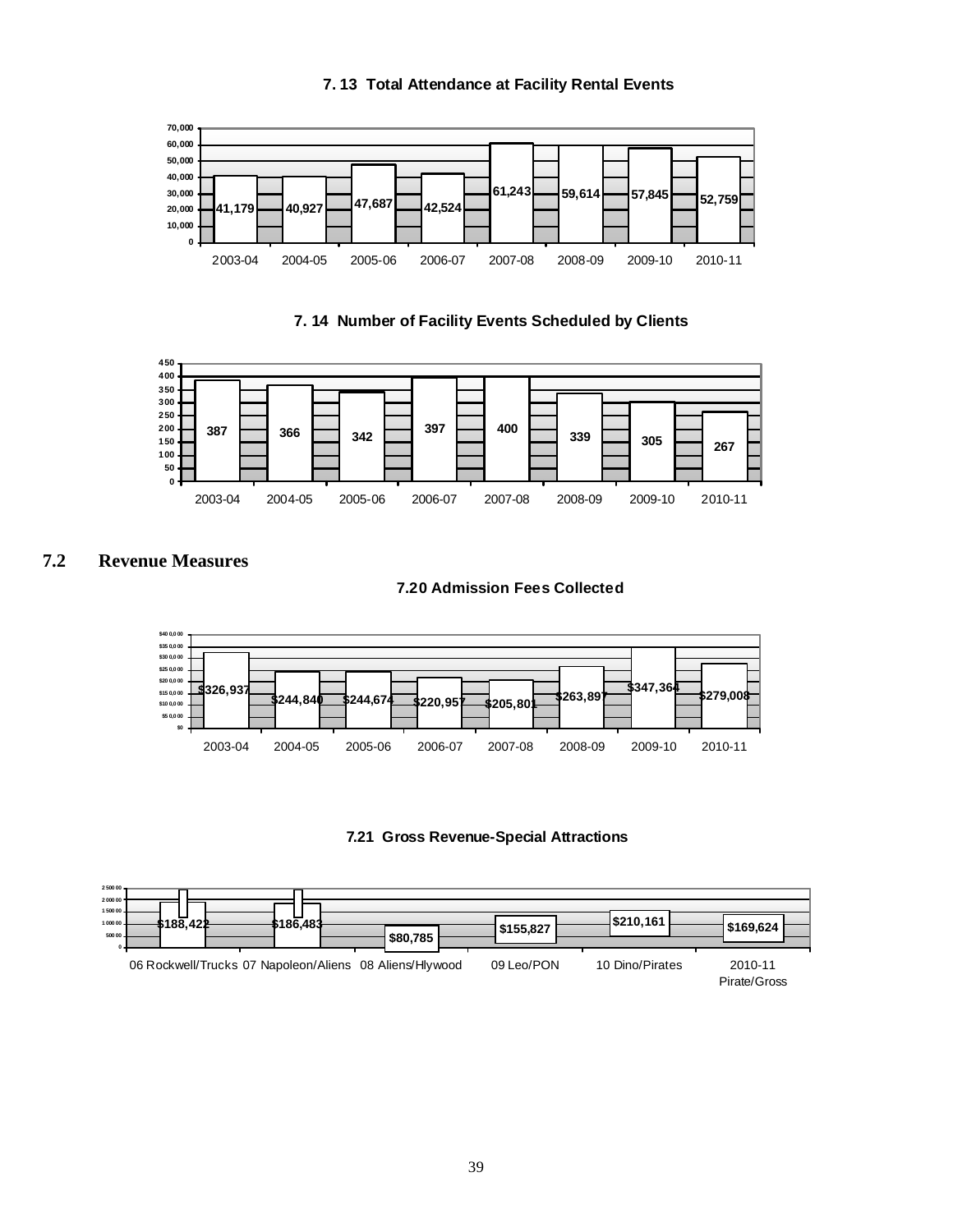**7. 13 Total Attendance at Facility Rental Events**

| 2003-04 | 2004-05 | 2005-06 | 2006-07 | 2007-08 | 2008-09 | 2009-10 | 2010-11 |
|---|---|---|---|---|---|---|---|
| 41,179 | 40,927 | 47,687 | 42,524 | 61,243 | 59,614 | 57,845 | 52,759 |

**7. 14 Number of Facility Events Scheduled by Clients**

| 2003-04 | 2004-05 | 2005-06 | 2006-07 | 2007-08 | 2008-09 | 2009-10 | 2010-11 |
|---|---|---|---|---|---|---|---|
| 387 | 366 | 342 | 397 | 400 | 339 | 305 | 267 |

## 7.2 Revenue Measures

**7.20 Admission Fees Collected**

| 2003-04 | 2004-05 | 2005-06 | 2006-07 | 2007-08 | 2008-09 | 2009-10 | 2010-11 |
|---|---|---|---|---|---|---|---|
| $326,937 | $244,840 | $244,674 | $220,957 | $205,801 | $263,897 | $347,364 | $279,008 |

**7.21 Gross Revenue-Special Attractions**

| 06 Rockwell/Trucks | 07 Napoleon/Aliens | 08 Aliens/Hlywood | 09 Leo/PON | 10 Dino/Pirates | 2010-11 Pirate/Gross |
|---|---|---|---|---|---|
| $188,422 | $186,483 | $80,785 | $155,827 | $210,161 | $169,624 |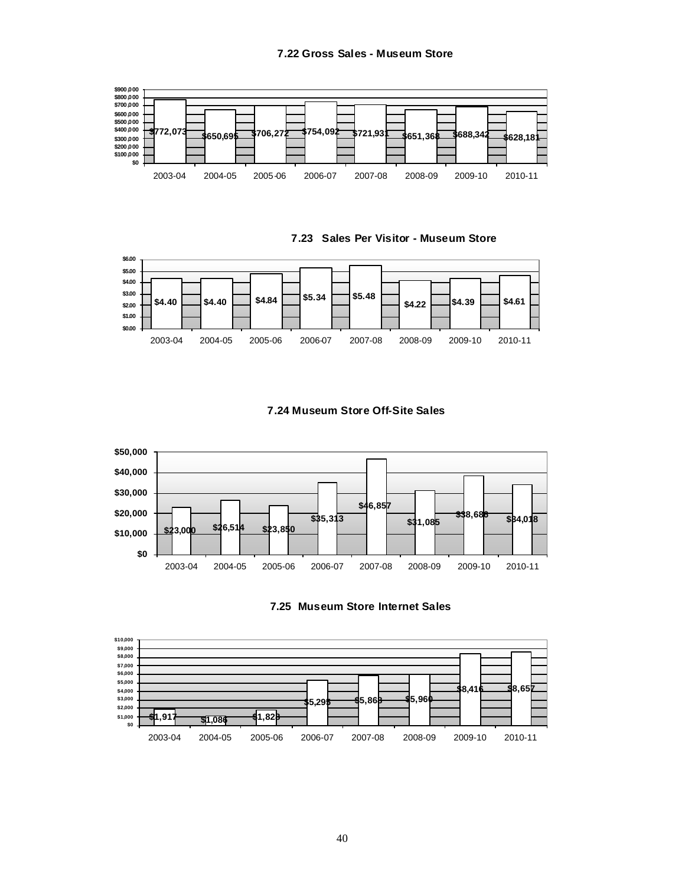### 7.22 Gross Sales - Museum Store

| Year | Gross Sales |
|---|---|
| 2003-04 | $772,073 |
| 2004-05 | $650,695 |
| 2005-06 | $706,272 |
| 2006-07 | $754,092 |
| 2007-08 | $721,931 |
| 2008-09 | $651,368 |
| 2009-10 | $688,342 |
| 2010-11 | $628,181 |

### 7.23 Sales Per Visitor - Museum Store

| Year | Sales Per Visitor |
|---|---|
| 2003-04 | $4.40 |
| 2004-05 | $4.40 |
| 2005-06 | $4.84 |
| 2006-07 | $5.34 |
| 2007-08 | $5.48 |
| 2008-09 | $4.22 |
| 2009-10 | $4.39 |
| 2010-11 | $4.61 |

### 7.24 Museum Store Off-Site Sales

| Year | Off-Site Sales |
|---|---|
| 2003-04 | $23,000 |
| 2004-05 | $26,514 |
| 2005-06 | $23,850 |
| 2006-07 | $35,313 |
| 2007-08 | $46,857 |
| 2008-09 | $31,085 |
| 2009-10 | $38,686 |
| 2010-11 | $34,018 |

### 7.25 Museum Store Internet Sales

| Year | Internet Sales |
|---|---|
| 2003-04 | $1,917 |
| 2004-05 | $1,086 |
| 2005-06 | $1,823 |
| 2006-07 | $5,295 |
| 2007-08 | $5,863 |
| 2008-09 | $5,960 |
| 2009-10 | $8,416 |
| 2010-11 | $8,657 |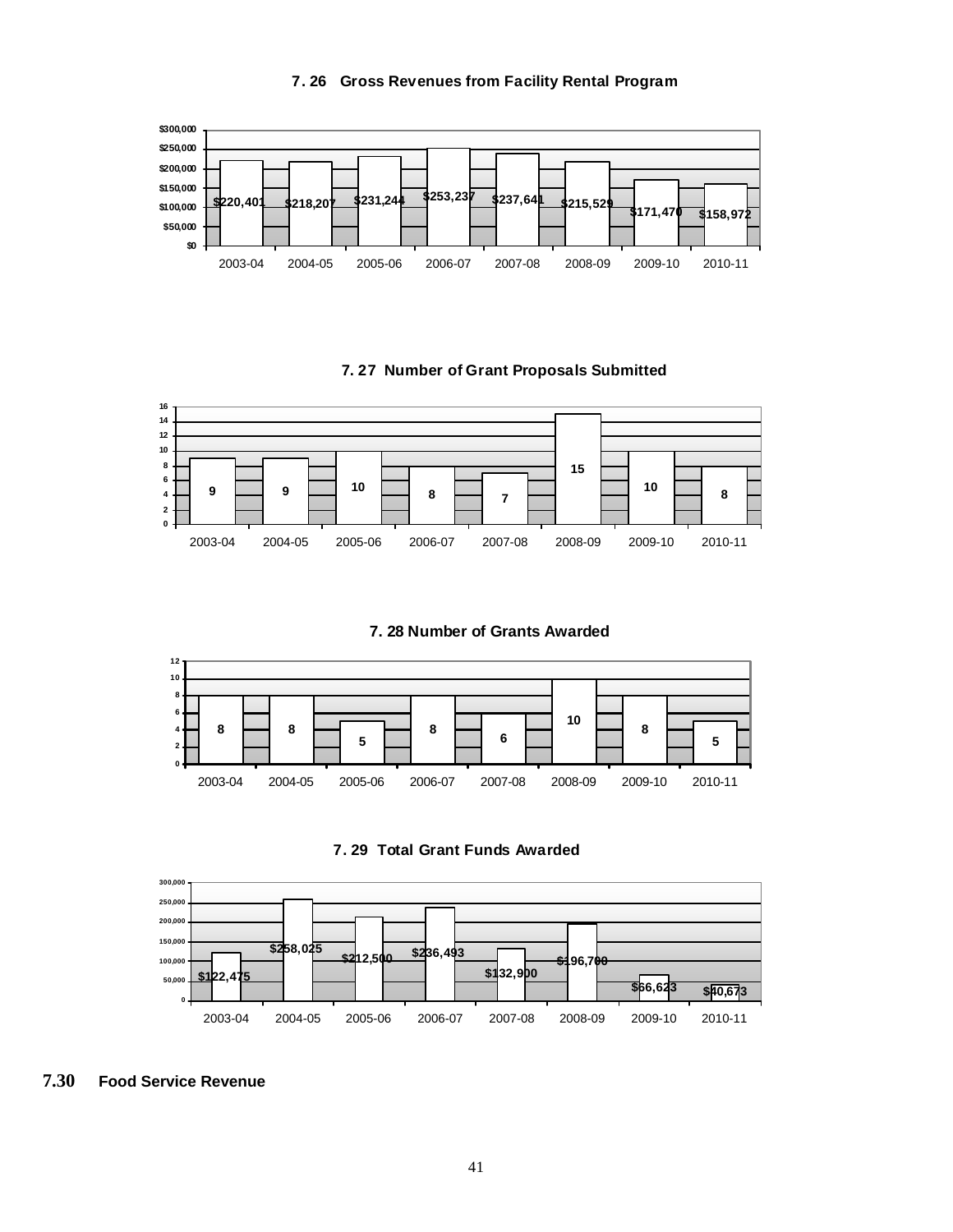**7. 26 Gross Revenues from Facility Rental Program**

| Year | Gross Revenues |
|---|---|
| 2003-04 | $220,401 |
| 2004-05 | $218,207 |
| 2005-06 | $231,244 |
| 2006-07 | $253,237 |
| 2007-08 | $237,641 |
| 2008-09 | $215,529 |
| 2009-10 | $171,470 |
| 2010-11 | $158,972 |

**7. 27 Number of Grant Proposals Submitted**

| Year | Proposals Submitted |
|---|---|
| 2003-04 | 9 |
| 2004-05 | 9 |
| 2005-06 | 10 |
| 2006-07 | 8 |
| 2007-08 | 7 |
| 2008-09 | 15 |
| 2009-10 | 10 |
| 2010-11 | 8 |

**7. 28 Number of Grants Awarded**

| Year | Grants Awarded |
|---|---|
| 2003-04 | 8 |
| 2004-05 | 8 |
| 2005-06 | 5 |
| 2006-07 | 8 |
| 2007-08 | 6 |
| 2008-09 | 10 |
| 2009-10 | 8 |
| 2010-11 | 5 |

**7. 29 Total Grant Funds Awarded**

| Year | Total Grant Funds |
|---|---|
| 2003-04 | $122,475 |
| 2004-05 | $258,025 |
| 2005-06 | $212,500 |
| 2006-07 | $236,493 |
| 2007-08 | $132,900 |
| 2008-09 | $196,700 |
| 2009-10 | $66,623 |
| 2010-11 | $40,673 |

## 7.30 Food Service Revenue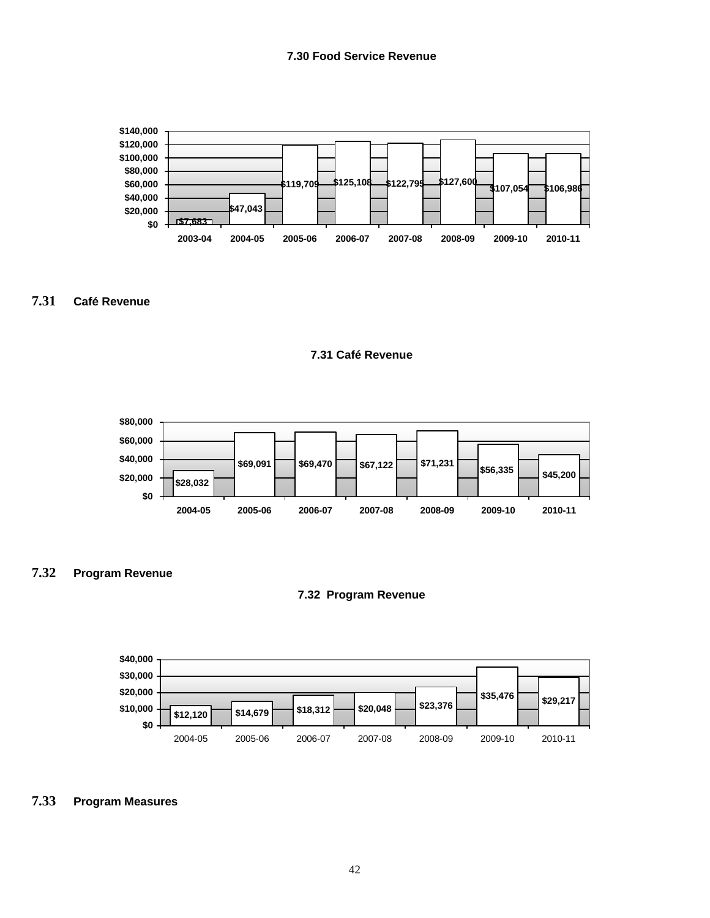**7.30 Food Service Revenue**

| Year | Revenue |
|---|---|
| 2003-04 | $7,683 |
| 2004-05 | $47,043 |
| 2005-06 | $119,709 |
| 2006-07 | $125,108 |
| 2007-08 | $122,795 |
| 2008-09 | $127,600 |
| 2009-10 | $107,054 |
| 2010-11 | $106,986 |

## 7.31 Café Revenue

**7.31 Café Revenue**

| Year | Revenue |
|---|---|
| 2004-05 | $28,032 |
| 2005-06 | $69,091 |
| 2006-07 | $69,470 |
| 2007-08 | $67,122 |
| 2008-09 | $71,231 |
| 2009-10 | $56,335 |
| 2010-11 | $45,200 |

## 7.32 Program Revenue

**7.32 Program Revenue**

| Year | Revenue |
|---|---|
| 2004-05 | $12,120 |
| 2005-06 | $14,679 |
| 2006-07 | $18,312 |
| 2007-08 | $20,048 |
| 2008-09 | $23,376 |
| 2009-10 | $35,476 |
| 2010-11 | $29,217 |

## 7.33 Program Measures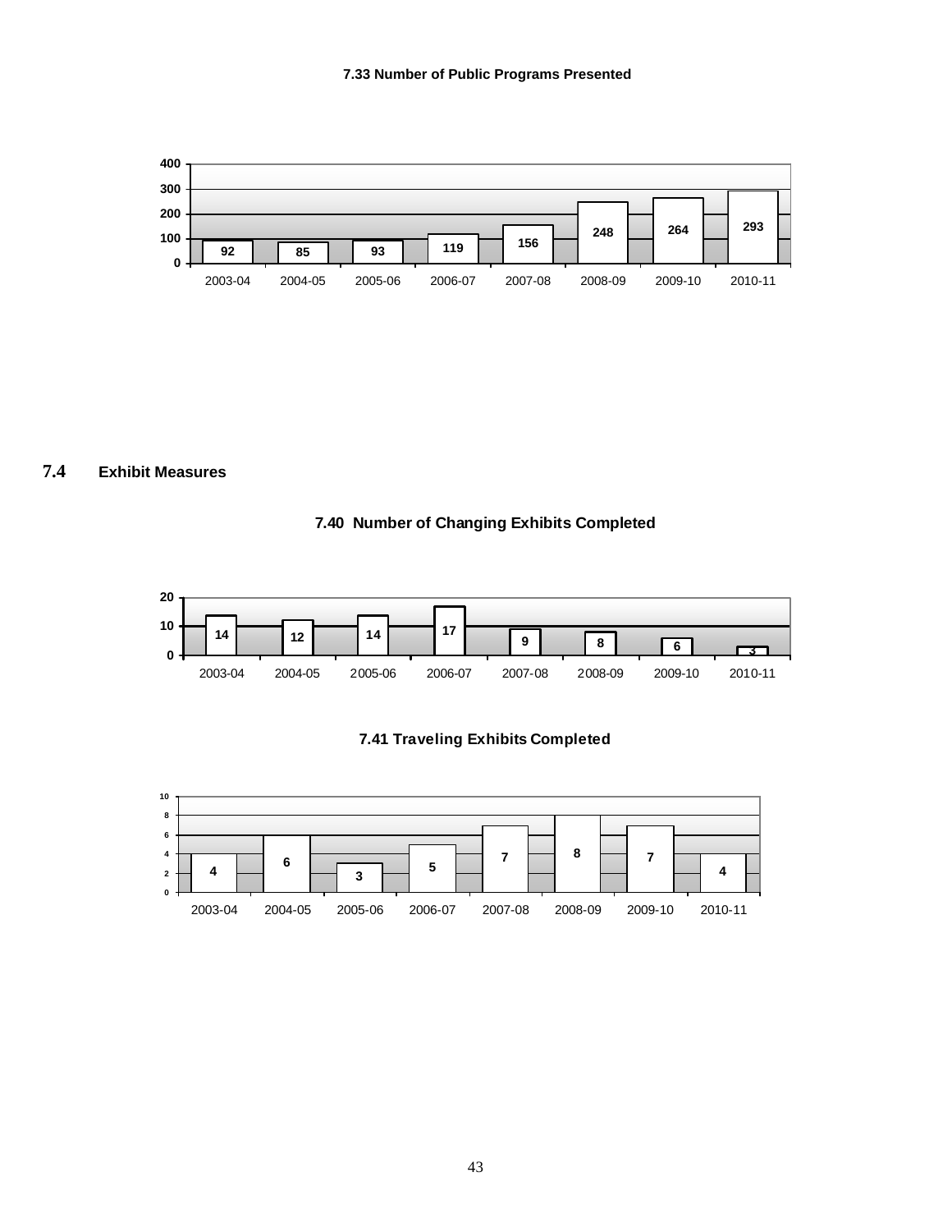**7.33 Number of Public Programs Presented**

| 2003-04 | 2004-05 | 2005-06 | 2006-07 | 2007-08 | 2008-09 | 2009-10 | 2010-11 |
|---|---|---|---|---|---|---|---|
| 92 | 85 | 93 | 119 | 156 | 248 | 264 | 293 |

## 7.4 Exhibit Measures

**7.40 Number of Changing Exhibits Completed**

| 2003-04 | 2004-05 | 2005-06 | 2006-07 | 2007-08 | 2008-09 | 2009-10 | 2010-11 |
|---|---|---|---|---|---|---|---|
| 14 | 12 | 14 | 17 | 9 | 8 | 6 | 3 |

**7.41 Traveling Exhibits Completed**

| 2003-04 | 2004-05 | 2005-06 | 2006-07 | 2007-08 | 2008-09 | 2009-10 | 2010-11 |
|---|---|---|---|---|---|---|---|
| 4 | 6 | 3 | 5 | 7 | 8 | 7 | 4 |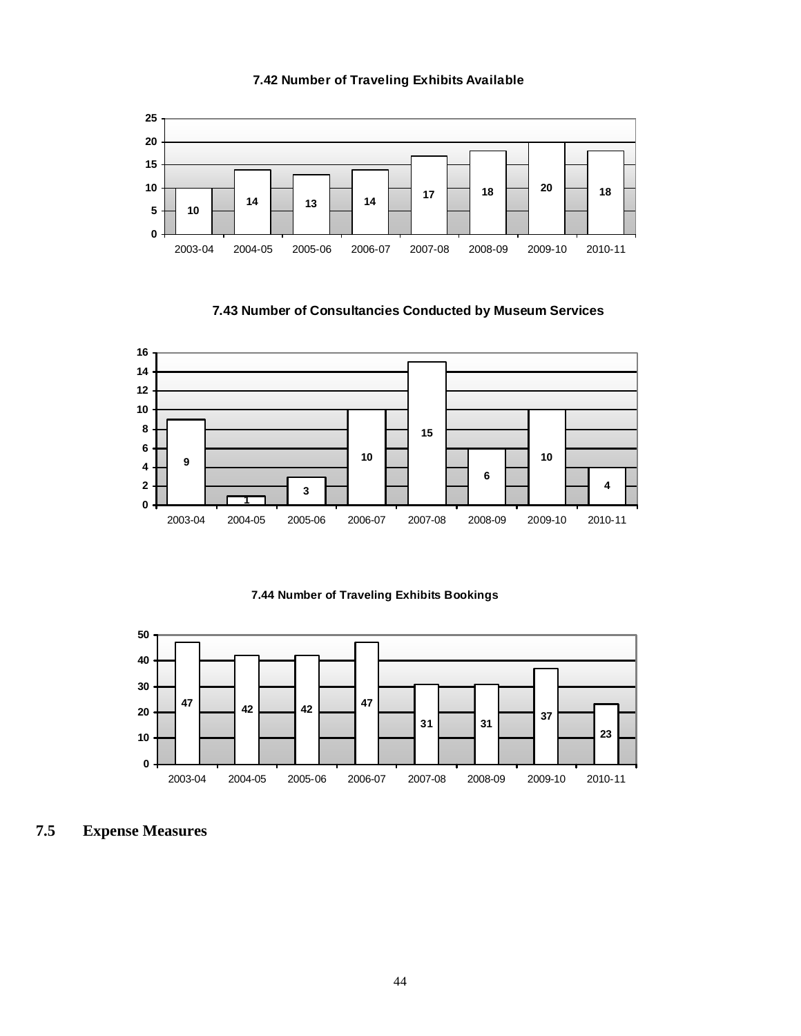**7.42 Number of Traveling Exhibits Available**

| Year | Number |
|---|---|
| 2003-04 | 10 |
| 2004-05 | 14 |
| 2005-06 | 13 |
| 2006-07 | 14 |
| 2007-08 | 17 |
| 2008-09 | 18 |
| 2009-10 | 20 |
| 2010-11 | 18 |

**7.43 Number of Consultancies Conducted by Museum Services**

| Year | Number |
|---|---|
| 2003-04 | 9 |
| 2004-05 | 1 |
| 2005-06 | 3 |
| 2006-07 | 10 |
| 2007-08 | 15 |
| 2008-09 | 6 |
| 2009-10 | 10 |
| 2010-11 | 4 |

**7.44 Number of Traveling Exhibits Bookings**

| Year | Number |
|---|---|
| 2003-04 | 47 |
| 2004-05 | 42 |
| 2005-06 | 42 |
| 2006-07 | 47 |
| 2007-08 | 31 |
| 2008-09 | 31 |
| 2009-10 | 37 |
| 2010-11 | 23 |

## 7.5 Expense Measures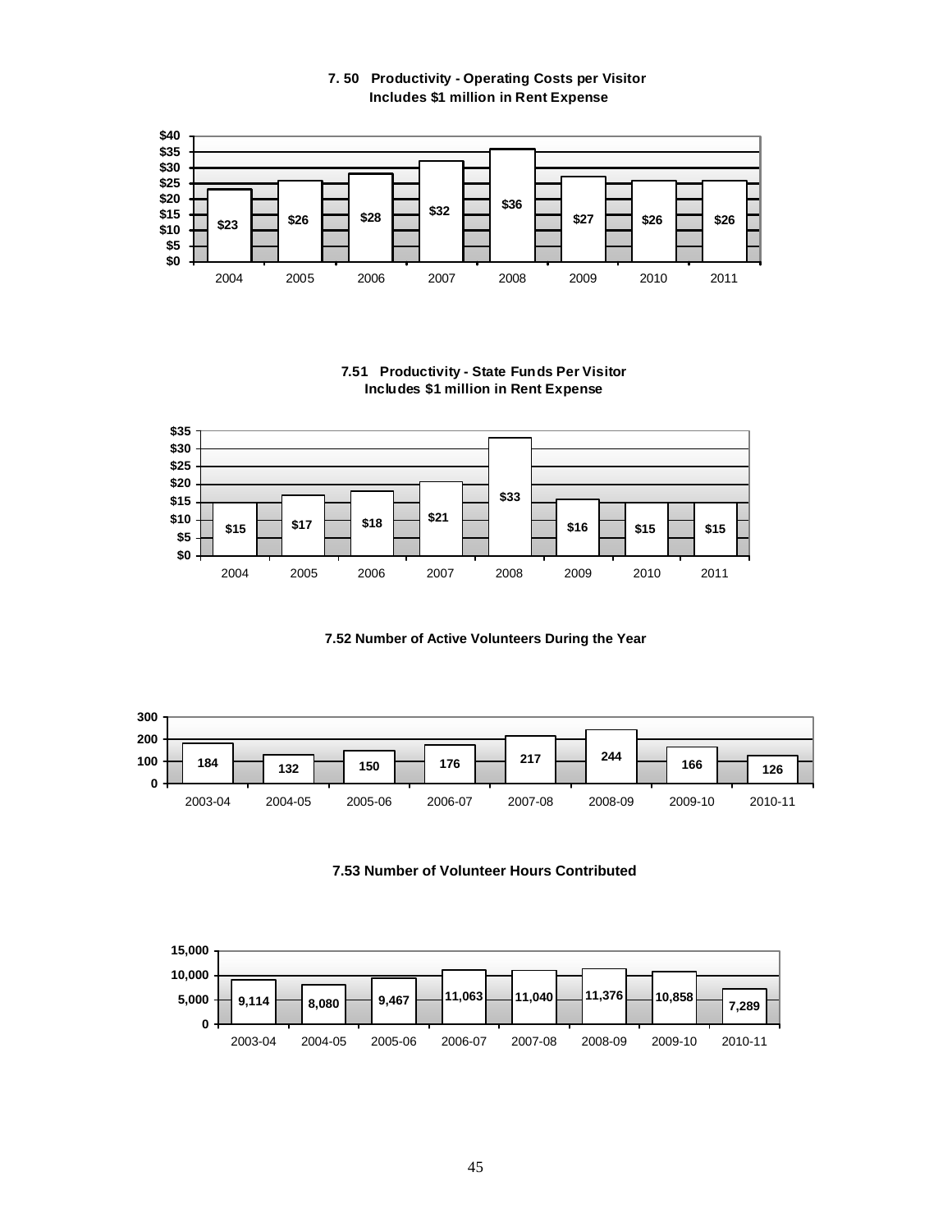**7. 50 Productivity - Operating Costs per Visitor**
**Includes $1 million in Rent Expense**

| Year | Operating Costs per Visitor |
|---|---|
| 2004 | $23 |
| 2005 | $26 |
| 2006 | $28 |
| 2007 | $32 |
| 2008 | $36 |
| 2009 | $27 |
| 2010 | $26 |
| 2011 | $26 |

**7.51 Productivity - State Funds Per Visitor**
**Includes $1 million in Rent Expense**

| Year | State Funds Per Visitor |
|---|---|
| 2004 | $15 |
| 2005 | $17 |
| 2006 | $18 |
| 2007 | $21 |
| 2008 | $33 |
| 2009 | $16 |
| 2010 | $15 |
| 2011 | $15 |

**7.52 Number of Active Volunteers During the Year**

| Year | Active Volunteers |
|---|---|
| 2003-04 | 184 |
| 2004-05 | 132 |
| 2005-06 | 150 |
| 2006-07 | 176 |
| 2007-08 | 217 |
| 2008-09 | 244 |
| 2009-10 | 166 |
| 2010-11 | 126 |

**7.53 Number of Volunteer Hours Contributed**

| Year | Volunteer Hours |
|---|---|
| 2003-04 | 9,114 |
| 2004-05 | 8,080 |
| 2005-06 | 9,467 |
| 2006-07 | 11,063 |
| 2007-08 | 11,040 |
| 2008-09 | 11,376 |
| 2009-10 | 10,858 |
| 2010-11 | 7,289 |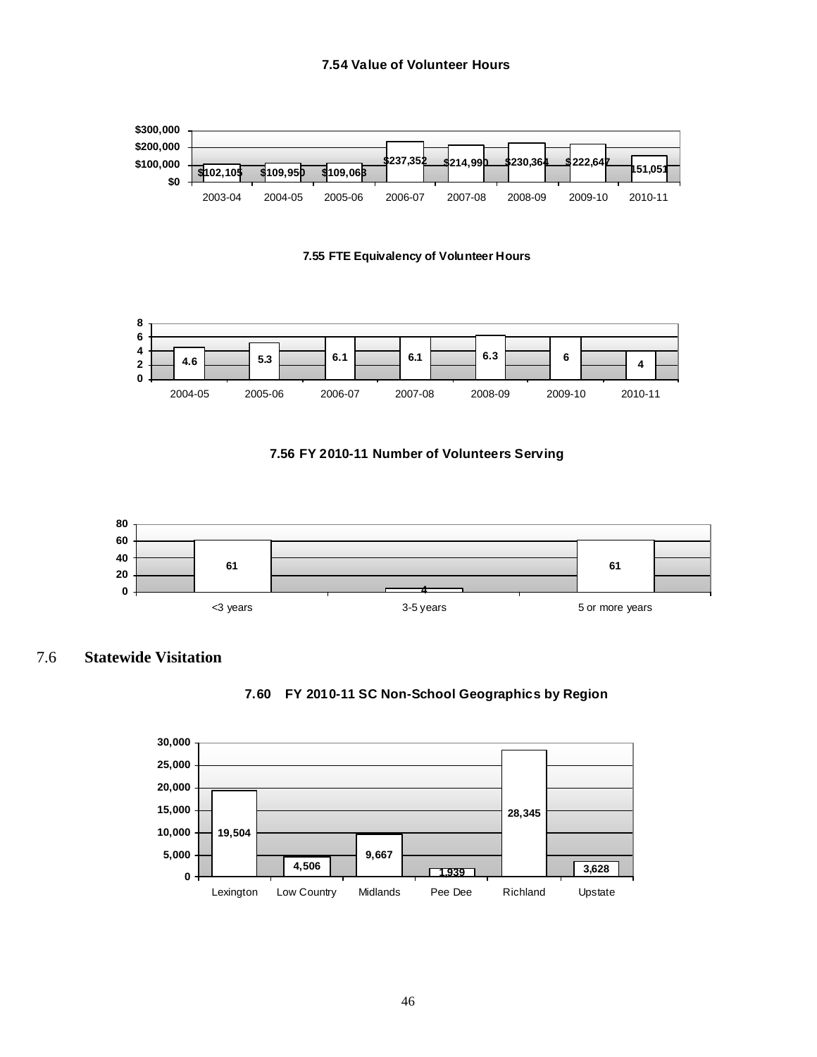**7.54 Value of Volunteer Hours**

| Year | Value |
|---|---|
| 2003-04 | $102,105 |
| 2004-05 | $109,950 |
| 2005-06 | $109,063 |
| 2006-07 | $237,352 |
| 2007-08 | $214,990 |
| 2008-09 | $230,364 |
| 2009-10 | $222,647 |
| 2010-11 | 151,051 |

**7.55 FTE Equivalency of Volunteer Hours**

| Year | FTE |
|---|---|
| 2004-05 | 4.6 |
| 2005-06 | 5.3 |
| 2006-07 | 6.1 |
| 2007-08 | 6.1 |
| 2008-09 | 6.3 |
| 2009-10 | 6 |
| 2010-11 | 4 |

**7.56 FY 2010-11 Number of Volunteers Serving**

| Years of Service | Volunteers |
|---|---|
| <3 years | 61 |
| 3-5 years | 4 |
| 5 or more years | 61 |

## 7.6 Statewide Visitation

**7.60 FY 2010-11 SC Non-School Geographics by Region**

| Region | Visitors |
|---|---|
| Lexington | 19,504 |
| Low Country | 4,506 |
| Midlands | 9,667 |
| Pee Dee | 1,939 |
| Richland | 28,345 |
| Upstate | 3,628 |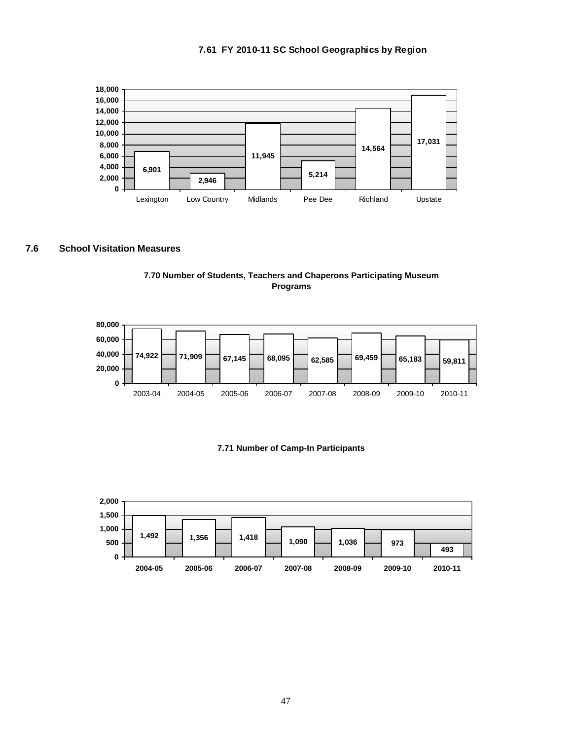**7.61 FY 2010-11 SC School Geographics by Region**

| Region | Count |
|---|---|
| Lexington | 6,901 |
| Low Country | 2,946 |
| Midlands | 11,945 |
| Pee Dee | 5,214 |
| Richland | 14,564 |
| Upstate | 17,031 |

## 7.6 School Visitation Measures

**7.70 Number of Students, Teachers and Chaperons Participating Museum Programs**

| Year | Participants |
|---|---|
| 2003-04 | 74,922 |
| 2004-05 | 71,909 |
| 2005-06 | 67,145 |
| 2006-07 | 68,095 |
| 2007-08 | 62,585 |
| 2008-09 | 69,459 |
| 2009-10 | 65,183 |
| 2010-11 | 59,811 |

**7.71 Number of Camp-In Participants**

| Year | Participants |
|---|---|
| 2004-05 | 1,492 |
| 2005-06 | 1,356 |
| 2006-07 | 1,418 |
| 2007-08 | 1,090 |
| 2008-09 | 1,036 |
| 2009-10 | 973 |
| 2010-11 | 493 |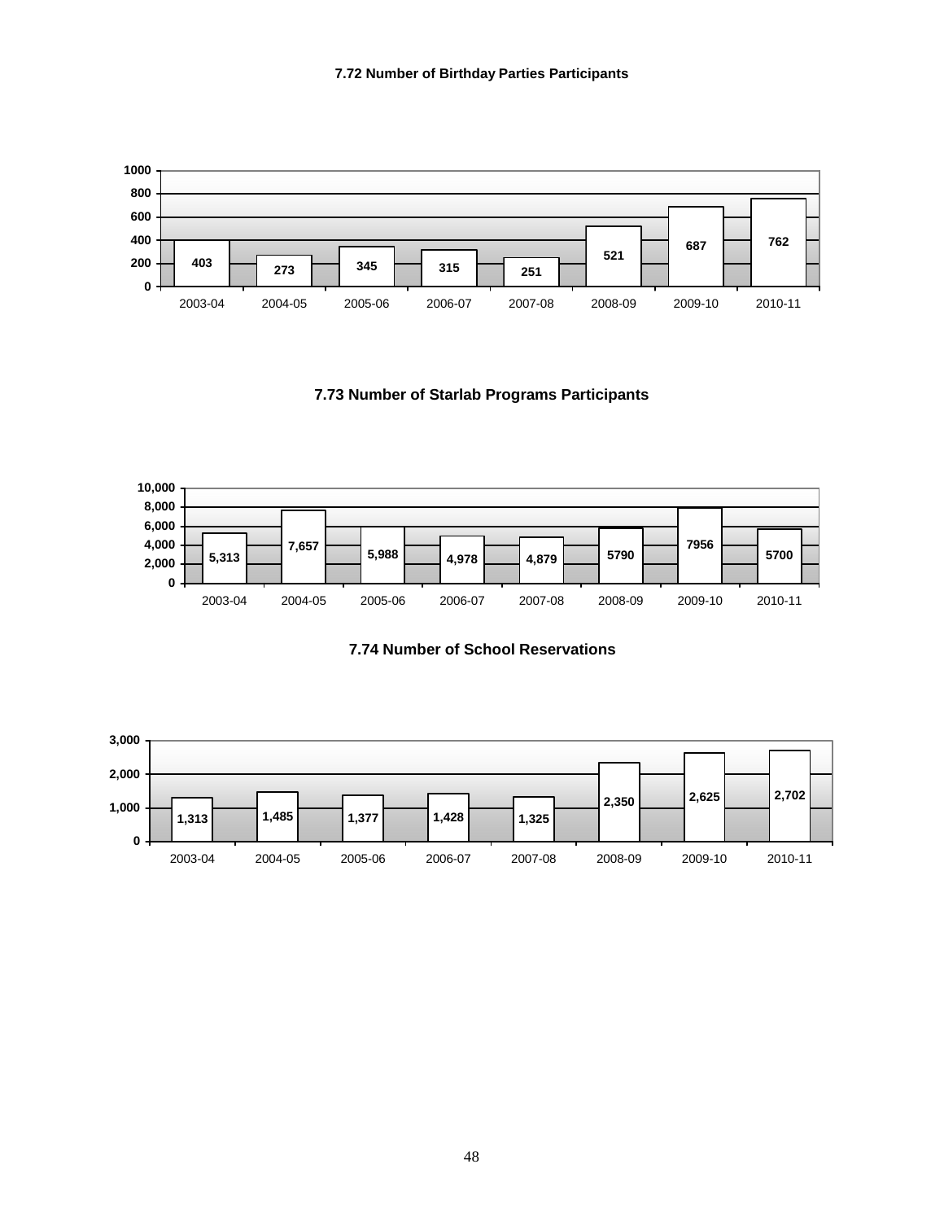**7.72 Number of Birthday Parties Participants**

| 2003-04 | 2004-05 | 2005-06 | 2006-07 | 2007-08 | 2008-09 | 2009-10 | 2010-11 |
|---|---|---|---|---|---|---|---|
| 403 | 273 | 345 | 315 | 251 | 521 | 687 | 762 |

**7.73 Number of Starlab Programs Participants**

| 2003-04 | 2004-05 | 2005-06 | 2006-07 | 2007-08 | 2008-09 | 2009-10 | 2010-11 |
|---|---|---|---|---|---|---|---|
| 5,313 | 7,657 | 5,988 | 4,978 | 4,879 | 5790 | 7956 | 5700 |

**7.74 Number of School Reservations**

| 2003-04 | 2004-05 | 2005-06 | 2006-07 | 2007-08 | 2008-09 | 2009-10 | 2010-11 |
|---|---|---|---|---|---|---|---|
| 1,313 | 1,485 | 1,377 | 1,428 | 1,325 | 2,350 | 2,625 | 2,702 |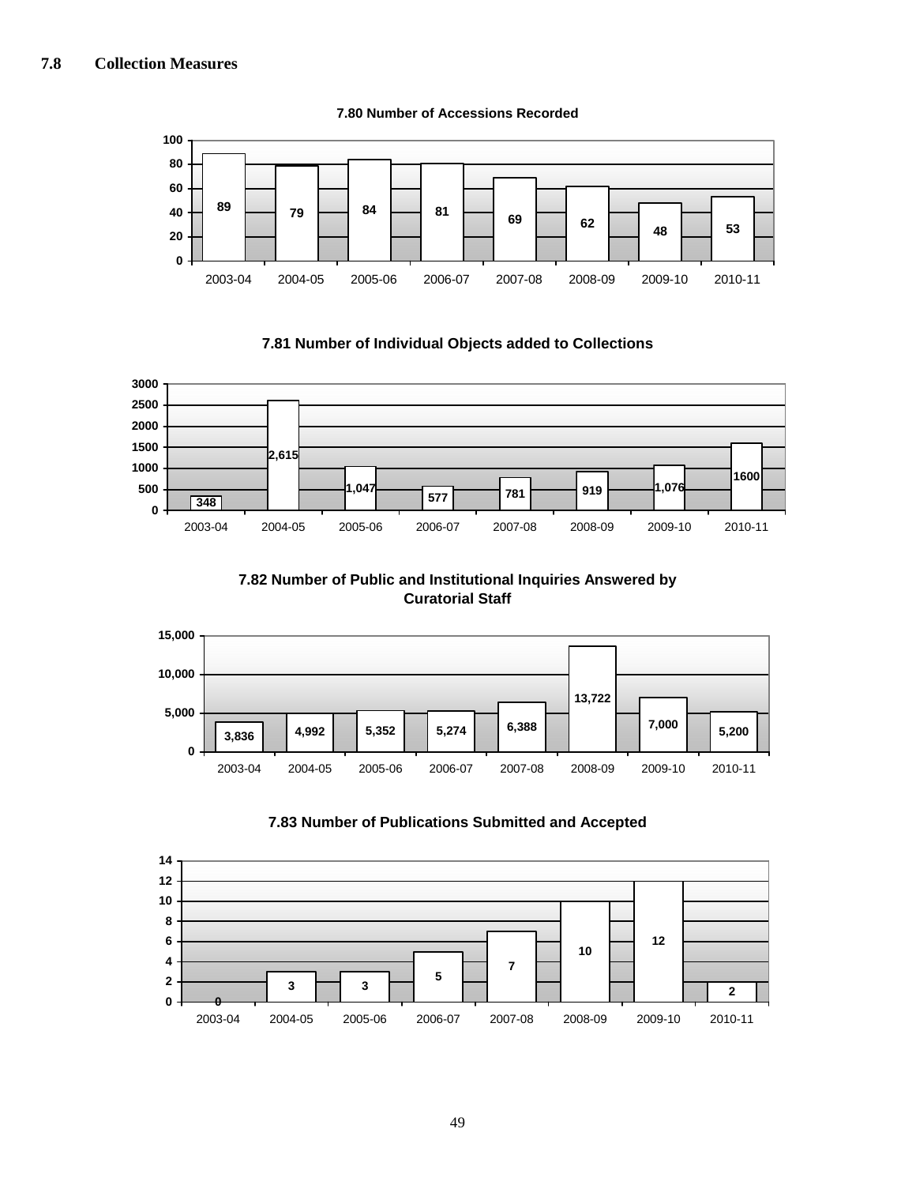## 7.8 Collection Measures

**7.80 Number of Accessions Recorded**

100
80
60
40
20
0

89 79 84 81 69 62 48 53

2003-04 2004-05 2005-06 2006-07 2007-08 2008-09 2009-10 2010-11

**7.81 Number of Individual Objects added to Collections**

3000
2500
2000
1500
1000
500
0

348 2,615 1,047 577 781 919 1,076 1600

2003-04 2004-05 2005-06 2006-07 2007-08 2008-09 2009-10 2010-11

**7.82 Number of Public and Institutional Inquiries Answered by Curatorial Staff**

15,000
10,000
5,000
0

3,836 4,992 5,352 5,274 6,388 13,722 7,000 5,200

2003-04 2004-05 2005-06 2006-07 2007-08 2008-09 2009-10 2010-11

**7.83 Number of Publications Submitted and Accepted**

14
12
10
8
6
4
2
0

0 3 3 5 7 10 12 2

2003-04 2004-05 2005-06 2006-07 2007-08 2008-09 2009-10 2010-11